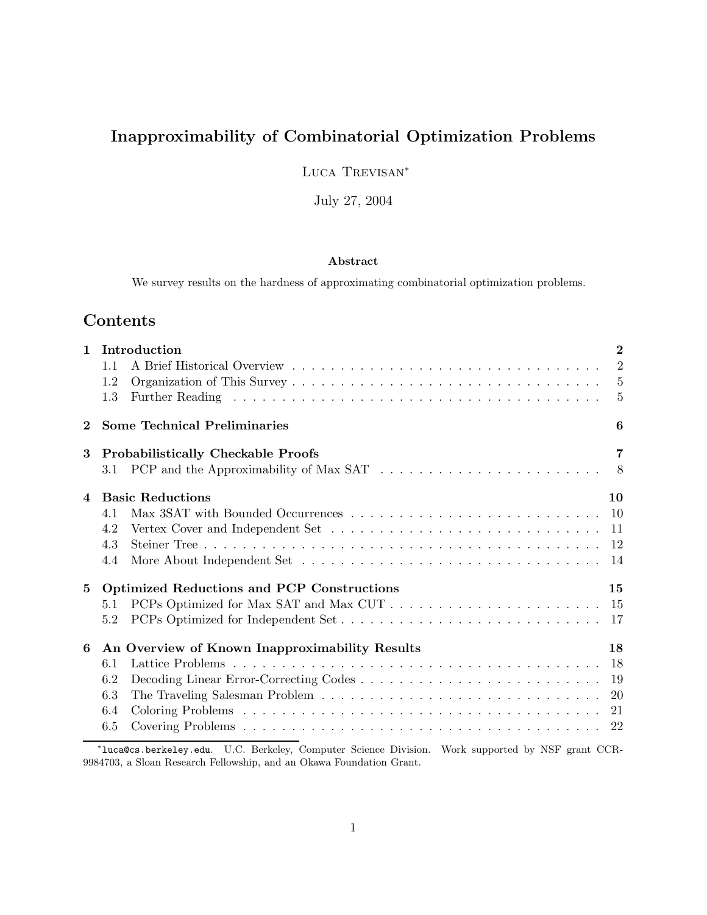# Inapproximability of Combinatorial Optimization Problems

Luca Trevisan*

July 27, 2004

### Abstract

We survey results on the hardness of approximating combinatorial optimization problems.

## Contents

- **1 Introduction** — 2
  - 1.1 A Brief Historical Overview — 2
  - 1.2 Organization of This Survey — 5
  - 1.3 Further Reading — 5
- **2 Some Technical Preliminaries** — 6
- **3 Probabilistically Checkable Proofs** — 7
  - 3.1 PCP and the Approximability of Max SAT — 8
- **4 Basic Reductions** — 10
  - 4.1 Max 3SAT with Bounded Occurrences — 10
  - 4.2 Vertex Cover and Independent Set — 11
  - 4.3 Steiner Tree — 12
  - 4.4 More About Independent Set — 14
- **5 Optimized Reductions and PCP Constructions** — 15
  - 5.1 PCPs Optimized for Max SAT and Max CUT — 15
  - 5.2 PCPs Optimized for Independent Set — 17
- **6 An Overview of Known Inapproximability Results** — 18
  - 6.1 Lattice Problems — 18
  - 6.2 Decoding Linear Error-Correcting Codes — 19
  - 6.3 The Traveling Salesman Problem — 20
  - 6.4 Coloring Problems — 21
  - 6.5 Covering Problems — 22

*luca@cs.berkeley.edu. U.C. Berkeley, Computer Science Division. Work supported by NSF grant CCR-9984703, a Sloan Research Fellowship, and an Okawa Foundation Grant.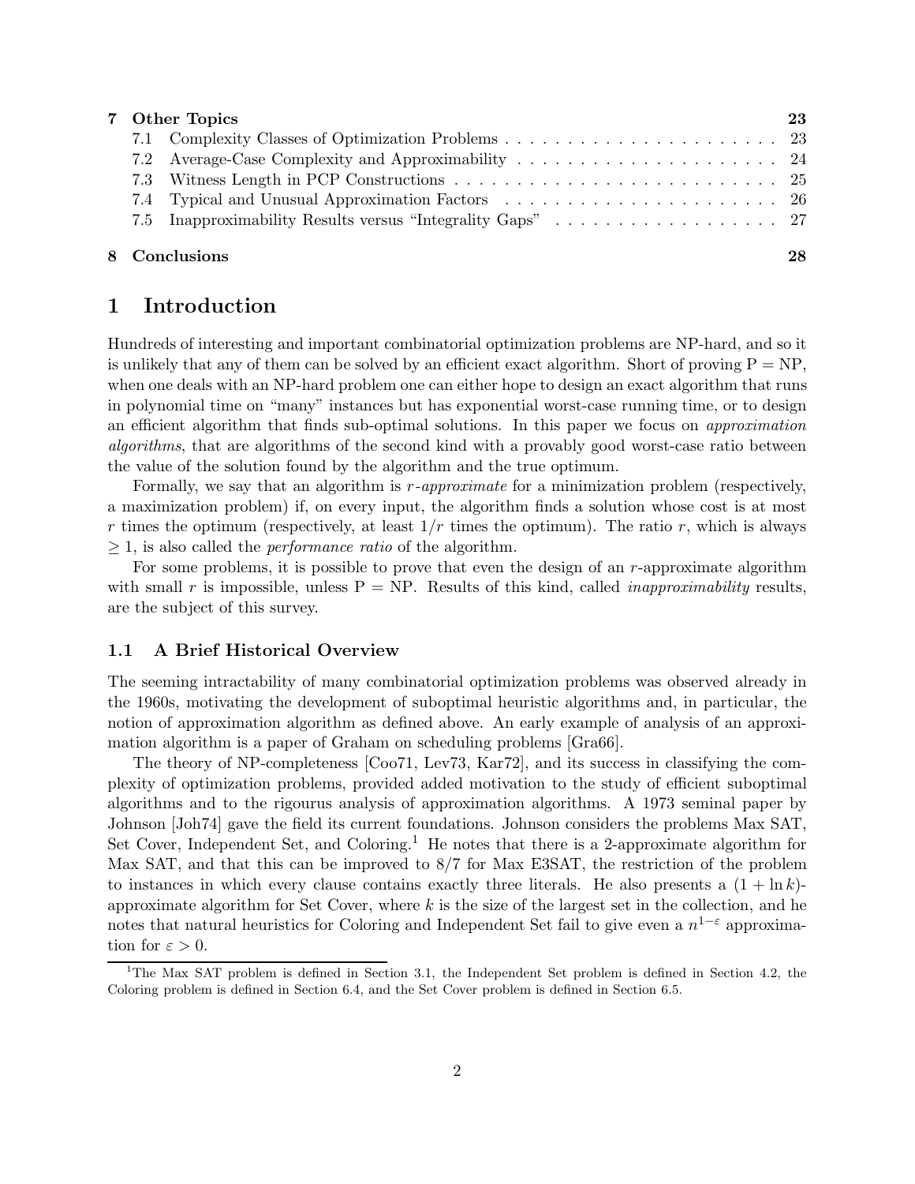| | | |
|---|---|---|
| **7** | **Other Topics** | **23** |
| 7.1 | Complexity Classes of Optimization Problems | 23 |
| 7.2 | Average-Case Complexity and Approximability | 24 |
| 7.3 | Witness Length in PCP Constructions | 25 |
| 7.4 | Typical and Unusual Approximation Factors | 26 |
| 7.5 | Inapproximability Results versus "Integrality Gaps" | 27 |
| **8** | **Conclusions** | **28** |

# 1 Introduction

Hundreds of interesting and important combinatorial optimization problems are NP-hard, and so it is unlikely that any of them can be solved by an efficient exact algorithm. Short of proving P = NP, when one deals with an NP-hard problem one can either hope to design an exact algorithm that runs in polynomial time on "many" instances but has exponential worst-case running time, or to design an efficient algorithm that finds sub-optimal solutions. In this paper we focus on *approximation algorithms*, that are algorithms of the second kind with a provably good worst-case ratio between the value of the solution found by the algorithm and the true optimum.

Formally, we say that an algorithm is $r$*-approximate* for a minimization problem (respectively, a maximization problem) if, on every input, the algorithm finds a solution whose cost is at most $r$ times the optimum (respectively, at least $1/r$ times the optimum). The ratio $r$, which is always $\geq 1$, is also called the *performance ratio* of the algorithm.

For some problems, it is possible to prove that even the design of an $r$-approximate algorithm with small $r$ is impossible, unless P = NP. Results of this kind, called *inapproximability* results, are the subject of this survey.

## 1.1 A Brief Historical Overview

The seeming intractability of many combinatorial optimization problems was observed already in the 1960s, motivating the development of suboptimal heuristic algorithms and, in particular, the notion of approximation algorithm as defined above. An early example of analysis of an approximation algorithm is a paper of Graham on scheduling problems [Gra66].

The theory of NP-completeness [Coo71, Lev73, Kar72], and its success in classifying the complexity of optimization problems, provided added motivation to the study of efficient suboptimal algorithms and to the rigourus analysis of approximation algorithms. A 1973 seminal paper by Johnson [Joh74] gave the field its current foundations. Johnson considers the problems Max SAT, Set Cover, Independent Set, and Coloring.[1] He notes that there is a 2-approximate algorithm for Max SAT, and that this can be improved to 8/7 for Max E3SAT, the restriction of the problem to instances in which every clause contains exactly three literals. He also presents a $(1 + \ln k)$-approximate algorithm for Set Cover, where $k$ is the size of the largest set in the collection, and he notes that natural heuristics for Coloring and Independent Set fail to give even a $n^{1-\varepsilon}$ approximation for $\varepsilon > 0$.

[1] The Max SAT problem is defined in Section 3.1, the Independent Set problem is defined in Section 4.2, the Coloring problem is defined in Section 6.4, and the Set Cover problem is defined in Section 6.5.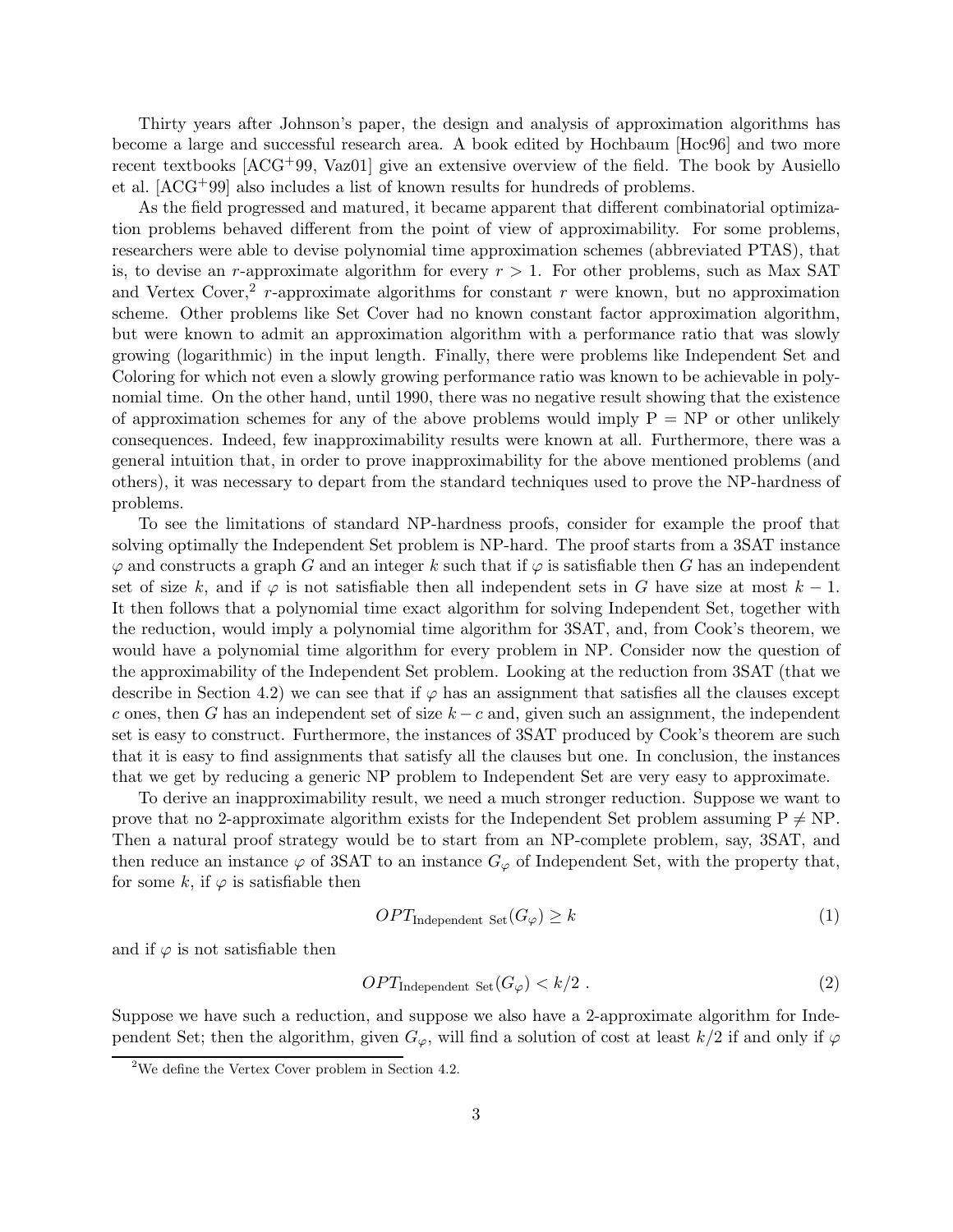Thirty years after Johnson's paper, the design and analysis of approximation algorithms has become a large and successful research area. A book edited by Hochbaum [Hoc96] and two more recent textbooks [ACG+99, Vaz01] give an extensive overview of the field. The book by Ausiello et al. [ACG+99] also includes a list of known results for hundreds of problems.

As the field progressed and matured, it became apparent that different combinatorial optimization problems behaved different from the point of view of approximability. For some problems, researchers were able to devise polynomial time approximation schemes (abbreviated PTAS), that is, to devise an $r$-approximate algorithm for every $r > 1$. For other problems, such as Max SAT and Vertex Cover,[2] $r$-approximate algorithms for constant $r$ were known, but no approximation scheme. Other problems like Set Cover had no known constant factor approximation algorithm, but were known to admit an approximation algorithm with a performance ratio that was slowly growing (logarithmic) in the input length. Finally, there were problems like Independent Set and Coloring for which not even a slowly growing performance ratio was known to be achievable in polynomial time. On the other hand, until 1990, there was no negative result showing that the existence of approximation schemes for any of the above problems would imply P = NP or other unlikely consequences. Indeed, few inapproximability results were known at all. Furthermore, there was a general intuition that, in order to prove inapproximability for the above mentioned problems (and others), it was necessary to depart from the standard techniques used to prove the NP-hardness of problems.

To see the limitations of standard NP-hardness proofs, consider for example the proof that solving optimally the Independent Set problem is NP-hard. The proof starts from a 3SAT instance $\varphi$ and constructs a graph $G$ and an integer $k$ such that if $\varphi$ is satisfiable then $G$ has an independent set of size $k$, and if $\varphi$ is not satisfiable then all independent sets in $G$ have size at most $k - 1$. It then follows that a polynomial time exact algorithm for solving Independent Set, together with the reduction, would imply a polynomial time algorithm for 3SAT, and, from Cook's theorem, we would have a polynomial time algorithm for every problem in NP. Consider now the question of the approximability of the Independent Set problem. Looking at the reduction from 3SAT (that we describe in Section 4.2) we can see that if $\varphi$ has an assignment that satisfies all the clauses except $c$ ones, then $G$ has an independent set of size $k - c$ and, given such an assignment, the independent set is easy to construct. Furthermore, the instances of 3SAT produced by Cook's theorem are such that it is easy to find assignments that satisfy all the clauses but one. In conclusion, the instances that we get by reducing a generic NP problem to Independent Set are very easy to approximate.

To derive an inapproximability result, we need a much stronger reduction. Suppose we want to prove that no 2-approximate algorithm exists for the Independent Set problem assuming P $\neq$ NP. Then a natural proof strategy would be to start from an NP-complete problem, say, 3SAT, and then reduce an instance $\varphi$ of 3SAT to an instance $G_\varphi$ of Independent Set, with the property that, for some $k$, if $\varphi$ is satisfiable then

$$OPT_{\text{Independent Set}}(G_\varphi) \geq k \tag{1}$$

and if $\varphi$ is not satisfiable then

$$OPT_{\text{Independent Set}}(G_\varphi) < k/2 \ . \tag{2}$$

Suppose we have such a reduction, and suppose we also have a 2-approximate algorithm for Independent Set; then the algorithm, given $G_\varphi$, will find a solution of cost at least $k/2$ if and only if $\varphi$

[2] We define the Vertex Cover problem in Section 4.2.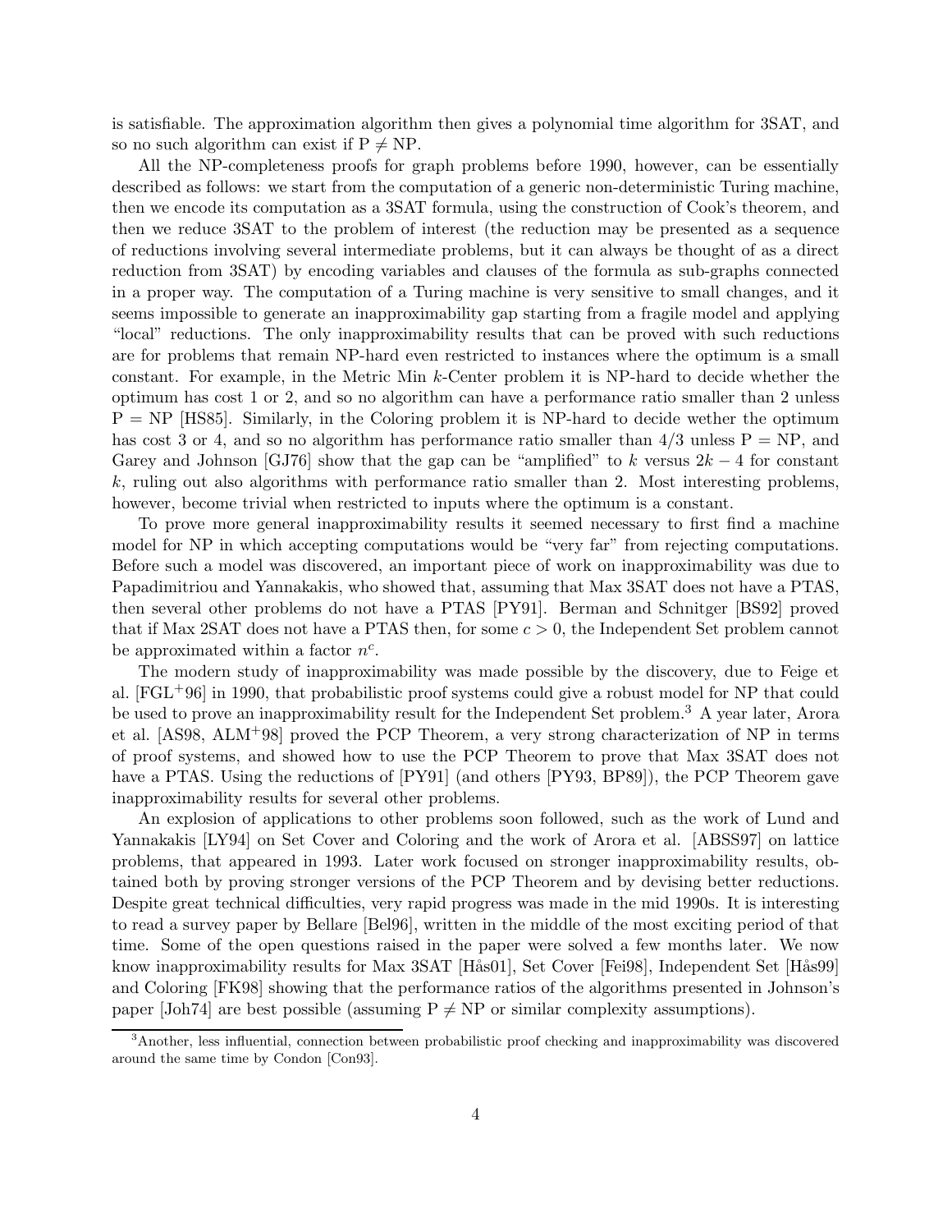is satisfiable. The approximation algorithm then gives a polynomial time algorithm for 3SAT, and so no such algorithm can exist if $\mathrm{P} \neq \mathrm{NP}$.

All the NP-completeness proofs for graph problems before 1990, however, can be essentially described as follows: we start from the computation of a generic non-deterministic Turing machine, then we encode its computation as a 3SAT formula, using the construction of Cook's theorem, and then we reduce 3SAT to the problem of interest (the reduction may be presented as a sequence of reductions involving several intermediate problems, but it can always be thought of as a direct reduction from 3SAT) by encoding variables and clauses of the formula as sub-graphs connected in a proper way. The computation of a Turing machine is very sensitive to small changes, and it seems impossible to generate an inapproximability gap starting from a fragile model and applying "local" reductions. The only inapproximability results that can be proved with such reductions are for problems that remain NP-hard even restricted to instances where the optimum is a small constant. For example, in the Metric Min $k$-Center problem it is NP-hard to decide whether the optimum has cost 1 or 2, and so no algorithm can have a performance ratio smaller than 2 unless $\mathrm{P} = \mathrm{NP}$ [HS85]. Similarly, in the Coloring problem it is NP-hard to decide wether the optimum has cost 3 or 4, and so no algorithm has performance ratio smaller than $4/3$ unless $\mathrm{P} = \mathrm{NP}$, and Garey and Johnson [GJ76] show that the gap can be "amplified" to $k$ versus $2k - 4$ for constant $k$, ruling out also algorithms with performance ratio smaller than 2. Most interesting problems, however, become trivial when restricted to inputs where the optimum is a constant.

To prove more general inapproximability results it seemed necessary to first find a machine model for NP in which accepting computations would be "very far" from rejecting computations. Before such a model was discovered, an important piece of work on inapproximability was due to Papadimitriou and Yannakakis, who showed that, assuming that Max 3SAT does not have a PTAS, then several other problems do not have a PTAS [PY91]. Berman and Schnitger [BS92] proved that if Max 2SAT does not have a PTAS then, for some $c > 0$, the Independent Set problem cannot be approximated within a factor $n^c$.

The modern study of inapproximability was made possible by the discovery, due to Feige et al. [FGL+96] in 1990, that probabilistic proof systems could give a robust model for NP that could be used to prove an inapproximability result for the Independent Set problem.[3] A year later, Arora et al. [AS98, ALM+98] proved the PCP Theorem, a very strong characterization of NP in terms of proof systems, and showed how to use the PCP Theorem to prove that Max 3SAT does not have a PTAS. Using the reductions of [PY91] (and others [PY93, BP89]), the PCP Theorem gave inapproximability results for several other problems.

An explosion of applications to other problems soon followed, such as the work of Lund and Yannakakis [LY94] on Set Cover and Coloring and the work of Arora et al. [ABSS97] on lattice problems, that appeared in 1993. Later work focused on stronger inapproximability results, obtained both by proving stronger versions of the PCP Theorem and by devising better reductions. Despite great technical difficulties, very rapid progress was made in the mid 1990s. It is interesting to read a survey paper by Bellare [Bel96], written in the middle of the most exciting period of that time. Some of the open questions raised in the paper were solved a few months later. We now know inapproximability results for Max 3SAT [Hås01], Set Cover [Fei98], Independent Set [Hås99] and Coloring [FK98] showing that the performance ratios of the algorithms presented in Johnson's paper [Joh74] are best possible (assuming $\mathrm{P} \neq \mathrm{NP}$ or similar complexity assumptions).

---

[3] Another, less influential, connection between probabilistic proof checking and inapproximability was discovered around the same time by Condon [Con93].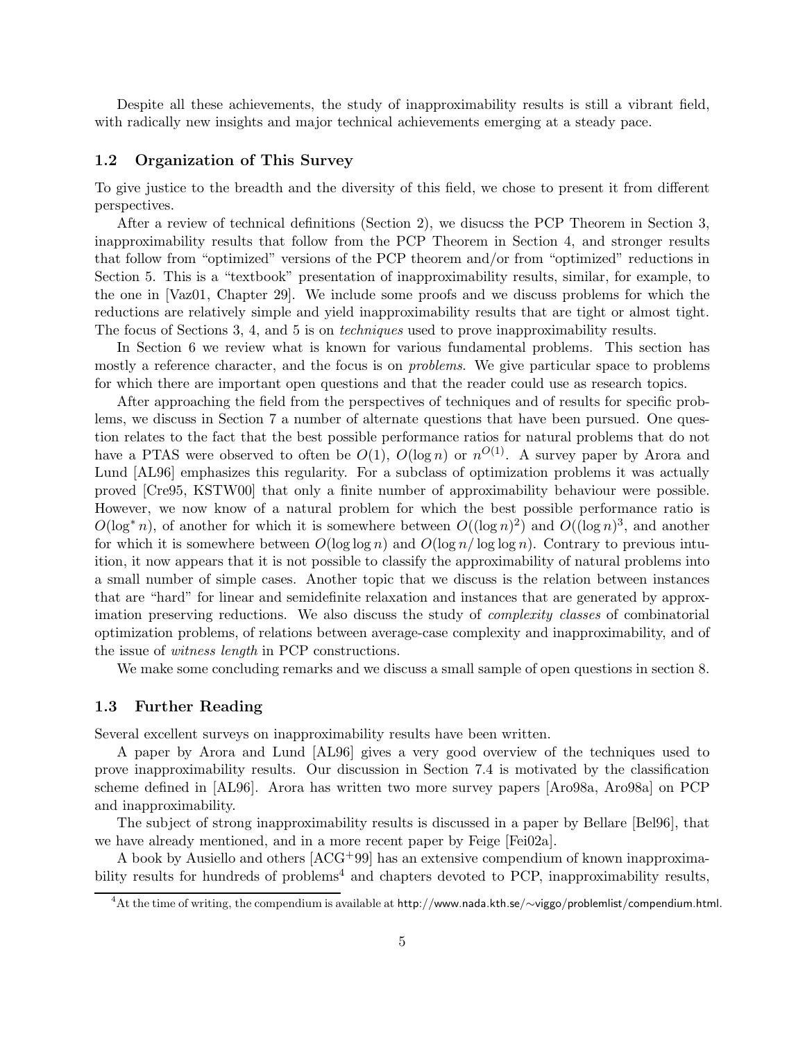Despite all these achievements, the study of inapproximability results is still a vibrant field, with radically new insights and major technical achievements emerging at a steady pace.

### 1.2 Organization of This Survey

To give justice to the breadth and the diversity of this field, we chose to present it from different perspectives.

After a review of technical definitions (Section 2), we disucss the PCP Theorem in Section 3, inapproximability results that follow from the PCP Theorem in Section 4, and stronger results that follow from "optimized" versions of the PCP theorem and/or from "optimized" reductions in Section 5. This is a "textbook" presentation of inapproximability results, similar, for example, to the one in [Vaz01, Chapter 29]. We include some proofs and we discuss problems for which the reductions are relatively simple and yield inapproximability results that are tight or almost tight. The focus of Sections 3, 4, and 5 is on *techniques* used to prove inapproximability results.

In Section 6 we review what is known for various fundamental problems. This section has mostly a reference character, and the focus is on *problems*. We give particular space to problems for which there are important open questions and that the reader could use as research topics.

After approaching the field from the perspectives of techniques and of results for specific problems, we discuss in Section 7 a number of alternate questions that have been pursued. One question relates to the fact that the best possible performance ratios for natural problems that do not have a PTAS were observed to often be $O(1)$, $O(\log n)$ or $n^{O(1)}$. A survey paper by Arora and Lund [AL96] emphasizes this regularity. For a subclass of optimization problems it was actually proved [Cre95, KSTW00] that only a finite number of approximability behaviour were possible. However, we now know of a natural problem for which the best possible performance ratio is $O(\log^* n)$, of another for which it is somewhere between $O((\log n)^2)$ and $O((\log n)^3$, and another for which it is somewhere between $O(\log \log n)$ and $O(\log n / \log \log n)$. Contrary to previous intuition, it now appears that it is not possible to classify the approximability of natural problems into a small number of simple cases. Another topic that we discuss is the relation between instances that are "hard" for linear and semidefinite relaxation and instances that are generated by approximation preserving reductions. We also discuss the study of *complexity classes* of combinatorial optimization problems, of relations between average-case complexity and inapproximability, and of the issue of *witness length* in PCP constructions.

We make some concluding remarks and we discuss a small sample of open questions in section 8.

### 1.3 Further Reading

Several excellent surveys on inapproximability results have been written.

A paper by Arora and Lund [AL96] gives a very good overview of the techniques used to prove inapproximability results. Our discussion in Section 7.4 is motivated by the classification scheme defined in [AL96]. Arora has written two more survey papers [Aro98a, Aro98a] on PCP and inapproximability.

The subject of strong inapproximability results is discussed in a paper by Bellare [Bel96], that we have already mentioned, and in a more recent paper by Feige [Fei02a].

A book by Ausiello and others [ACG+99] has an extensive compendium of known inapproximability results for hundreds of problems[4] and chapters devoted to PCP, inapproximability results,

[4] At the time of writing, the compendium is available at http://www.nada.kth.se/∼viggo/problemlist/compendium.html.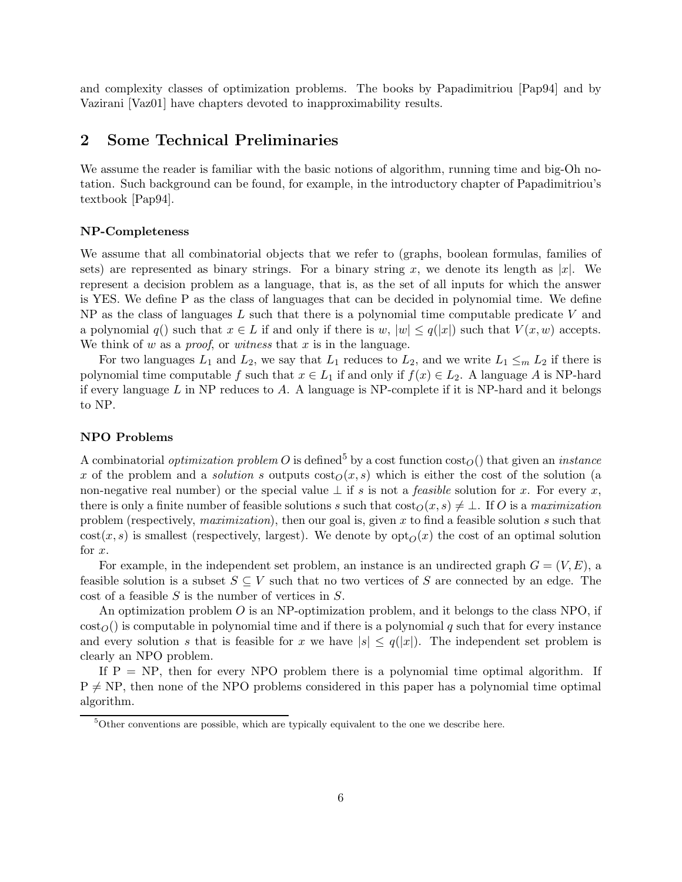and complexity classes of optimization problems. The books by Papadimitriou [Pap94] and by Vazirani [Vaz01] have chapters devoted to inapproximability results.

## 2 Some Technical Preliminaries

We assume the reader is familiar with the basic notions of algorithm, running time and big-Oh notation. Such background can be found, for example, in the introductory chapter of Papadimitriou's textbook [Pap94].

#### NP-Completeness

We assume that all combinatorial objects that we refer to (graphs, boolean formulas, families of sets) are represented as binary strings. For a binary string $x$, we denote its length as $|x|$. We represent a decision problem as a language, that is, as the set of all inputs for which the answer is YES. We define P as the class of languages that can be decided in polynomial time. We define NP as the class of languages $L$ such that there is a polynomial time computable predicate $V$ and a polynomial $q()$ such that $x \in L$ if and only if there is $w$, $|w| \leq q(|x|)$ such that $V(x, w)$ accepts. We think of $w$ as a *proof*, or *witness* that $x$ is in the language.

For two languages $L_1$ and $L_2$, we say that $L_1$ reduces to $L_2$, and we write $L_1 \leq_m L_2$ if there is polynomial time computable $f$ such that $x \in L_1$ if and only if $f(x) \in L_2$. A language $A$ is NP-hard if every language $L$ in NP reduces to $A$. A language is NP-complete if it is NP-hard and it belongs to NP.

#### NPO Problems

A combinatorial *optimization problem* $O$ is defined[5] by a cost function $\text{cost}_O()$ that given an *instance* $x$ of the problem and a *solution* $s$ outputs $\text{cost}_O(x, s)$ which is either the cost of the solution (a non-negative real number) or the special value $\perp$ if $s$ is not a *feasible* solution for $x$. For every $x$, there is only a finite number of feasible solutions $s$ such that $\text{cost}_O(x, s) \neq \perp$. If $O$ is a *maximization* problem (respectively, *maximization*), then our goal is, given $x$ to find a feasible solution $s$ such that $\text{cost}(x, s)$ is smallest (respectively, largest). We denote by $\text{opt}_O(x)$ the cost of an optimal solution for $x$.

For example, in the independent set problem, an instance is an undirected graph $G = (V, E)$, a feasible solution is a subset $S \subseteq V$ such that no two vertices of $S$ are connected by an edge. The cost of a feasible $S$ is the number of vertices in $S$.

An optimization problem $O$ is an NP-optimization problem, and it belongs to the class NPO, if $\text{cost}_O()$ is computable in polynomial time and if there is a polynomial $q$ such that for every instance and every solution $s$ that is feasible for $x$ we have $|s| \leq q(|x|)$. The independent set problem is clearly an NPO problem.

If P = NP, then for every NPO problem there is a polynomial time optimal algorithm. If P $\neq$ NP, then none of the NPO problems considered in this paper has a polynomial time optimal algorithm.

[5] Other conventions are possible, which are typically equivalent to the one we describe here.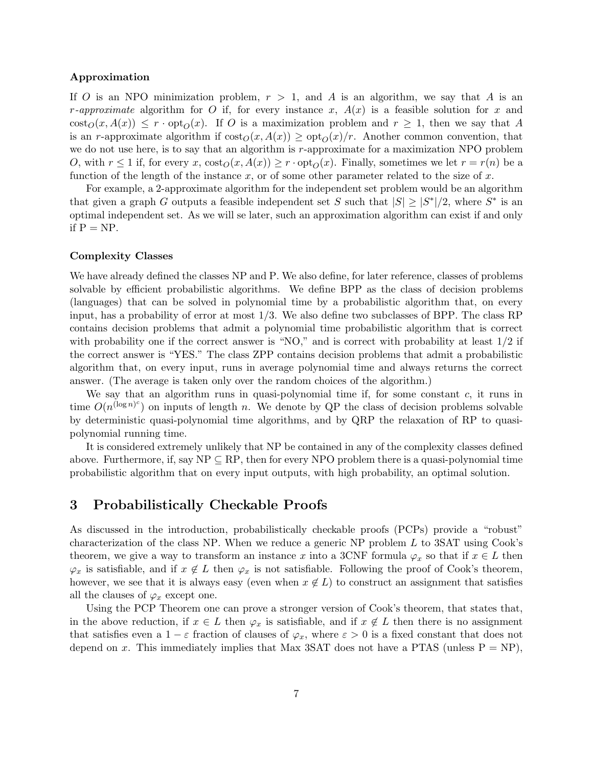#### Approximation

If $O$ is an NPO minimization problem, $r > 1$, and $A$ is an algorithm, we say that $A$ is an *r-approximate* algorithm for $O$ if, for every instance $x$, $A(x)$ is a feasible solution for $x$ and $\text{cost}_O(x, A(x)) \leq r \cdot \text{opt}_O(x)$. If $O$ is a maximization problem and $r \geq 1$, then we say that $A$ is an $r$-approximate algorithm if $\text{cost}_O(x, A(x)) \geq \text{opt}_O(x)/r$. Another common convention, that we do not use here, is to say that an algorithm is $r$-approximate for a maximization NPO problem $O$, with $r \leq 1$ if, for every $x$, $\text{cost}_O(x, A(x)) \geq r \cdot \text{opt}_O(x)$. Finally, sometimes we let $r = r(n)$ be a function of the length of the instance $x$, or of some other parameter related to the size of $x$.

For example, a 2-approximate algorithm for the independent set problem would be an algorithm that given a graph $G$ outputs a feasible independent set $S$ such that $|S| \geq |S^*|/2$, where $S^*$ is an optimal independent set. As we will se later, such an approximation algorithm can exist if and only if P = NP.

#### Complexity Classes

We have already defined the classes NP and P. We also define, for later reference, classes of problems solvable by efficient probabilistic algorithms. We define BPP as the class of decision problems (languages) that can be solved in polynomial time by a probabilistic algorithm that, on every input, has a probability of error at most 1/3. We also define two subclasses of BPP. The class RP contains decision problems that admit a polynomial time probabilistic algorithm that is correct with probability one if the correct answer is "NO," and is correct with probability at least 1/2 if the correct answer is "YES." The class ZPP contains decision problems that admit a probabilistic algorithm that, on every input, runs in average polynomial time and always returns the correct answer. (The average is taken only over the random choices of the algorithm.)

We say that an algorithm runs in quasi-polynomial time if, for some constant $c$, it runs in time $O(n^{(\log n)^c})$ on inputs of length $n$. We denote by QP the class of decision problems solvable by deterministic quasi-polynomial time algorithms, and by QRP the relaxation of RP to quasi-polynomial running time.

It is considered extremely unlikely that NP be contained in any of the complexity classes defined above. Furthermore, if, say NP $\subseteq$ RP, then for every NPO problem there is a quasi-polynomial time probabilistic algorithm that on every input outputs, with high probability, an optimal solution.

## 3 Probabilistically Checkable Proofs

As discussed in the introduction, probabilistically checkable proofs (PCPs) provide a "robust" characterization of the class NP. When we reduce a generic NP problem $L$ to 3SAT using Cook's theorem, we give a way to transform an instance $x$ into a 3CNF formula $\varphi_x$ so that if $x \in L$ then $\varphi_x$ is satisfiable, and if $x \notin L$ then $\varphi_x$ is not satisfiable. Following the proof of Cook's theorem, however, we see that it is always easy (even when $x \notin L$) to construct an assignment that satisfies all the clauses of $\varphi_x$ except one.

Using the PCP Theorem one can prove a stronger version of Cook's theorem, that states that, in the above reduction, if $x \in L$ then $\varphi_x$ is satisfiable, and if $x \notin L$ then there is no assignment that satisfies even a $1 - \varepsilon$ fraction of clauses of $\varphi_x$, where $\varepsilon > 0$ is a fixed constant that does not depend on $x$. This immediately implies that Max 3SAT does not have a PTAS (unless P = NP),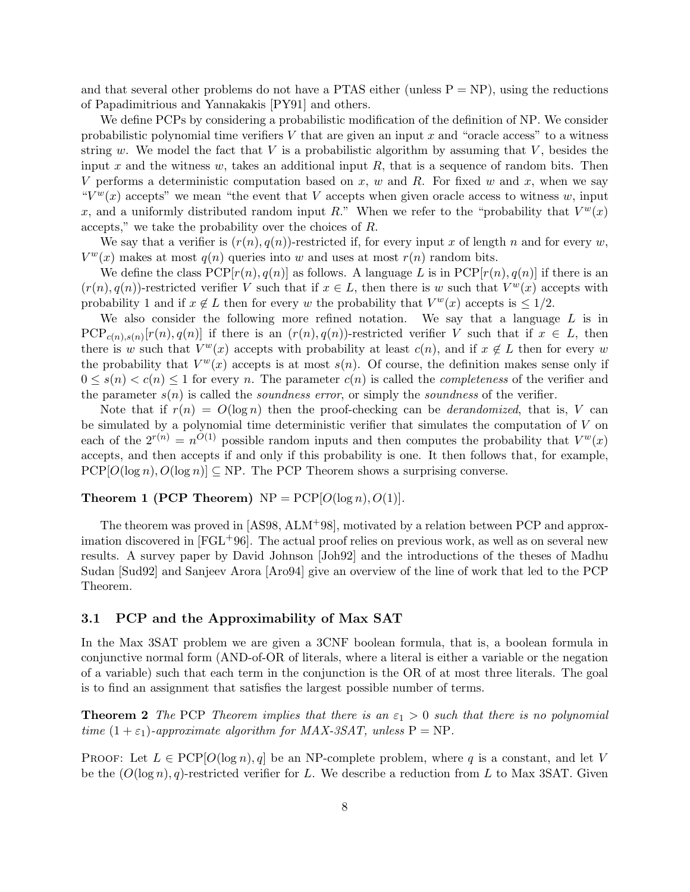and that several other problems do not have a PTAS either (unless P = NP), using the reductions of Papadimitrious and Yannakakis [PY91] and others.

We define PCPs by considering a probabilistic modification of the definition of NP. We consider probabilistic polynomial time verifiers $V$ that are given an input $x$ and "oracle access" to a witness string $w$. We model the fact that $V$ is a probabilistic algorithm by assuming that $V$, besides the input $x$ and the witness $w$, takes an additional input $R$, that is a sequence of random bits. Then $V$ performs a deterministic computation based on $x$, $w$ and $R$. For fixed $w$ and $x$, when we say "$V^w(x)$ accepts" we mean "the event that $V$ accepts when given oracle access to witness $w$, input $x$, and a uniformly distributed random input $R$." When we refer to the "probability that $V^w(x)$ accepts," we take the probability over the choices of $R$.

We say that a verifier is $(r(n), q(n))$-restricted if, for every input $x$ of length $n$ and for every $w$, $V^w(x)$ makes at most $q(n)$ queries into $w$ and uses at most $r(n)$ random bits.

We define the class $\mathrm{PCP}[r(n), q(n)]$ as follows. A language $L$ is in $\mathrm{PCP}[r(n), q(n)]$ if there is an $(r(n), q(n))$-restricted verifier $V$ such that if $x \in L$, then there is $w$ such that $V^w(x)$ accepts with probability 1 and if $x \notin L$ then for every $w$ the probability that $V^w(x)$ accepts is $\leq 1/2$.

We also consider the following more refined notation. We say that a language $L$ is in $\mathrm{PCP}_{c(n),s(n)}[r(n), q(n)]$ if there is an $(r(n), q(n))$-restricted verifier $V$ such that if $x \in L$, then there is $w$ such that $V^w(x)$ accepts with probability at least $c(n)$, and if $x \notin L$ then for every $w$ the probability that $V^w(x)$ accepts is at most $s(n)$. Of course, the definition makes sense only if $0 \leq s(n) < c(n) \leq 1$ for every $n$. The parameter $c(n)$ is called the *completeness* of the verifier and the parameter $s(n)$ is called the *soundness error*, or simply the *soundness* of the verifier.

Note that if $r(n) = O(\log n)$ then the proof-checking can be *derandomized*, that is, $V$ can be simulated by a polynomial time deterministic verifier that simulates the computation of $V$ on each of the $2^{r(n)} = n^{O(1)}$ possible random inputs and then computes the probability that $V^w(x)$ accepts, and then accepts if and only if this probability is one. It then follows that, for example, $\mathrm{PCP}[O(\log n), O(\log n)] \subseteq \mathrm{NP}$. The PCP Theorem shows a surprising converse.

**Theorem 1 (PCP Theorem)** $\mathrm{NP} = \mathrm{PCP}[O(\log n), O(1)]$.

The theorem was proved in [AS98, ALM+98], motivated by a relation between PCP and approximation discovered in [FGL+96]. The actual proof relies on previous work, as well as on several new results. A survey paper by David Johnson [Joh92] and the introductions of the theses of Madhu Sudan [Sud92] and Sanjeev Arora [Aro94] give an overview of the line of work that led to the PCP Theorem.

### 3.1 PCP and the Approximability of Max SAT

In the Max 3SAT problem we are given a 3CNF boolean formula, that is, a boolean formula in conjunctive normal form (AND-of-OR of literals, where a literal is either a variable or the negation of a variable) such that each term in the conjunction is the OR of at most three literals. The goal is to find an assignment that satisfies the largest possible number of terms.

**Theorem 2** *The* PCP *Theorem implies that there is an $\varepsilon_1 > 0$ such that there is no polynomial time $(1 + \varepsilon_1)$-approximate algorithm for MAX-3SAT, unless* P = NP.

Proof: Let $L \in \mathrm{PCP}[O(\log n), q]$ be an NP-complete problem, where $q$ is a constant, and let $V$ be the $(O(\log n), q)$-restricted verifier for $L$. We describe a reduction from $L$ to Max 3SAT. Given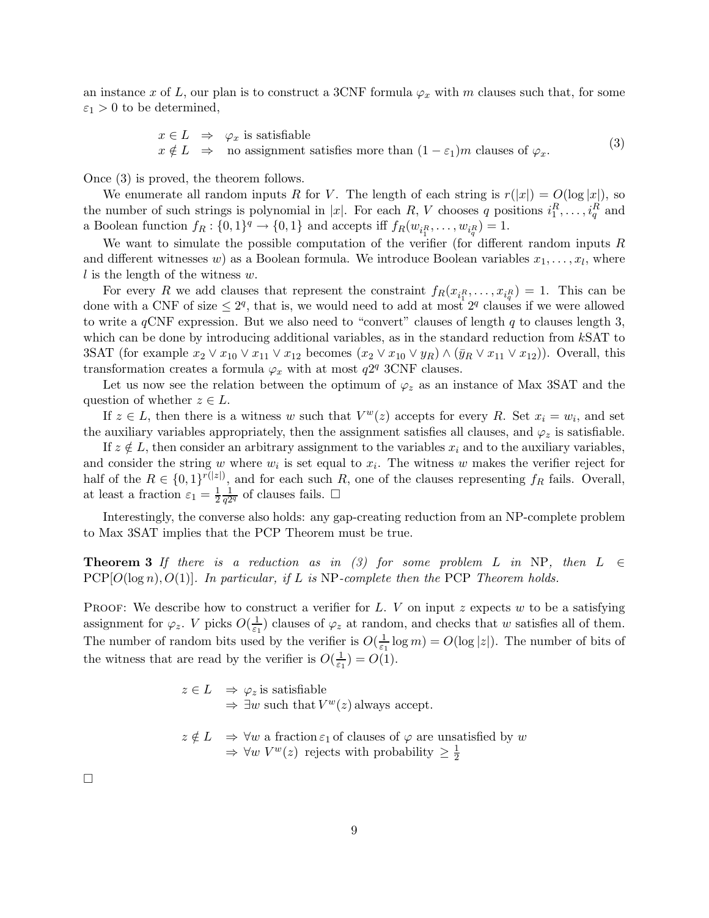an instance $x$ of $L$, our plan is to construct a 3CNF formula $\varphi_x$ with $m$ clauses such that, for some $\varepsilon_1 > 0$ to be determined,

$$
\begin{array}{lll}
x \in L & \Rightarrow & \varphi_x \text{ is satisfiable} \\
x \notin L & \Rightarrow & \text{no assignment satisfies more than } (1-\varepsilon_1)m \text{ clauses of } \varphi_x.
\end{array}
\tag{3}
$$

Once (3) is proved, the theorem follows.

We enumerate all random inputs $R$ for $V$. The length of each string is $r(|x|) = O(\log |x|)$, so the number of such strings is polynomial in $|x|$. For each $R$, $V$ chooses $q$ positions $i_1^R, \ldots, i_q^R$ and a Boolean function $f_R : \{0,1\}^q \to \{0,1\}$ and accepts iff $f_R(w_{i_1^R}, \ldots, w_{i_q^R}) = 1$.

We want to simulate the possible computation of the verifier (for different random inputs $R$ and different witnesses $w$) as a Boolean formula. We introduce Boolean variables $x_1, \ldots, x_l$, where $l$ is the length of the witness $w$.

For every $R$ we add clauses that represent the constraint $f_R(x_{i_1^R}, \ldots, x_{i_q^R}) = 1$. This can be done with a CNF of size $\leq 2^q$, that is, we would need to add at most $2^q$ clauses if we were allowed to write a $q$CNF expression. But we also need to "convert" clauses of length $q$ to clauses length 3, which can be done by introducing additional variables, as in the standard reduction from $k$SAT to 3SAT (for example $x_2 \vee x_{10} \vee x_{11} \vee x_{12}$ becomes $(x_2 \vee x_{10} \vee y_R) \wedge (\bar{y}_R \vee x_{11} \vee x_{12})$). Overall, this transformation creates a formula $\varphi_x$ with at most $q2^q$ 3CNF clauses.

Let us now see the relation between the optimum of $\varphi_z$ as an instance of Max 3SAT and the question of whether $z \in L$.

If $z \in L$, then there is a witness $w$ such that $V^w(z)$ accepts for every $R$. Set $x_i = w_i$, and set the auxiliary variables appropriately, then the assignment satisfies all clauses, and $\varphi_z$ is satisfiable.

If $z \notin L$, then consider an arbitrary assignment to the variables $x_i$ and to the auxiliary variables, and consider the string $w$ where $w_i$ is set equal to $x_i$. The witness $w$ makes the verifier reject for half of the $R \in \{0,1\}^{r(|z|)}$, and for each such $R$, one of the clauses representing $f_R$ fails. Overall, at least a fraction $\varepsilon_1 = \frac{1}{2}\frac{1}{q2^q}$ of clauses fails. $\square$

Interestingly, the converse also holds: any gap-creating reduction from an NP-complete problem to Max 3SAT implies that the PCP Theorem must be true.

**Theorem 3** *If there is a reduction as in (3) for some problem $L$ in* NP*, then $L \in$* PCP$[O(\log n), O(1)]$*. In particular, if $L$ is* NP*-complete then the* PCP *Theorem holds.*

Proof: We describe how to construct a verifier for $L$. $V$ on input $z$ expects $w$ to be a satisfying assignment for $\varphi_z$. $V$ picks $O(\frac{1}{\varepsilon_1})$ clauses of $\varphi_z$ at random, and checks that $w$ satisfies all of them. The number of random bits used by the verifier is $O(\frac{1}{\varepsilon_1}\log m) = O(\log |z|)$. The number of bits of the witness that are read by the verifier is $O(\frac{1}{\varepsilon_1}) = O(1)$.

$$
\begin{array}{ll}
z \in L & \Rightarrow \varphi_z \text{ is satisfiable} \\
& \Rightarrow \exists w \text{ such that } V^w(z) \text{ always accept.}
\end{array}
$$

$$
\begin{array}{ll}
z \notin L & \Rightarrow \forall w \text{ a fraction } \varepsilon_1 \text{ of clauses of } \varphi \text{ are unsatisfied by } w \\
& \Rightarrow \forall w \; V^w(z) \text{ rejects with probability } \geq \frac{1}{2}
\end{array}
$$

$\square$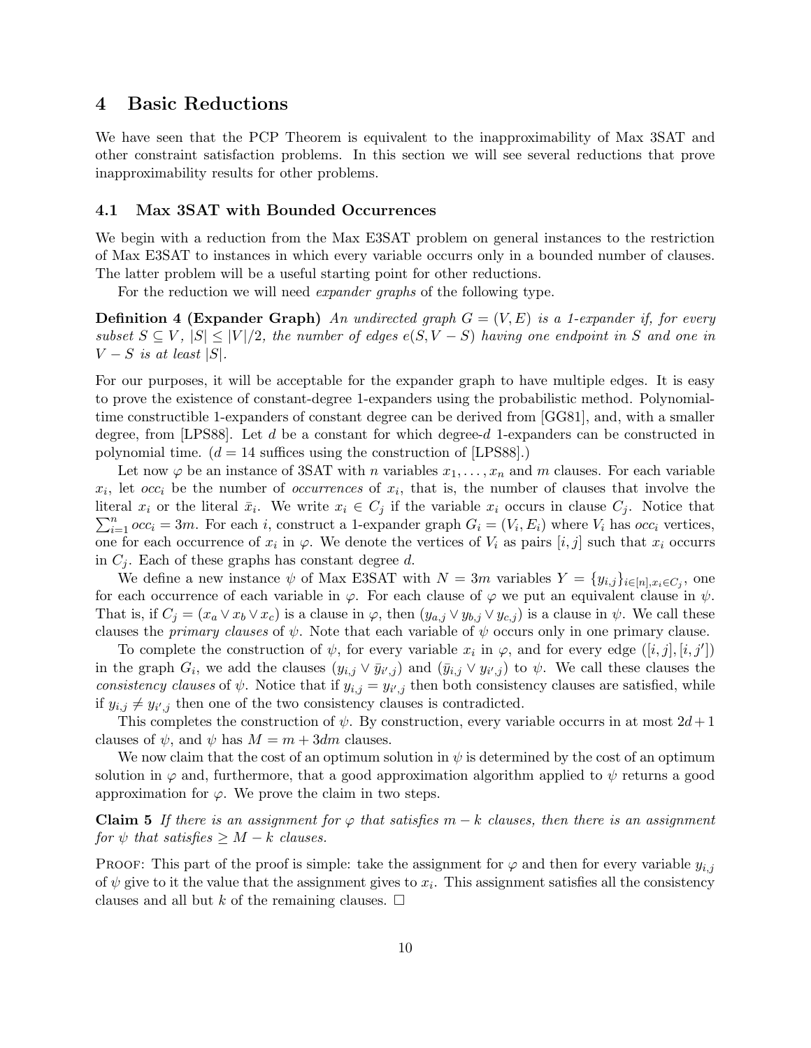## 4 Basic Reductions

We have seen that the PCP Theorem is equivalent to the inapproximability of Max 3SAT and other constraint satisfaction problems. In this section we will see several reductions that prove inapproximability results for other problems.

### 4.1 Max 3SAT with Bounded Occurrences

We begin with a reduction from the Max E3SAT problem on general instances to the restriction of Max E3SAT to instances in which every variable occurrs only in a bounded number of clauses. The latter problem will be a useful starting point for other reductions.

For the reduction we will need *expander graphs* of the following type.

**Definition 4 (Expander Graph)** *An undirected graph $G = (V, E)$ is a 1-expander if, for every subset $S \subseteq V$, $|S| \leq |V|/2$, the number of edges $e(S, V - S)$ having one endpoint in $S$ and one in $V - S$ is at least $|S|$.*

For our purposes, it will be acceptable for the expander graph to have multiple edges. It is easy to prove the existence of constant-degree 1-expanders using the probabilistic method. Polynomial-time constructible 1-expanders of constant degree can be derived from [GG81], and, with a smaller degree, from [LPS88]. Let $d$ be a constant for which degree-$d$ 1-expanders can be constructed in polynomial time. ($d = 14$ suffices using the construction of [LPS88].)

Let now $\varphi$ be an instance of 3SAT with $n$ variables $x_1, \ldots, x_n$ and $m$ clauses. For each variable $x_i$, let $occ_i$ be the number of *occurrences* of $x_i$, that is, the number of clauses that involve the literal $x_i$ or the literal $\bar{x}_i$. We write $x_i \in C_j$ if the variable $x_i$ occurs in clause $C_j$. Notice that $\sum_{i=1}^{n} occ_i = 3m$. For each $i$, construct a 1-expander graph $G_i = (V_i, E_i)$ where $V_i$ has $occ_i$ vertices, one for each occurrence of $x_i$ in $\varphi$. We denote the vertices of $V_i$ as pairs $[i, j]$ such that $x_i$ occurrs in $C_j$. Each of these graphs has constant degree $d$.

We define a new instance $\psi$ of Max E3SAT with $N = 3m$ variables $Y = \{y_{i,j}\}_{i \in [n], x_i \in C_j}$, one for each occurrence of each variable in $\varphi$. For each clause of $\varphi$ we put an equivalent clause in $\psi$. That is, if $C_j = (x_a \vee x_b \vee x_c)$ is a clause in $\varphi$, then $(y_{a,j} \vee y_{b,j} \vee y_{c,j})$ is a clause in $\psi$. We call these clauses the *primary clauses* of $\psi$. Note that each variable of $\psi$ occurs only in one primary clause.

To complete the construction of $\psi$, for every variable $x_i$ in $\varphi$, and for every edge $([i, j], [i, j'])$ in the graph $G_i$, we add the clauses $(y_{i,j} \vee \bar{y}_{i',j})$ and $(\bar{y}_{i,j} \vee y_{i',j})$ to $\psi$. We call these clauses the *consistency clauses* of $\psi$. Notice that if $y_{i,j} = y_{i',j}$ then both consistency clauses are satisfied, while if $y_{i,j} \neq y_{i',j}$ then one of the two consistency clauses is contradicted.

This completes the construction of $\psi$. By construction, every variable occurrs in at most $2d + 1$ clauses of $\psi$, and $\psi$ has $M = m + 3dm$ clauses.

We now claim that the cost of an optimum solution in $\psi$ is determined by the cost of an optimum solution in $\varphi$ and, furthermore, that a good approximation algorithm applied to $\psi$ returns a good approximation for $\varphi$. We prove the claim in two steps.

**Claim 5** *If there is an assignment for $\varphi$ that satisfies $m - k$ clauses, then there is an assignment for $\psi$ that satisfies $\geq M - k$ clauses.*

Proof: This part of the proof is simple: take the assignment for $\varphi$ and then for every variable $y_{i,j}$ of $\psi$ give to it the value that the assignment gives to $x_i$. This assignment satisfies all the consistency clauses and all but $k$ of the remaining clauses. $\square$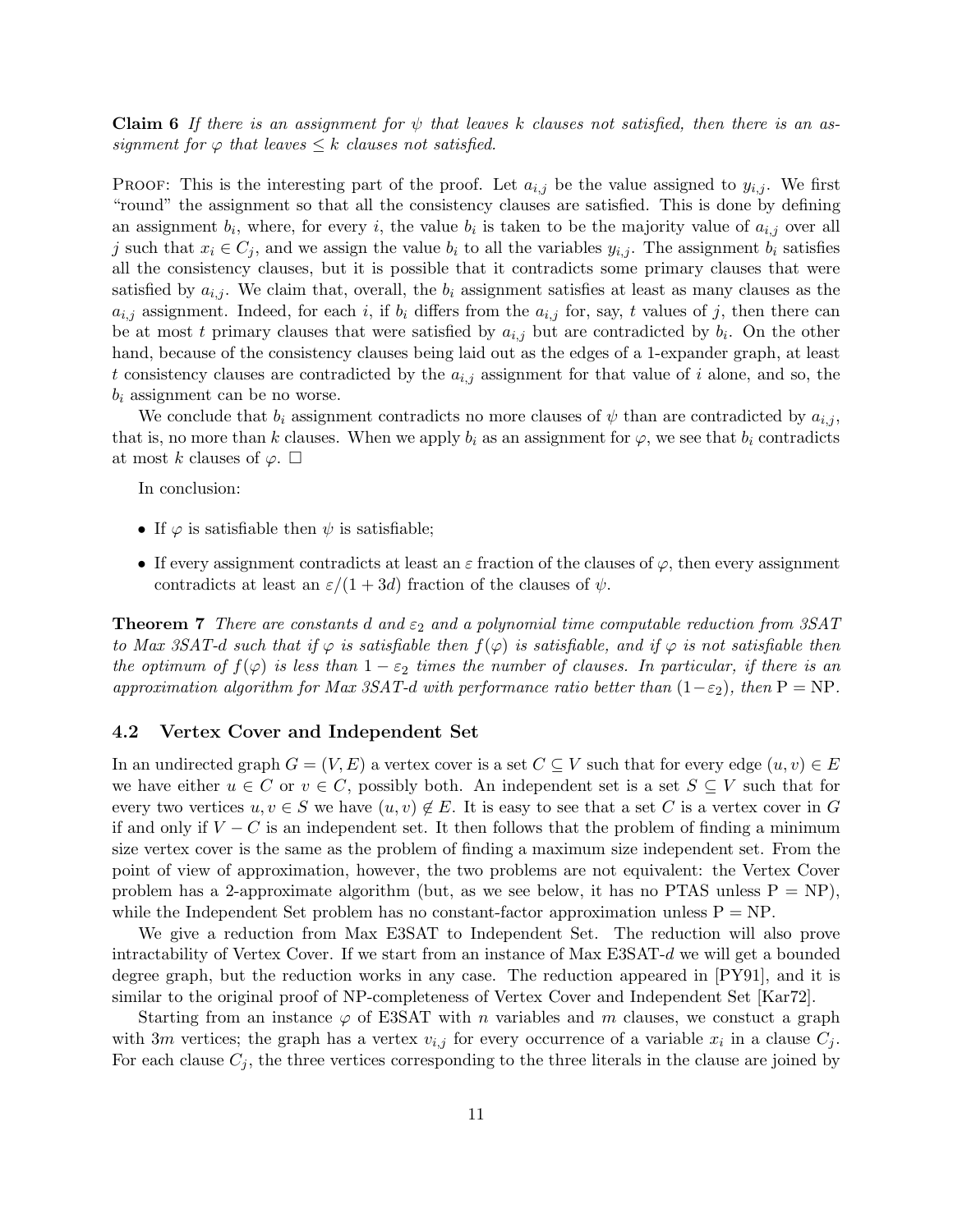**Claim 6** *If there is an assignment for $\psi$ that leaves $k$ clauses not satisfied, then there is an assignment for $\varphi$ that leaves $\leq k$ clauses not satisfied.*

PROOF: This is the interesting part of the proof. Let $a_{i,j}$ be the value assigned to $y_{i,j}$. We first "round" the assignment so that all the consistency clauses are satisfied. This is done by defining an assignment $b_i$, where, for every $i$, the value $b_i$ is taken to be the majority value of $a_{i,j}$ over all $j$ such that $x_i \in C_j$, and we assign the value $b_i$ to all the variables $y_{i,j}$. The assignment $b_i$ satisfies all the consistency clauses, but it is possible that it contradicts some primary clauses that were satisfied by $a_{i,j}$. We claim that, overall, the $b_i$ assignment satisfies at least as many clauses as the $a_{i,j}$ assignment. Indeed, for each $i$, if $b_i$ differs from the $a_{i,j}$ for, say, $t$ values of $j$, then there can be at most $t$ primary clauses that were satisfied by $a_{i,j}$ but are contradicted by $b_i$. On the other hand, because of the consistency clauses being laid out as the edges of a 1-expander graph, at least $t$ consistency clauses are contradicted by the $a_{i,j}$ assignment for that value of $i$ alone, and so, the $b_i$ assignment can be no worse.

We conclude that $b_i$ assignment contradicts no more clauses of $\psi$ than are contradicted by $a_{i,j}$, that is, no more than $k$ clauses. When we apply $b_i$ as an assignment for $\varphi$, we see that $b_i$ contradicts at most $k$ clauses of $\varphi$. $\Box$

In conclusion:

- If $\varphi$ is satisfiable then $\psi$ is satisfiable;
- If every assignment contradicts at least an $\varepsilon$ fraction of the clauses of $\varphi$, then every assignment contradicts at least an $\varepsilon/(1+3d)$ fraction of the clauses of $\psi$.

**Theorem 7** *There are constants $d$ and $\varepsilon_2$ and a polynomial time computable reduction from 3SAT to Max 3SAT-d such that if $\varphi$ is satisfiable then $f(\varphi)$ is satisfiable, and if $\varphi$ is not satisfiable then the optimum of $f(\varphi)$ is less than $1-\varepsilon_2$ times the number of clauses. In particular, if there is an approximation algorithm for Max 3SAT-d with performance ratio better than $(1-\varepsilon_2)$, then $\mathrm{P}=\mathrm{NP}$.*

### 4.2 Vertex Cover and Independent Set

In an undirected graph $G=(V,E)$ a vertex cover is a set $C \subseteq V$ such that for every edge $(u,v) \in E$ we have either $u \in C$ or $v \in C$, possibly both. An independent set is a set $S \subseteq V$ such that for every two vertices $u, v \in S$ we have $(u,v) \notin E$. It is easy to see that a set $C$ is a vertex cover in $G$ if and only if $V - C$ is an independent set. It then follows that the problem of finding a minimum size vertex cover is the same as the problem of finding a maximum size independent set. From the point of view of approximation, however, the two problems are not equivalent: the Vertex Cover problem has a 2-approximate algorithm (but, as we see below, it has no PTAS unless $\mathrm{P}=\mathrm{NP}$), while the Independent Set problem has no constant-factor approximation unless $\mathrm{P}=\mathrm{NP}$.

We give a reduction from Max E3SAT to Independent Set. The reduction will also prove intractability of Vertex Cover. If we start from an instance of Max E3SAT-$d$ we will get a bounded degree graph, but the reduction works in any case. The reduction appeared in [PY91], and it is similar to the original proof of NP-completeness of Vertex Cover and Independent Set [Kar72].

Starting from an instance $\varphi$ of E3SAT with $n$ variables and $m$ clauses, we constuct a graph with $3m$ vertices; the graph has a vertex $v_{i,j}$ for every occurrence of a variable $x_i$ in a clause $C_j$. For each clause $C_j$, the three vertices corresponding to the three literals in the clause are joined by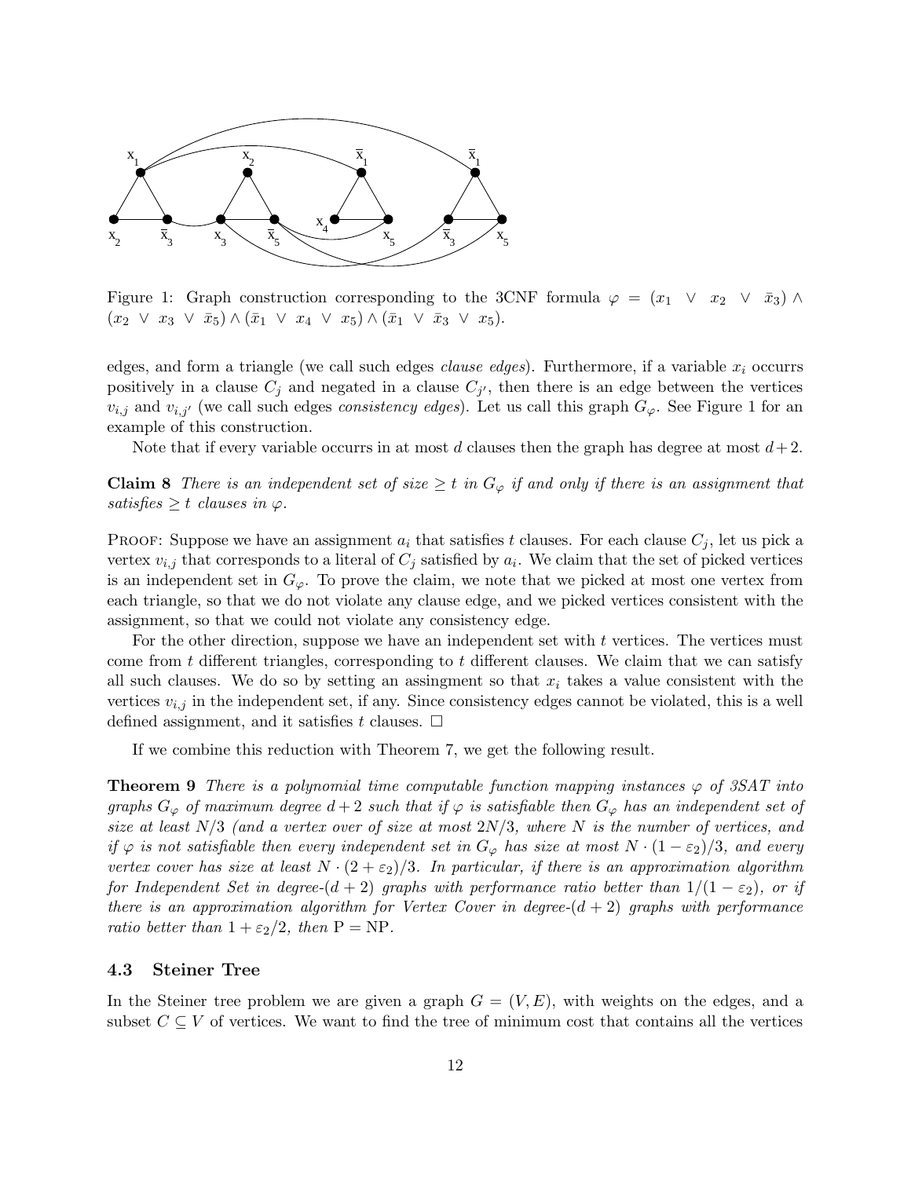Figure 1: Graph construction corresponding to the 3CNF formula $\varphi = (x_1 \lor x_2 \lor \bar{x}_3) \land (x_2 \lor x_3 \lor \bar{x}_5) \land (\bar{x}_1 \lor x_4 \lor x_5) \land (\bar{x}_1 \lor \bar{x}_3 \lor x_5)$.

edges, and form a triangle (we call such edges *clause edges*). Furthermore, if a variable $x_i$ occurrs positively in a clause $C_j$ and negated in a clause $C_{j'}$, then there is an edge between the vertices $v_{i,j}$ and $v_{i,j'}$ (we call such edges *consistency edges*). Let us call this graph $G_\varphi$. See Figure 1 for an example of this construction.

Note that if every variable occurrs in at most $d$ clauses then the graph has degree at most $d+2$.

**Claim 8** *There is an independent set of size $\geq t$ in $G_\varphi$ if and only if there is an assignment that satisfies $\geq t$ clauses in $\varphi$.*

PROOF: Suppose we have an assignment $a_i$ that satisfies $t$ clauses. For each clause $C_j$, let us pick a vertex $v_{i,j}$ that corresponds to a literal of $C_j$ satisfied by $a_i$. We claim that the set of picked vertices is an independent set in $G_\varphi$. To prove the claim, we note that we picked at most one vertex from each triangle, so that we do not violate any clause edge, and we picked vertices consistent with the assignment, so that we could not violate any consistency edge.

For the other direction, suppose we have an independent set with $t$ vertices. The vertices must come from $t$ different triangles, corresponding to $t$ different clauses. We claim that we can satisfy all such clauses. We do so by setting an assingment so that $x_i$ takes a value consistent with the vertices $v_{i,j}$ in the independent set, if any. Since consistency edges cannot be violated, this is a well defined assignment, and it satisfies $t$ clauses. □

If we combine this reduction with Theorem 7, we get the following result.

**Theorem 9** *There is a polynomial time computable function mapping instances $\varphi$ of 3SAT into graphs $G_\varphi$ of maximum degree $d+2$ such that if $\varphi$ is satisfiable then $G_\varphi$ has an independent set of size at least $N/3$ (and a vertex over of size at most $2N/3$, where $N$ is the number of vertices, and if $\varphi$ is not satisfiable then every independent set in $G_\varphi$ has size at most $N \cdot (1-\varepsilon_2)/3$, and every vertex cover has size at least $N \cdot (2+\varepsilon_2)/3$. In particular, if there is an approximation algorithm for Independent Set in degree-$(d+2)$ graphs with performance ratio better than $1/(1-\varepsilon_2)$, or if there is an approximation algorithm for Vertex Cover in degree-$(d+2)$ graphs with performance ratio better than $1+\varepsilon_2/2$, then P = NP.*

### 4.3 Steiner Tree

In the Steiner tree problem we are given a graph $G = (V, E)$, with weights on the edges, and a subset $C \subseteq V$ of vertices. We want to find the tree of minimum cost that contains all the vertices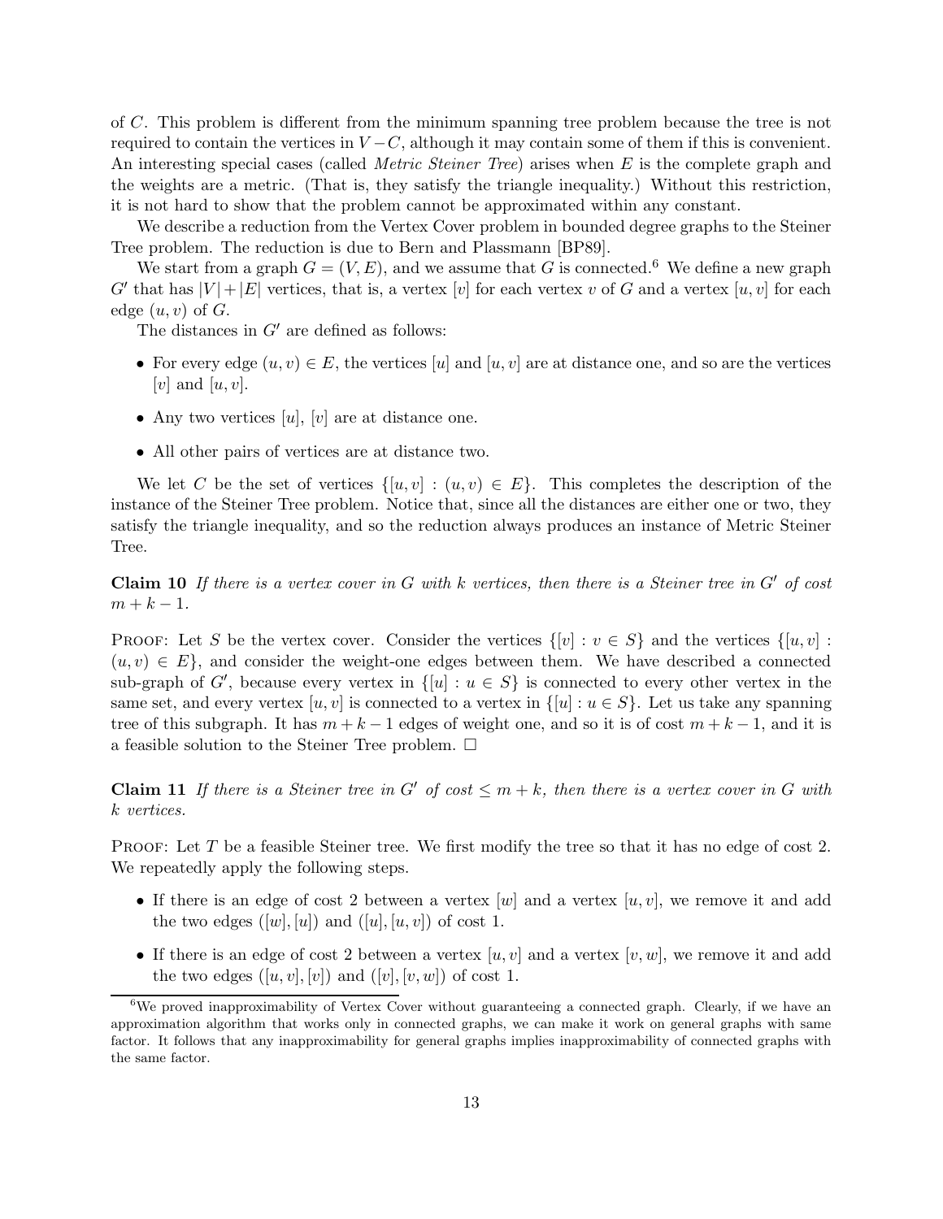of $C$. This problem is different from the minimum spanning tree problem because the tree is not required to contain the vertices in $V - C$, although it may contain some of them if this is convenient. An interesting special cases (called *Metric Steiner Tree*) arises when $E$ is the complete graph and the weights are a metric. (That is, they satisfy the triangle inequality.) Without this restriction, it is not hard to show that the problem cannot be approximated within any constant.

We describe a reduction from the Vertex Cover problem in bounded degree graphs to the Steiner Tree problem. The reduction is due to Bern and Plassmann [BP89].

We start from a graph $G = (V, E)$, and we assume that $G$ is connected.[6] We define a new graph $G'$ that has $|V| + |E|$ vertices, that is, a vertex $[v]$ for each vertex $v$ of $G$ and a vertex $[u, v]$ for each edge $(u, v)$ of $G$.

The distances in $G'$ are defined as follows:

- For every edge $(u, v) \in E$, the vertices $[u]$ and $[u, v]$ are at distance one, and so are the vertices $[v]$ and $[u, v]$.
- Any two vertices $[u]$, $[v]$ are at distance one.
- All other pairs of vertices are at distance two.

We let $C$ be the set of vertices $\{[u, v] : (u, v) \in E\}$. This completes the description of the instance of the Steiner Tree problem. Notice that, since all the distances are either one or two, they satisfy the triangle inequality, and so the reduction always produces an instance of Metric Steiner Tree.

**Claim 10** *If there is a vertex cover in $G$ with $k$ vertices, then there is a Steiner tree in $G'$ of cost $m + k - 1$.*

PROOF: Let $S$ be the vertex cover. Consider the vertices $\{[v] : v \in S\}$ and the vertices $\{[u, v] : (u, v) \in E\}$, and consider the weight-one edges between them. We have described a connected sub-graph of $G'$, because every vertex in $\{[u] : u \in S\}$ is connected to every other vertex in the same set, and every vertex $[u, v]$ is connected to a vertex in $\{[u] : u \in S\}$. Let us take any spanning tree of this subgraph. It has $m + k - 1$ edges of weight one, and so it is of cost $m + k - 1$, and it is a feasible solution to the Steiner Tree problem. □

**Claim 11** *If there is a Steiner tree in $G'$ of cost $\leq m + k$, then there is a vertex cover in $G$ with $k$ vertices.*

PROOF: Let $T$ be a feasible Steiner tree. We first modify the tree so that it has no edge of cost 2. We repeatedly apply the following steps.

- If there is an edge of cost 2 between a vertex $[w]$ and a vertex $[u, v]$, we remove it and add the two edges $([w], [u])$ and $([u], [u, v])$ of cost 1.
- If there is an edge of cost 2 between a vertex $[u, v]$ and a vertex $[v, w]$, we remove it and add the two edges $([u, v], [v])$ and $([v], [v, w])$ of cost 1.

[6] We proved inapproximability of Vertex Cover without guaranteeing a connected graph. Clearly, if we have an approximation algorithm that works only in connected graphs, we can make it work on general graphs with same factor. It follows that any inapproximability for general graphs implies inapproximability of connected graphs with the same factor.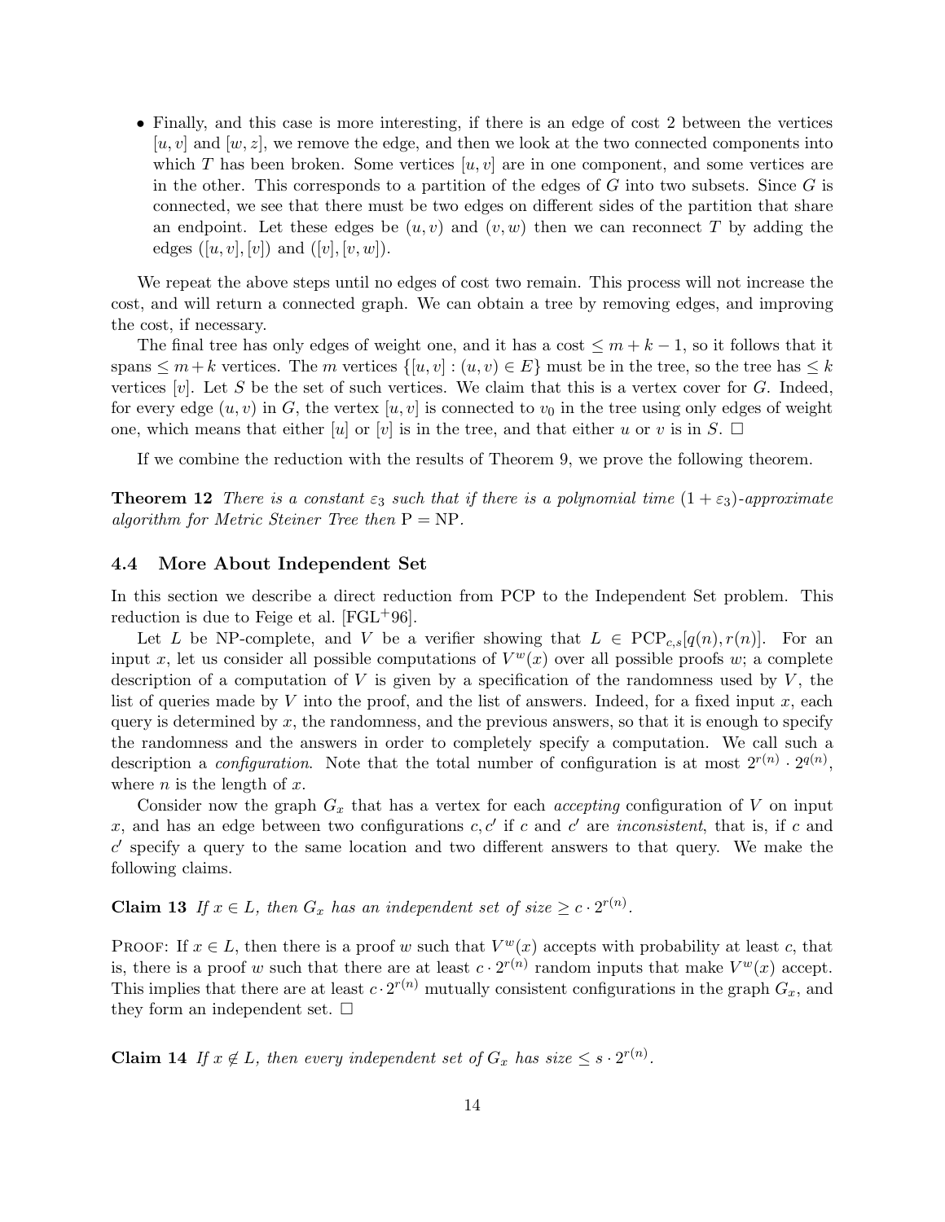- Finally, and this case is more interesting, if there is an edge of cost 2 between the vertices $[u, v]$ and $[w, z]$, we remove the edge, and then we look at the two connected components into which $T$ has been broken. Some vertices $[u, v]$ are in one component, and some vertices are in the other. This corresponds to a partition of the edges of $G$ into two subsets. Since $G$ is connected, we see that there must be two edges on different sides of the partition that share an endpoint. Let these edges be $(u, v)$ and $(v, w)$ then we can reconnect $T$ by adding the edges $([u, v], [v])$ and $([v], [v, w])$.

We repeat the above steps until no edges of cost two remain. This process will not increase the cost, and will return a connected graph. We can obtain a tree by removing edges, and improving the cost, if necessary.

The final tree has only edges of weight one, and it has a cost $\leq m + k - 1$, so it follows that it spans $\leq m + k$ vertices. The $m$ vertices $\{[u, v] : (u, v) \in E\}$ must be in the tree, so the tree has $\leq k$ vertices $[v]$. Let $S$ be the set of such vertices. We claim that this is a vertex cover for $G$. Indeed, for every edge $(u, v)$ in $G$, the vertex $[u, v]$ is connected to $v_0$ in the tree using only edges of weight one, which means that either $[u]$ or $[v]$ is in the tree, and that either $u$ or $v$ is in $S$. □

If we combine the reduction with the results of Theorem 9, we prove the following theorem.

**Theorem 12** *There is a constant $\varepsilon_3$ such that if there is a polynomial time $(1 + \varepsilon_3)$-approximate algorithm for Metric Steiner Tree then* $\mathrm{P} = \mathrm{NP}$.

### 4.4 More About Independent Set

In this section we describe a direct reduction from PCP to the Independent Set problem. This reduction is due to Feige et al. [FGL+96].

Let $L$ be NP-complete, and $V$ be a verifier showing that $L \in \mathrm{PCP}_{c,s}[q(n), r(n)]$. For an input $x$, let us consider all possible computations of $V^w(x)$ over all possible proofs $w$; a complete description of a computation of $V$ is given by a specification of the randomness used by $V$, the list of queries made by $V$ into the proof, and the list of answers. Indeed, for a fixed input $x$, each query is determined by $x$, the randomness, and the previous answers, so that it is enough to specify the randomness and the answers in order to completely specify a computation. We call such a description a *configuration*. Note that the total number of configuration is at most $2^{r(n)} \cdot 2^{q(n)}$, where $n$ is the length of $x$.

Consider now the graph $G_x$ that has a vertex for each *accepting* configuration of $V$ on input $x$, and has an edge between two configurations $c, c'$ if $c$ and $c'$ are *inconsistent*, that is, if $c$ and $c'$ specify a query to the same location and two different answers to that query. We make the following claims.

**Claim 13** *If $x \in L$, then $G_x$ has an independent set of size $\geq c \cdot 2^{r(n)}$.*

Proof: If $x \in L$, then there is a proof $w$ such that $V^w(x)$ accepts with probability at least $c$, that is, there is a proof $w$ such that there are at least $c \cdot 2^{r(n)}$ random inputs that make $V^w(x)$ accept. This implies that there are at least $c \cdot 2^{r(n)}$ mutually consistent configurations in the graph $G_x$, and they form an independent set. □

**Claim 14** *If $x \notin L$, then every independent set of $G_x$ has size $\leq s \cdot 2^{r(n)}$.*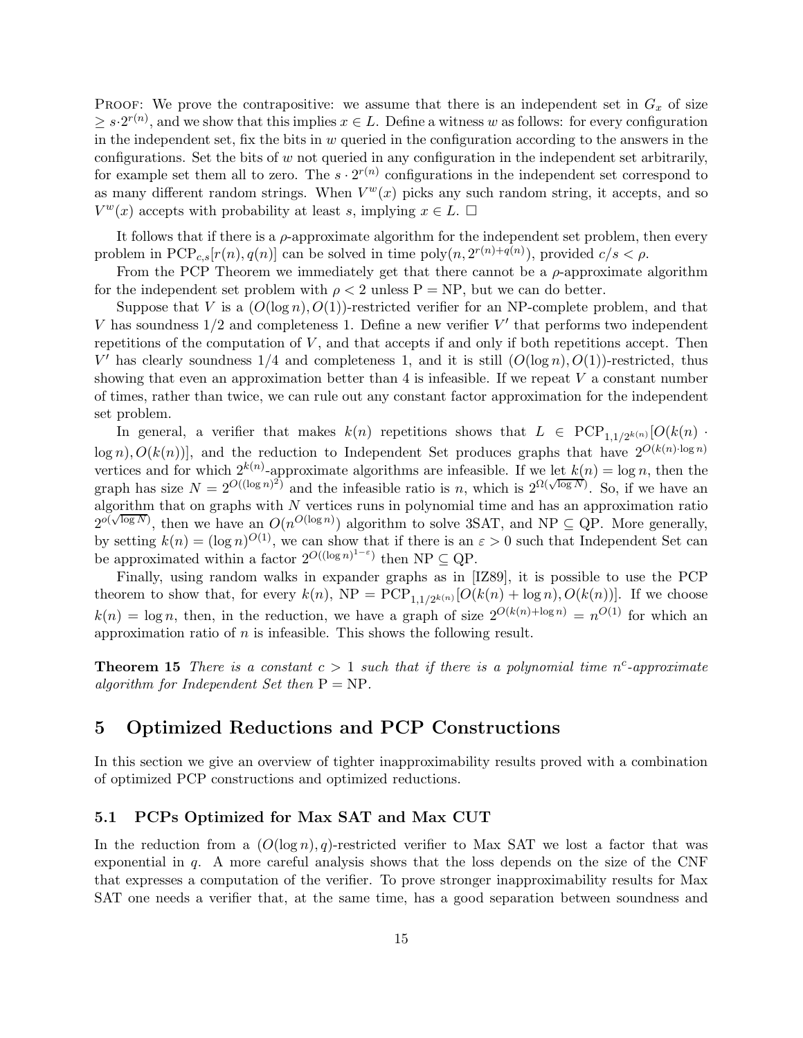Proof: We prove the contrapositive: we assume that there is an independent set in $G_x$ of size $\geq s \cdot 2^{r(n)}$, and we show that this implies $x \in L$. Define a witness $w$ as follows: for every configuration in the independent set, fix the bits in $w$ queried in the configuration according to the answers in the configurations. Set the bits of $w$ not queried in any configuration in the independent set arbitrarily, for example set them all to zero. The $s \cdot 2^{r(n)}$ configurations in the independent set correspond to as many different random strings. When $V^w(x)$ picks any such random string, it accepts, and so $V^w(x)$ accepts with probability at least $s$, implying $x \in L$. □

It follows that if there is a $\rho$-approximate algorithm for the independent set problem, then every problem in $\mathrm{PCP}_{c,s}[r(n), q(n)]$ can be solved in time $\mathrm{poly}(n, 2^{r(n)+q(n)})$, provided $c/s < \rho$.

From the PCP Theorem we immediately get that there cannot be a $\rho$-approximate algorithm for the independent set problem with $\rho < 2$ unless $\mathrm{P} = \mathrm{NP}$, but we can do better.

Suppose that $V$ is a $(O(\log n), O(1))$-restricted verifier for an NP-complete problem, and that $V$ has soundness $1/2$ and completeness 1. Define a new verifier $V'$ that performs two independent repetitions of the computation of $V$, and that accepts if and only if both repetitions accept. Then $V'$ has clearly soundness $1/4$ and completeness 1, and it is still $(O(\log n), O(1))$-restricted, thus showing that even an approximation better than 4 is infeasible. If we repeat $V$ a constant number of times, rather than twice, we can rule out any constant factor approximation for the independent set problem.

In general, a verifier that makes $k(n)$ repetitions shows that $L \in \mathrm{PCP}_{1,1/2^{k(n)}}[O(k(n) \cdot \log n), O(k(n))]$, and the reduction to Independent Set produces graphs that have $2^{O(k(n) \cdot \log n)}$ vertices and for which $2^{k(n)}$-approximate algorithms are infeasible. If we let $k(n) = \log n$, then the graph has size $N = 2^{O((\log n)^2)}$ and the infeasible ratio is $n$, which is $2^{\Omega(\sqrt{\log N})}$. So, if we have an algorithm that on graphs with $N$ vertices runs in polynomial time and has an approximation ratio $2^{o(\sqrt{\log N})}$, then we have an $O(n^{O(\log n)})$ algorithm to solve 3SAT, and $\mathrm{NP} \subseteq \mathrm{QP}$. More generally, by setting $k(n) = (\log n)^{O(1)}$, we can show that if there is an $\varepsilon > 0$ such that Independent Set can be approximated within a factor $2^{O((\log n)^{1-\varepsilon})}$ then $\mathrm{NP} \subseteq \mathrm{QP}$.

Finally, using random walks in expander graphs as in [IZ89], it is possible to use the PCP theorem to show that, for every $k(n)$, $\mathrm{NP} = \mathrm{PCP}_{1,1/2^{k(n)}}[O(k(n) + \log n), O(k(n))]$. If we choose $k(n) = \log n$, then, in the reduction, we have a graph of size $2^{O(k(n)+\log n)} = n^{O(1)}$ for which an approximation ratio of $n$ is infeasible. This shows the following result.

**Theorem 15** *There is a constant $c > 1$ such that if there is a polynomial time $n^c$-approximate algorithm for Independent Set then* $\mathrm{P} = \mathrm{NP}$.

## 5 Optimized Reductions and PCP Constructions

In this section we give an overview of tighter inapproximability results proved with a combination of optimized PCP constructions and optimized reductions.

### 5.1 PCPs Optimized for Max SAT and Max CUT

In the reduction from a $(O(\log n), q)$-restricted verifier to Max SAT we lost a factor that was exponential in $q$. A more careful analysis shows that the loss depends on the size of the CNF that expresses a computation of the verifier. To prove stronger inapproximability results for Max SAT one needs a verifier that, at the same time, has a good separation between soundness and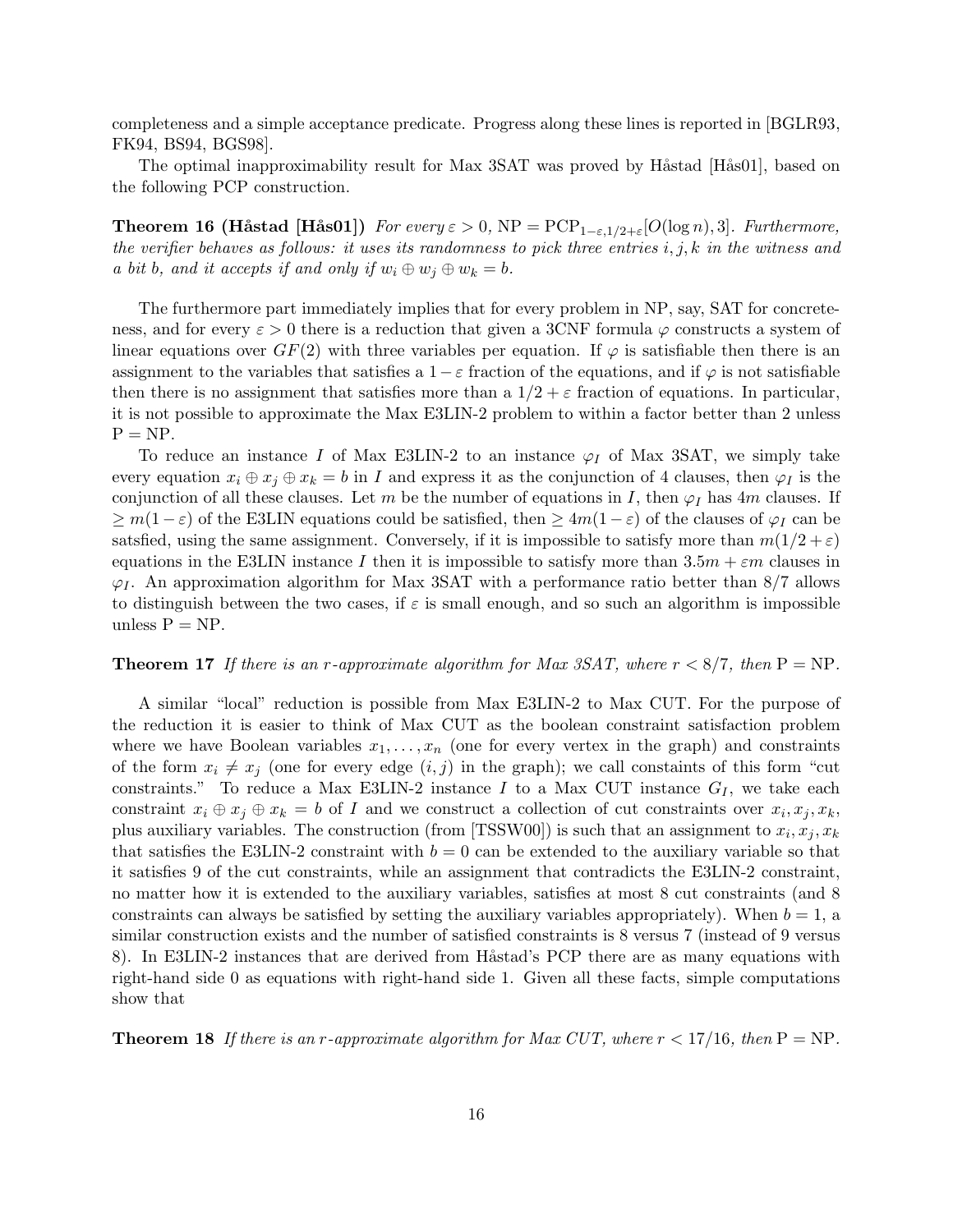completeness and a simple acceptance predicate. Progress along these lines is reported in [BGLR93, FK94, BS94, BGS98].

The optimal inapproximability result for Max 3SAT was proved by Håstad [Hås01], based on the following PCP construction.

**Theorem 16 (Håstad [Hås01])** *For every $\varepsilon > 0$, $\mathrm{NP} = \mathrm{PCP}_{1-\varepsilon,1/2+\varepsilon}[O(\log n), 3]$. Furthermore, the verifier behaves as follows: it uses its randomness to pick three entries $i, j, k$ in the witness and a bit $b$, and it accepts if and only if $w_i \oplus w_j \oplus w_k = b$.*

The furthermore part immediately implies that for every problem in NP, say, SAT for concreteness, and for every $\varepsilon > 0$ there is a reduction that given a 3CNF formula $\varphi$ constructs a system of linear equations over $GF(2)$ with three variables per equation. If $\varphi$ is satisfiable then there is an assignment to the variables that satisfies a $1-\varepsilon$ fraction of the equations, and if $\varphi$ is not satisfiable then there is no assignment that satisfies more than a $1/2+\varepsilon$ fraction of equations. In particular, it is not possible to approximate the Max E3LIN-2 problem to within a factor better than 2 unless $\mathrm{P} = \mathrm{NP}$.

To reduce an instance $I$ of Max E3LIN-2 to an instance $\varphi_I$ of Max 3SAT, we simply take every equation $x_i \oplus x_j \oplus x_k = b$ in $I$ and express it as the conjunction of 4 clauses, then $\varphi_I$ is the conjunction of all these clauses. Let $m$ be the number of equations in $I$, then $\varphi_I$ has $4m$ clauses. If $\geq m(1-\varepsilon)$ of the E3LIN equations could be satisfied, then $\geq 4m(1-\varepsilon)$ of the clauses of $\varphi_I$ can be satsfied, using the same assignment. Conversely, if it is impossible to satisfy more than $m(1/2+\varepsilon)$ equations in the E3LIN instance $I$ then it is impossible to satisfy more than $3.5m + \varepsilon m$ clauses in $\varphi_I$. An approximation algorithm for Max 3SAT with a performance ratio better than 8/7 allows to distinguish between the two cases, if $\varepsilon$ is small enough, and so such an algorithm is impossible unless $\mathrm{P} = \mathrm{NP}$.

**Theorem 17** *If there is an $r$-approximate algorithm for Max 3SAT, where $r < 8/7$, then $\mathrm{P} = \mathrm{NP}$.*

A similar "local" reduction is possible from Max E3LIN-2 to Max CUT. For the purpose of the reduction it is easier to think of Max CUT as the boolean constraint satisfaction problem where we have Boolean variables $x_1, \ldots, x_n$ (one for every vertex in the graph) and constraints of the form $x_i \neq x_j$ (one for every edge $(i,j)$ in the graph); we call constaints of this form "cut constraints." To reduce a Max E3LIN-2 instance $I$ to a Max CUT instance $G_I$, we take each constraint $x_i \oplus x_j \oplus x_k = b$ of $I$ and we construct a collection of cut constraints over $x_i, x_j, x_k$, plus auxiliary variables. The construction (from [TSSW00]) is such that an assignment to $x_i, x_j, x_k$ that satisfies the E3LIN-2 constraint with $b = 0$ can be extended to the auxiliary variable so that it satisfies 9 of the cut constraints, while an assignment that contradicts the E3LIN-2 constraint, no matter how it is extended to the auxiliary variables, satisfies at most 8 cut constraints (and 8 constraints can always be satisfied by setting the auxiliary variables appropriately). When $b = 1$, a similar construction exists and the number of satisfied constraints is 8 versus 7 (instead of 9 versus 8). In E3LIN-2 instances that are derived from Håstad's PCP there are as many equations with right-hand side 0 as equations with right-hand side 1. Given all these facts, simple computations show that

**Theorem 18** *If there is an $r$-approximate algorithm for Max CUT, where $r < 17/16$, then $\mathrm{P} = \mathrm{NP}$.*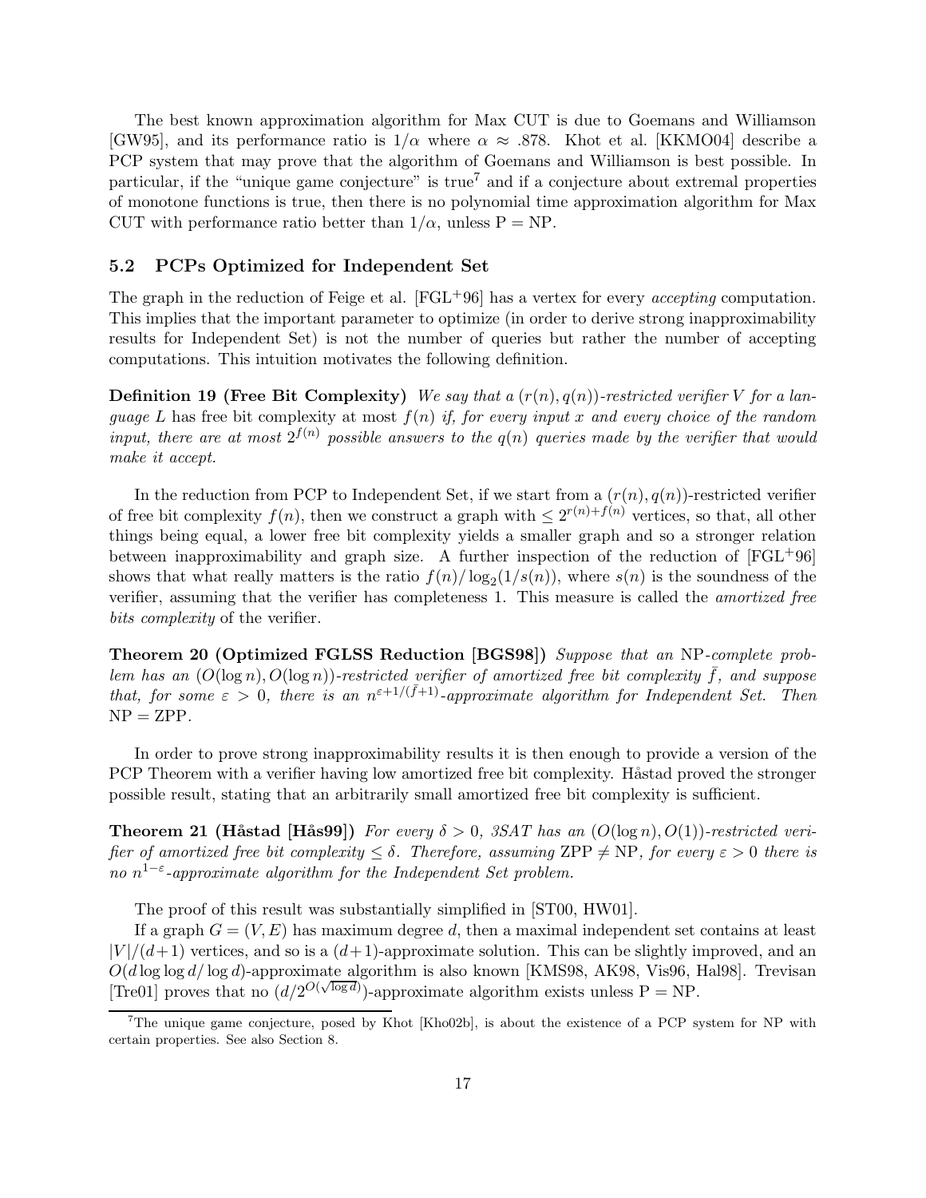The best known approximation algorithm for Max CUT is due to Goemans and Williamson [GW95], and its performance ratio is $1/\alpha$ where $\alpha \approx .878$. Khot et al. [KKMO04] describe a PCP system that may prove that the algorithm of Goemans and Williamson is best possible. In particular, if the "unique game conjecture" is true[7] and if a conjecture about extremal properties of monotone functions is true, then there is no polynomial time approximation algorithm for Max CUT with performance ratio better than $1/\alpha$, unless P = NP.

### 5.2 PCPs Optimized for Independent Set

The graph in the reduction of Feige et al. [FGL+96] has a vertex for every *accepting* computation. This implies that the important parameter to optimize (in order to derive strong inapproximability results for Independent Set) is not the number of queries but rather the number of accepting computations. This intuition motivates the following definition.

**Definition 19 (Free Bit Complexity)** *We say that a $(r(n), q(n))$-restricted verifier $V$ for a language $L$* has free bit complexity at most $f(n)$ *if, for every input $x$ and every choice of the random input, there are at most $2^{f(n)}$ possible answers to the $q(n)$ queries made by the verifier that would make it accept.*

In the reduction from PCP to Independent Set, if we start from a $(r(n), q(n))$-restricted verifier of free bit complexity $f(n)$, then we construct a graph with $\leq 2^{r(n)+f(n)}$ vertices, so that, all other things being equal, a lower free bit complexity yields a smaller graph and so a stronger relation between inapproximability and graph size. A further inspection of the reduction of [FGL+96] shows that what really matters is the ratio $f(n)/\log_2(1/s(n))$, where $s(n)$ is the soundness of the verifier, assuming that the verifier has completeness 1. This measure is called the *amortized free bits complexity* of the verifier.

**Theorem 20 (Optimized FGLSS Reduction [BGS98])** *Suppose that an* NP*-complete problem has an $(O(\log n), O(\log n))$-restricted verifier of amortized free bit complexity $\bar{f}$, and suppose that, for some $\varepsilon > 0$, there is an $n^{\varepsilon+1/(\bar{f}+1)}$-approximate algorithm for Independent Set. Then* NP = ZPP*.*

In order to prove strong inapproximability results it is then enough to provide a version of the PCP Theorem with a verifier having low amortized free bit complexity. Håstad proved the stronger possible result, stating that an arbitrarily small amortized free bit complexity is sufficient.

**Theorem 21 (Håstad [Hås99])** *For every $\delta > 0$, 3SAT has an $(O(\log n), O(1))$-restricted verifier of amortized free bit complexity $\leq \delta$. Therefore, assuming* ZPP $\neq$ NP*, for every $\varepsilon > 0$ there is no $n^{1-\varepsilon}$-approximate algorithm for the Independent Set problem.*

The proof of this result was substantially simplified in [ST00, HW01].

If a graph $G = (V, E)$ has maximum degree $d$, then a maximal independent set contains at least $|V|/(d+1)$ vertices, and so is a $(d+1)$-approximate solution. This can be slightly improved, and an $O(d \log \log d/ \log d)$-approximate algorithm is also known [KMS98, AK98, Vis96, Hal98]. Trevisan [Tre01] proves that no $(d/2^{O(\sqrt{\log d})})$-approximate algorithm exists unless P = NP.

[7] The unique game conjecture, posed by Khot [Kho02b], is about the existence of a PCP system for NP with certain properties. See also Section 8.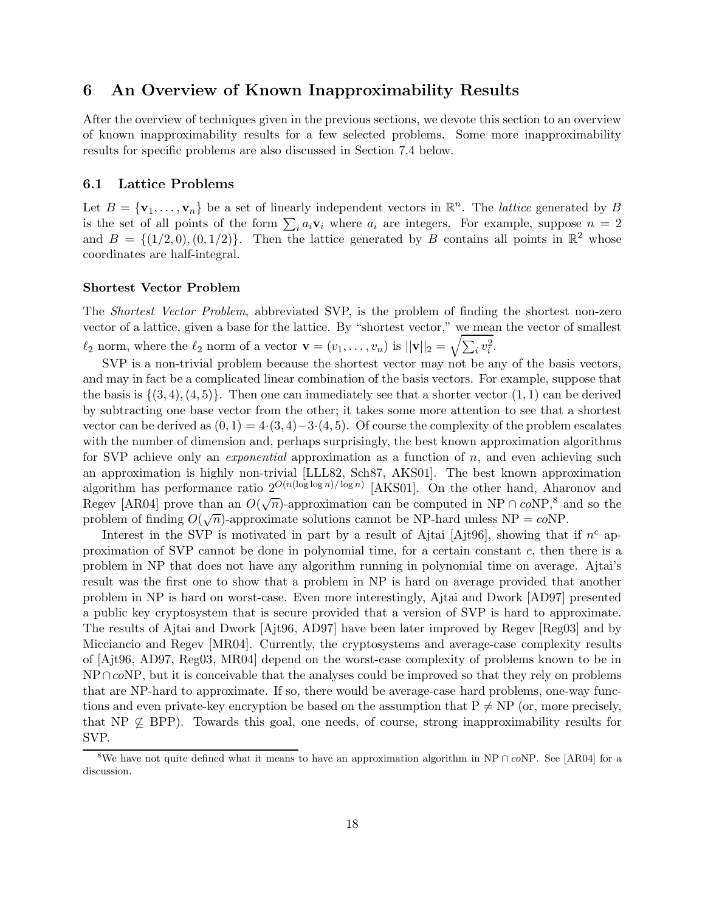# 6 An Overview of Known Inapproximability Results

After the overview of techniques given in the previous sections, we devote this section to an overview of known inapproximability results for a few selected problems. Some more inapproximability results for specific problems are also discussed in Section 7.4 below.

## 6.1 Lattice Problems

Let $B = \{\mathbf{v}_1, \ldots, \mathbf{v}_n\}$ be a set of linearly independent vectors in $\mathbb{R}^n$. The *lattice* generated by $B$ is the set of all points of the form $\sum_i a_i \mathbf{v}_i$ where $a_i$ are integers. For example, suppose $n = 2$ and $B = \{(1/2, 0), (0, 1/2)\}$. Then the lattice generated by $B$ contains all points in $\mathbb{R}^2$ whose coordinates are half-integral.

### Shortest Vector Problem

The *Shortest Vector Problem*, abbreviated SVP, is the problem of finding the shortest non-zero vector of a lattice, given a base for the lattice. By "shortest vector," we mean the vector of smallest $\ell_2$ norm, where the $\ell_2$ norm of a vector $\mathbf{v} = (v_1, \ldots, v_n)$ is $||\mathbf{v}||_2 = \sqrt{\sum_i v_i^2}$.

SVP is a non-trivial problem because the shortest vector may not be any of the basis vectors, and may in fact be a complicated linear combination of the basis vectors. For example, suppose that the basis is $\{(3, 4), (4, 5)\}$. Then one can immediately see that a shorter vector $(1, 1)$ can be derived by subtracting one base vector from the other; it takes some more attention to see that a shortest vector can be derived as $(0, 1) = 4 \cdot (3, 4) - 3 \cdot (4, 5)$. Of course the complexity of the problem escalates with the number of dimension and, perhaps surprisingly, the best known approximation algorithms for SVP achieve only an *exponential* approximation as a function of $n$, and even achieving such an approximation is highly non-trivial [LLL82, Sch87, AKS01]. The best known approximation algorithm has performance ratio $2^{O(n(\log \log n)/\log n)}$ [AKS01]. On the other hand, Aharonov and Regev [AR04] prove than an $O(\sqrt{n})$-approximation can be computed in NP $\cap$ *co*NP,[8] and so the problem of finding $O(\sqrt{n})$-approximate solutions cannot be NP-hard unless NP = *co*NP.

Interest in the SVP is motivated in part by a result of Ajtai [Ajt96], showing that if $n^c$ approximation of SVP cannot be done in polynomial time, for a certain constant $c$, then there is a problem in NP that does not have any algorithm running in polynomial time on average. Ajtai's result was the first one to show that a problem in NP is hard on average provided that another problem in NP is hard on worst-case. Even more interestingly, Ajtai and Dwork [AD97] presented a public key cryptosystem that is secure provided that a version of SVP is hard to approximate. The results of Ajtai and Dwork [Ajt96, AD97] have been later improved by Regev [Reg03] and by Micciancio and Regev [MR04]. Currently, the cryptosystems and average-case complexity results of [Ajt96, AD97, Reg03, MR04] depend on the worst-case complexity of problems known to be in NP $\cap$ *co*NP, but it is conceivable that the analyses could be improved so that they rely on problems that are NP-hard to approximate. If so, there would be average-case hard problems, one-way functions and even private-key encryption be based on the assumption that P $\neq$ NP (or, more precisely, that NP $\not\subseteq$ BPP). Towards this goal, one needs, of course, strong inapproximability results for SVP.

[8] We have not quite defined what it means to have an approximation algorithm in NP $\cap$ *co*NP. See [AR04] for a discussion.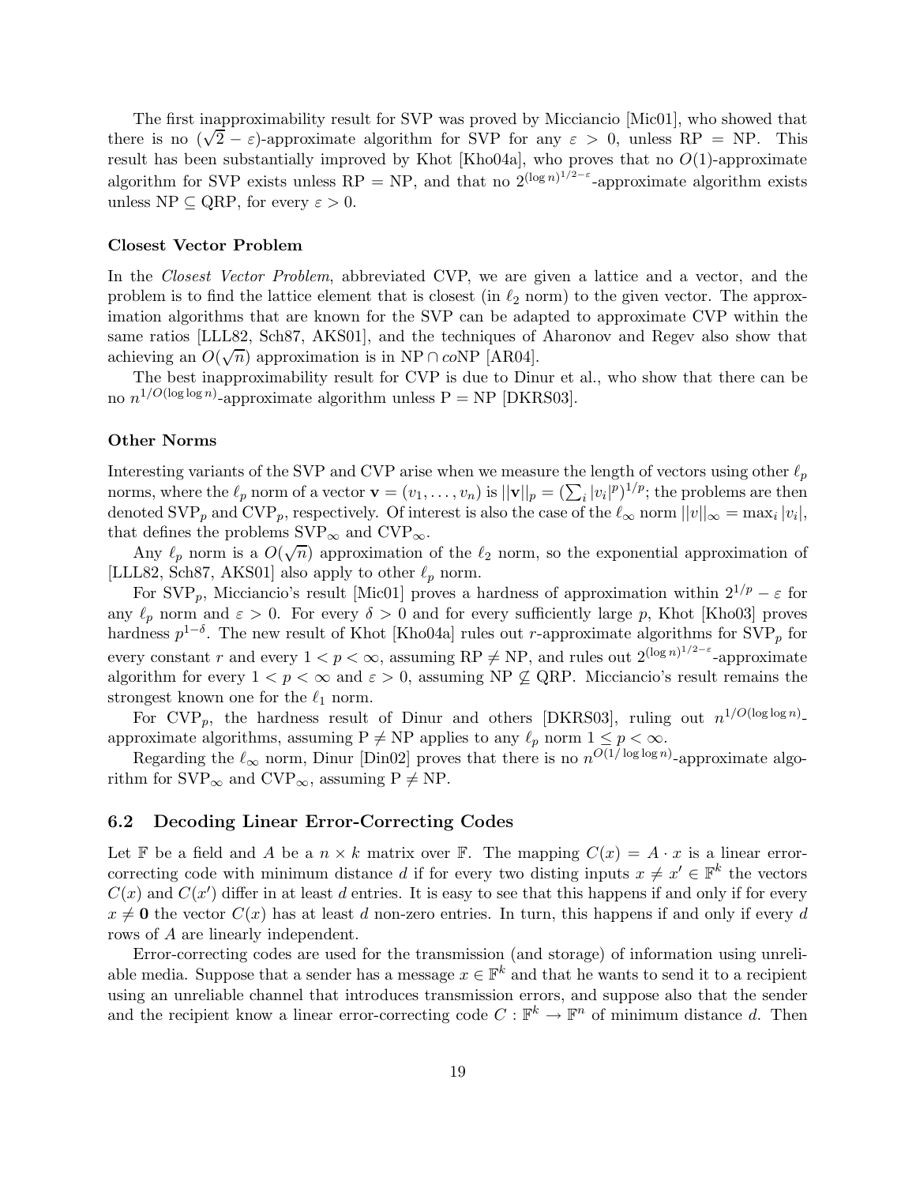The first inapproximability result for SVP was proved by Micciancio [Mic01], who showed that there is no $(\sqrt{2} - \varepsilon)$-approximate algorithm for SVP for any $\varepsilon > 0$, unless RP = NP. This result has been substantially improved by Khot [Kho04a], who proves that no $O(1)$-approximate algorithm for SVP exists unless RP = NP, and that no $2^{(\log n)^{1/2-\varepsilon}}$-approximate algorithm exists unless NP $\subseteq$ QRP, for every $\varepsilon > 0$.

#### Closest Vector Problem

In the *Closest Vector Problem*, abbreviated CVP, we are given a lattice and a vector, and the problem is to find the lattice element that is closest (in $\ell_2$ norm) to the given vector. The approximation algorithms that are known for the SVP can be adapted to approximate CVP within the same ratios [LLL82, Sch87, AKS01], and the techniques of Aharonov and Regev also show that achieving an $O(\sqrt{n})$ approximation is in NP $\cap$ *co*NP [AR04].

The best inapproximability result for CVP is due to Dinur et al., who show that there can be no $n^{1/O(\log \log n)}$-approximate algorithm unless P = NP [DKRS03].

#### Other Norms

Interesting variants of the SVP and CVP arise when we measure the length of vectors using other $\ell_p$ norms, where the $\ell_p$ norm of a vector $\mathbf{v} = (v_1, \ldots, v_n)$ is $||\mathbf{v}||_p = (\sum_i |v_i|^p)^{1/p}$; the problems are then denoted $\text{SVP}_p$ and $\text{CVP}_p$, respectively. Of interest is also the case of the $\ell_\infty$ norm $||v||_\infty = \max_i |v_i|$, that defines the problems $\text{SVP}_\infty$ and $\text{CVP}_\infty$.

Any $\ell_p$ norm is a $O(\sqrt{n})$ approximation of the $\ell_2$ norm, so the exponential approximation of [LLL82, Sch87, AKS01] also apply to other $\ell_p$ norm.

For $\text{SVP}_p$, Micciancio's result [Mic01] proves a hardness of approximation within $2^{1/p} - \varepsilon$ for any $\ell_p$ norm and $\varepsilon > 0$. For every $\delta > 0$ and for every sufficiently large $p$, Khot [Kho03] proves hardness $p^{1-\delta}$. The new result of Khot [Kho04a] rules out $r$-approximate algorithms for $\text{SVP}_p$ for every constant $r$ and every $1 < p < \infty$, assuming RP $\neq$ NP, and rules out $2^{(\log n)^{1/2-\varepsilon}}$-approximate algorithm for every $1 < p < \infty$ and $\varepsilon > 0$, assuming NP $\not\subseteq$ QRP. Micciancio's result remains the strongest known one for the $\ell_1$ norm.

For $\text{CVP}_p$, the hardness result of Dinur and others [DKRS03], ruling out $n^{1/O(\log \log n)}$-approximate algorithms, assuming P $\neq$ NP applies to any $\ell_p$ norm $1 \leq p < \infty$.

Regarding the $\ell_\infty$ norm, Dinur [Din02] proves that there is no $n^{O(1/\log \log n)}$-approximate algorithm for $\text{SVP}_\infty$ and $\text{CVP}_\infty$, assuming P $\neq$ NP.

### 6.2 Decoding Linear Error-Correcting Codes

Let $\mathbb{F}$ be a field and $A$ be a $n \times k$ matrix over $\mathbb{F}$. The mapping $C(x) = A \cdot x$ is a linear error-correcting code with minimum distance $d$ if for every two disting inputs $x \neq x' \in \mathbb{F}^k$ the vectors $C(x)$ and $C(x')$ differ in at least $d$ entries. It is easy to see that this happens if and only if for every $x \neq \mathbf{0}$ the vector $C(x)$ has at least $d$ non-zero entries. In turn, this happens if and only if every $d$ rows of $A$ are linearly independent.

Error-correcting codes are used for the transmission (and storage) of information using unreliable media. Suppose that a sender has a message $x \in \mathbb{F}^k$ and that he wants to send it to a recipient using an unreliable channel that introduces transmission errors, and suppose also that the sender and the recipient know a linear error-correcting code $C : \mathbb{F}^k \to \mathbb{F}^n$ of minimum distance $d$. Then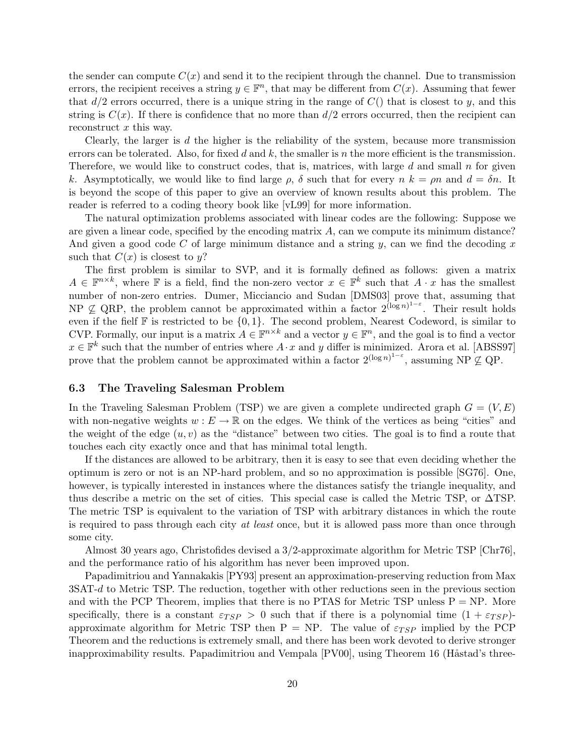the sender can compute $C(x)$ and send it to the recipient through the channel. Due to transmission errors, the recipient receives a string $y \in \mathbb{F}^n$, that may be different from $C(x)$. Assuming that fewer that $d/2$ errors occurred, there is a unique string in the range of $C()$ that is closest to $y$, and this string is $C(x)$. If there is confidence that no more than $d/2$ errors occurred, then the recipient can reconstruct $x$ this way.

Clearly, the larger is $d$ the higher is the reliability of the system, because more transmission errors can be tolerated. Also, for fixed $d$ and $k$, the smaller is $n$ the more efficient is the transmission. Therefore, we would like to construct codes, that is, matrices, with large $d$ and small $n$ for given $k$. Asymptotically, we would like to find large $\rho$, $\delta$ such that for every $n$ $k = \rho n$ and $d = \delta n$. It is beyond the scope of this paper to give an overview of known results about this problem. The reader is referred to a coding theory book like [vL99] for more information.

The natural optimization problems associated with linear codes are the following: Suppose we are given a linear code, specified by the encoding matrix $A$, can we compute its minimum distance? And given a good code $C$ of large minimum distance and a string $y$, can we find the decoding $x$ such that $C(x)$ is closest to $y$?

The first problem is similar to SVP, and it is formally defined as follows: given a matrix $A \in \mathbb{F}^{n \times k}$, where $\mathbb{F}$ is a field, find the non-zero vector $x \in \mathbb{F}^k$ such that $A \cdot x$ has the smallest number of non-zero entries. Dumer, Micciancio and Sudan [DMS03] prove that, assuming that NP $\not\subseteq$ QRP, the problem cannot be approximated within a factor $2^{(\log n)^{1-\varepsilon}}$. Their result holds even if the fielf $\mathbb{F}$ is restricted to be $\{0, 1\}$. The second problem, Nearest Codeword, is similar to CVP. Formally, our input is a matrix $A \in \mathbb{F}^{n \times k}$ and a vector $y \in \mathbb{F}^n$, and the goal is to find a vector $x \in \mathbb{F}^k$ such that the number of entries where $A \cdot x$ and $y$ differ is minimized. Arora et al. [ABSS97] prove that the problem cannot be approximated within a factor $2^{(\log n)^{1-\varepsilon}}$, assuming NP $\not\subseteq$ QP.

### 6.3 The Traveling Salesman Problem

In the Traveling Salesman Problem (TSP) we are given a complete undirected graph $G = (V, E)$ with non-negative weights $w : E \to \mathbb{R}$ on the edges. We think of the vertices as being "cities" and the weight of the edge $(u, v)$ as the "distance" between two cities. The goal is to find a route that touches each city exactly once and that has minimal total length.

If the distances are allowed to be arbitrary, then it is easy to see that even deciding whether the optimum is zero or not is an NP-hard problem, and so no approximation is possible [SG76]. One, however, is typically interested in instances where the distances satisfy the triangle inequality, and thus describe a metric on the set of cities. This special case is called the Metric TSP, or $\Delta$TSP. The metric TSP is equivalent to the variation of TSP with arbitrary distances in which the route is required to pass through each city *at least* once, but it is allowed pass more than once through some city.

Almost 30 years ago, Christofides devised a 3/2-approximate algorithm for Metric TSP [Chr76], and the performance ratio of his algorithm has never been improved upon.

Papadimitriou and Yannakakis [PY93] present an approximation-preserving reduction from Max 3SAT-$d$ to Metric TSP. The reduction, together with other reductions seen in the previous section and with the PCP Theorem, implies that there is no PTAS for Metric TSP unless P = NP. More specifically, there is a constant $\varepsilon_{TSP} > 0$ such that if there is a polynomial time $(1 + \varepsilon_{TSP})$-approximate algorithm for Metric TSP then P = NP. The value of $\varepsilon_{TSP}$ implied by the PCP Theorem and the reductions is extremely small, and there has been work devoted to derive stronger inapproximability results. Papadimitriou and Vempala [PV00], using Theorem 16 (Håstad's three-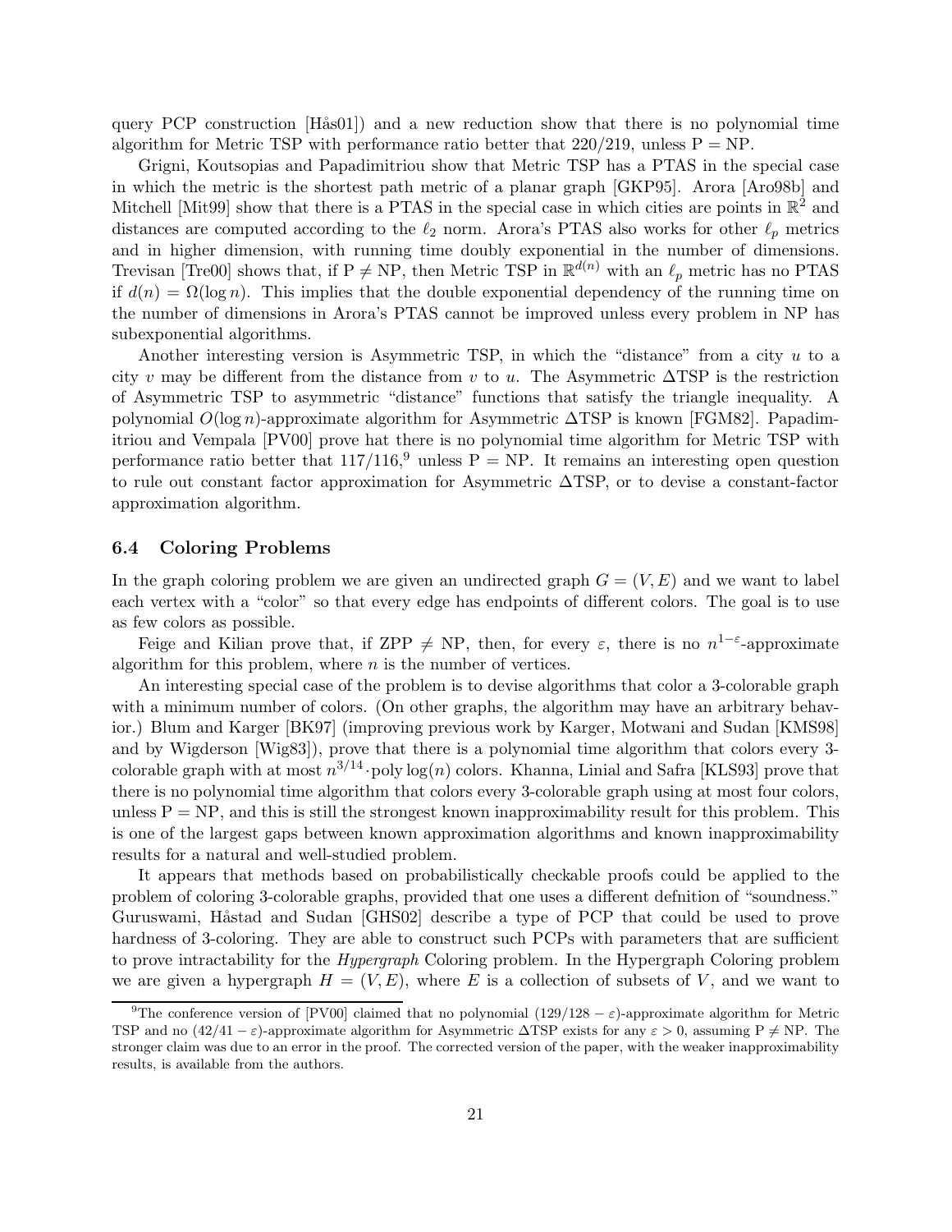query PCP construction [Hås01]) and a new reduction show that there is no polynomial time algorithm for Metric TSP with performance ratio better that 220/219, unless P = NP.

Grigni, Koutsopias and Papadimitriou show that Metric TSP has a PTAS in the special case in which the metric is the shortest path metric of a planar graph [GKP95]. Arora [Aro98b] and Mitchell [Mit99] show that there is a PTAS in the special case in which cities are points in $\mathbb{R}^2$ and distances are computed according to the $\ell_2$ norm. Arora's PTAS also works for other $\ell_p$ metrics and in higher dimension, with running time doubly exponential in the number of dimensions. Trevisan [Tre00] shows that, if P $\neq$ NP, then Metric TSP in $\mathbb{R}^{d(n)}$ with an $\ell_p$ metric has no PTAS if $d(n) = \Omega(\log n)$. This implies that the double exponential dependency of the running time on the number of dimensions in Arora's PTAS cannot be improved unless every problem in NP has subexponential algorithms.

Another interesting version is Asymmetric TSP, in which the "distance" from a city $u$ to a city $v$ may be different from the distance from $v$ to $u$. The Asymmetric $\Delta$TSP is the restriction of Asymmetric TSP to asymmetric "distance" functions that satisfy the triangle inequality. A polynomial $O(\log n)$-approximate algorithm for Asymmetric $\Delta$TSP is known [FGM82]. Papadimitriou and Vempala [PV00] prove hat there is no polynomial time algorithm for Metric TSP with performance ratio better that 117/116,[9] unless P = NP. It remains an interesting open question to rule out constant factor approximation for Asymmetric $\Delta$TSP, or to devise a constant-factor approximation algorithm.

### 6.4 Coloring Problems

In the graph coloring problem we are given an undirected graph $G = (V, E)$ and we want to label each vertex with a "color" so that every edge has endpoints of different colors. The goal is to use as few colors as possible.

Feige and Kilian prove that, if ZPP $\neq$ NP, then, for every $\varepsilon$, there is no $n^{1-\varepsilon}$-approximate algorithm for this problem, where $n$ is the number of vertices.

An interesting special case of the problem is to devise algorithms that color a 3-colorable graph with a minimum number of colors. (On other graphs, the algorithm may have an arbitrary behavior.) Blum and Karger [BK97] (improving previous work by Karger, Motwani and Sudan [KMS98] and by Wigderson [Wig83]), prove that there is a polynomial time algorithm that colors every 3-colorable graph with at most $n^{3/14} \cdot \text{poly}\log(n)$ colors. Khanna, Linial and Safra [KLS93] prove that there is no polynomial time algorithm that colors every 3-colorable graph using at most four colors, unless P = NP, and this is still the strongest known inapproximability result for this problem. This is one of the largest gaps between known approximation algorithms and known inapproximability results for a natural and well-studied problem.

It appears that methods based on probabilistically checkable proofs could be applied to the problem of coloring 3-colorable graphs, provided that one uses a different defnition of "soundness." Guruswami, Håstad and Sudan [GHS02] describe a type of PCP that could be used to prove hardness of 3-coloring. They are able to construct such PCPs with parameters that are sufficient to prove intractability for the *Hypergraph* Coloring problem. In the Hypergraph Coloring problem we are given a hypergraph $H = (V, E)$, where $E$ is a collection of subsets of $V$, and we want to

[9] The conference version of [PV00] claimed that no polynomial $(129/128 - \varepsilon)$-approximate algorithm for Metric TSP and no $(42/41 - \varepsilon)$-approximate algorithm for Asymmetric $\Delta$TSP exists for any $\varepsilon > 0$, assuming P $\neq$ NP. The stronger claim was due to an error in the proof. The corrected version of the paper, with the weaker inapproximability results, is available from the authors.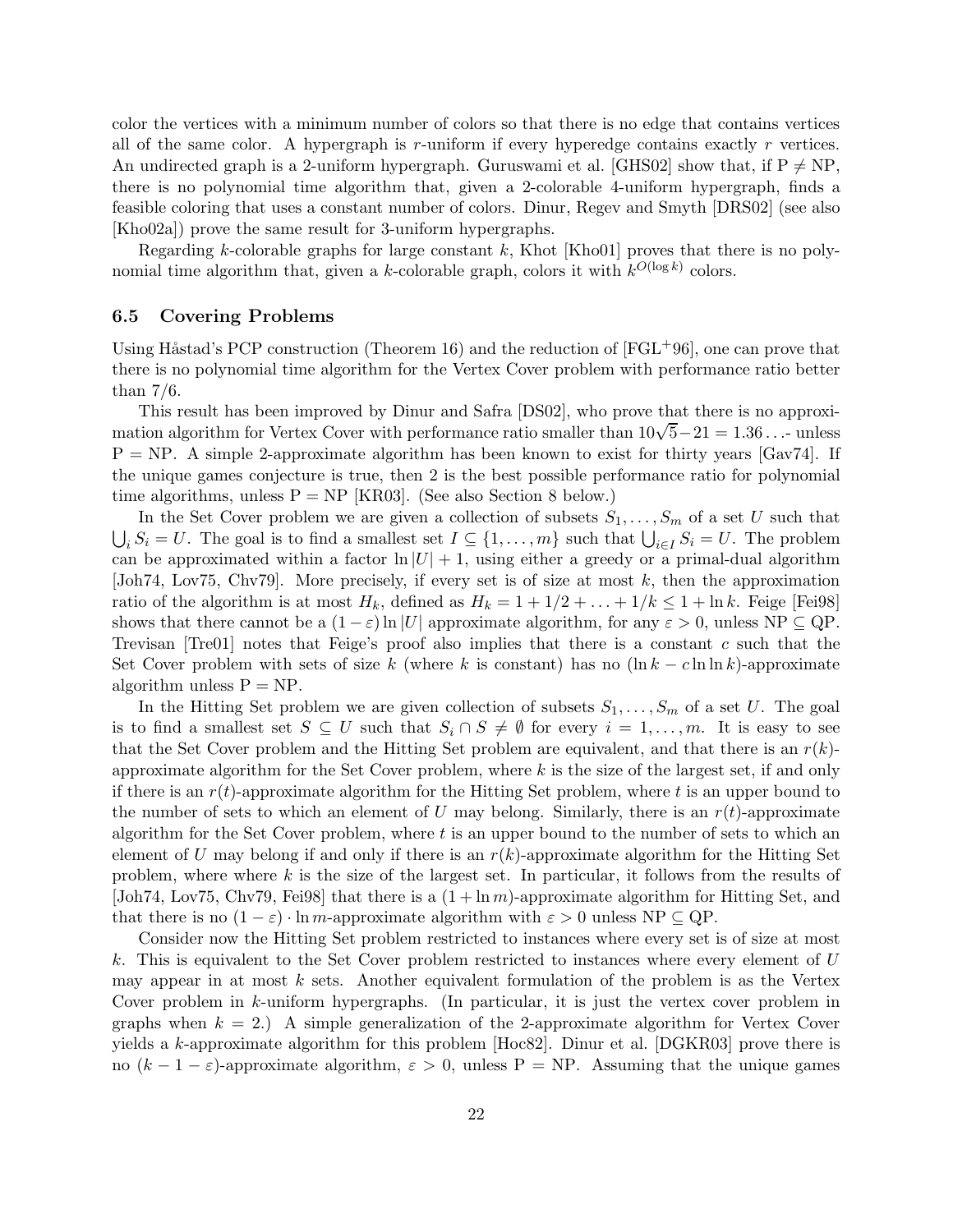color the vertices with a minimum number of colors so that there is no edge that contains vertices all of the same color. A hypergraph is $r$-uniform if every hyperedge contains exactly $r$ vertices. An undirected graph is a 2-uniform hypergraph. Guruswami et al. [GHS02] show that, if $\mathrm{P} \neq \mathrm{NP}$, there is no polynomial time algorithm that, given a 2-colorable 4-uniform hypergraph, finds a feasible coloring that uses a constant number of colors. Dinur, Regev and Smyth [DRS02] (see also [Kho02a]) prove the same result for 3-uniform hypergraphs.

Regarding $k$-colorable graphs for large constant $k$, Khot [Kho01] proves that there is no polynomial time algorithm that, given a $k$-colorable graph, colors it with $k^{O(\log k)}$ colors.

### 6.5 Covering Problems

Using Håstad's PCP construction (Theorem 16) and the reduction of [FGL+96], one can prove that there is no polynomial time algorithm for the Vertex Cover problem with performance ratio better than 7/6.

This result has been improved by Dinur and Safra [DS02], who prove that there is no approximation algorithm for Vertex Cover with performance ratio smaller than $10\sqrt{5}-21 = 1.36\ldots$- unless $\mathrm{P} = \mathrm{NP}$. A simple 2-approximate algorithm has been known to exist for thirty years [Gav74]. If the unique games conjecture is true, then 2 is the best possible performance ratio for polynomial time algorithms, unless $\mathrm{P} = \mathrm{NP}$ [KR03]. (See also Section 8 below.)

In the Set Cover problem we are given a collection of subsets $S_1, \ldots, S_m$ of a set $U$ such that $\bigcup_i S_i = U$. The goal is to find a smallest set $I \subseteq \{1, \ldots, m\}$ such that $\bigcup_{i \in I} S_i = U$. The problem can be approximated within a factor $\ln |U| + 1$, using either a greedy or a primal-dual algorithm [Joh74, Lov75, Chv79]. More precisely, if every set is of size at most $k$, then the approximation ratio of the algorithm is at most $H_k$, defined as $H_k = 1 + 1/2 + \ldots + 1/k \leq 1 + \ln k$. Feige [Fei98] shows that there cannot be a $(1-\varepsilon)\ln |U|$ approximate algorithm, for any $\varepsilon > 0$, unless $\mathrm{NP} \subseteq \mathrm{QP}$. Trevisan [Tre01] notes that Feige's proof also implies that there is a constant $c$ such that the Set Cover problem with sets of size $k$ (where $k$ is constant) has no $(\ln k - c \ln \ln k)$-approximate algorithm unless $\mathrm{P} = \mathrm{NP}$.

In the Hitting Set problem we are given collection of subsets $S_1, \ldots, S_m$ of a set $U$. The goal is to find a smallest set $S \subseteq U$ such that $S_i \cap S \neq \emptyset$ for every $i = 1, \ldots, m$. It is easy to see that the Set Cover problem and the Hitting Set problem are equivalent, and that there is an $r(k)$-approximate algorithm for the Set Cover problem, where $k$ is the size of the largest set, if and only if there is an $r(t)$-approximate algorithm for the Hitting Set problem, where $t$ is an upper bound to the number of sets to which an element of $U$ may belong. Similarly, there is an $r(t)$-approximate algorithm for the Set Cover problem, where $t$ is an upper bound to the number of sets to which an element of $U$ may belong if and only if there is an $r(k)$-approximate algorithm for the Hitting Set problem, where where $k$ is the size of the largest set. In particular, it follows from the results of [Joh74, Lov75, Chv79, Fei98] that there is a $(1 + \ln m)$-approximate algorithm for Hitting Set, and that there is no $(1-\varepsilon) \cdot \ln m$-approximate algorithm with $\varepsilon > 0$ unless $\mathrm{NP} \subseteq \mathrm{QP}$.

Consider now the Hitting Set problem restricted to instances where every set is of size at most $k$. This is equivalent to the Set Cover problem restricted to instances where every element of $U$ may appear in at most $k$ sets. Another equivalent formulation of the problem is as the Vertex Cover problem in $k$-uniform hypergraphs. (In particular, it is just the vertex cover problem in graphs when $k = 2$.) A simple generalization of the 2-approximate algorithm for Vertex Cover yields a $k$-approximate algorithm for this problem [Hoc82]. Dinur et al. [DGKR03] prove there is no $(k - 1 - \varepsilon)$-approximate algorithm, $\varepsilon > 0$, unless $\mathrm{P} = \mathrm{NP}$. Assuming that the unique games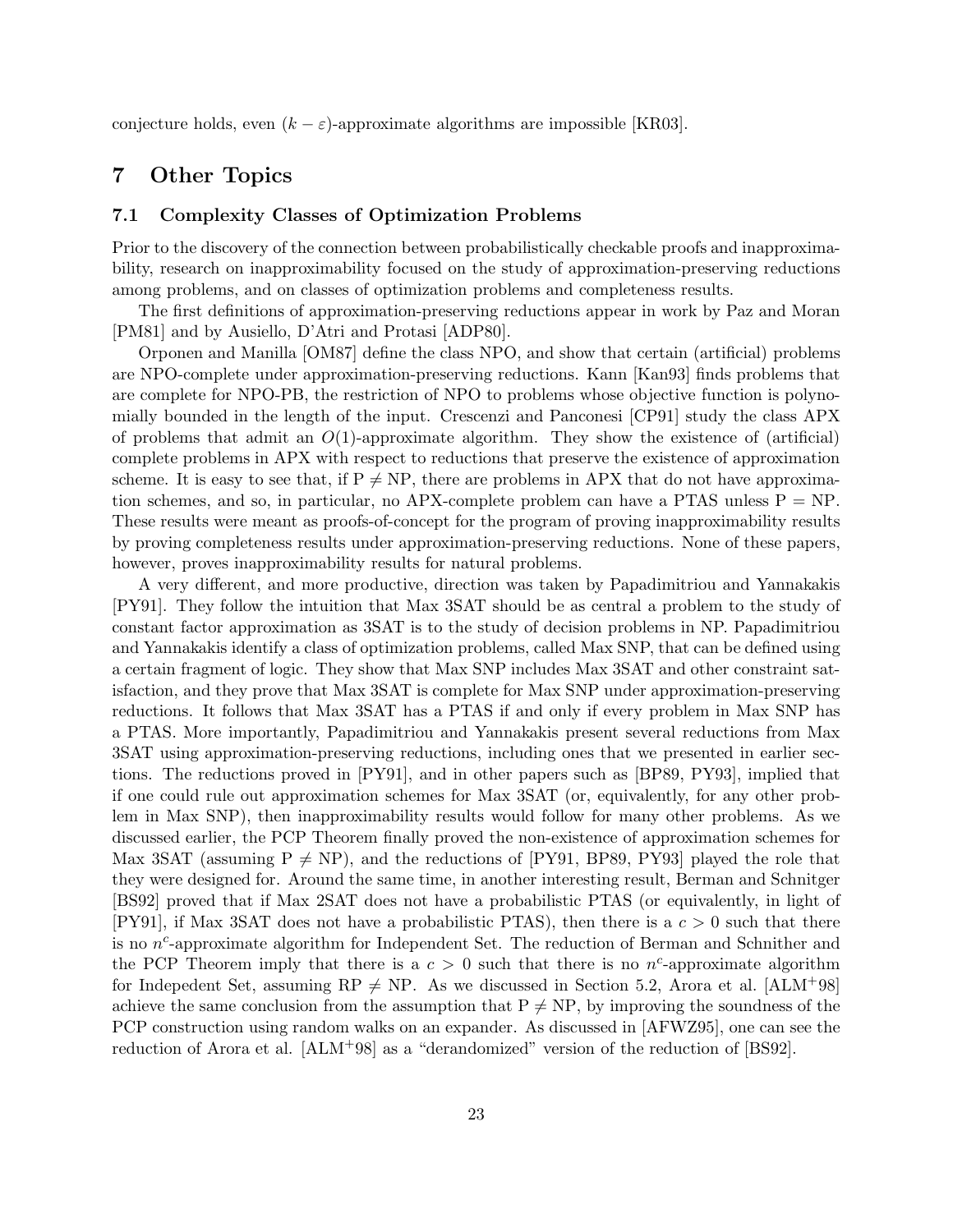conjecture holds, even $(k - \varepsilon)$-approximate algorithms are impossible [KR03].

# 7 Other Topics

## 7.1 Complexity Classes of Optimization Problems

Prior to the discovery of the connection between probabilistically checkable proofs and inapproximability, research on inapproximability focused on the study of approximation-preserving reductions among problems, and on classes of optimization problems and completeness results.

The first definitions of approximation-preserving reductions appear in work by Paz and Moran [PM81] and by Ausiello, D'Atri and Protasi [ADP80].

Orponen and Manilla [OM87] define the class NPO, and show that certain (artificial) problems are NPO-complete under approximation-preserving reductions. Kann [Kan93] finds problems that are complete for NPO-PB, the restriction of NPO to problems whose objective function is polynomially bounded in the length of the input. Crescenzi and Panconesi [CP91] study the class APX of problems that admit an $O(1)$-approximate algorithm. They show the existence of (artificial) complete problems in APX with respect to reductions that preserve the existence of approximation scheme. It is easy to see that, if $\mathrm{P} \neq \mathrm{NP}$, there are problems in APX that do not have approximation schemes, and so, in particular, no APX-complete problem can have a PTAS unless $\mathrm{P} = \mathrm{NP}$. These results were meant as proofs-of-concept for the program of proving inapproximability results by proving completeness results under approximation-preserving reductions. None of these papers, however, proves inapproximability results for natural problems.

A very different, and more productive, direction was taken by Papadimitriou and Yannakakis [PY91]. They follow the intuition that Max 3SAT should be as central a problem to the study of constant factor approximation as 3SAT is to the study of decision problems in NP. Papadimitriou and Yannakakis identify a class of optimization problems, called Max SNP, that can be defined using a certain fragment of logic. They show that Max SNP includes Max 3SAT and other constraint satisfaction, and they prove that Max 3SAT is complete for Max SNP under approximation-preserving reductions. It follows that Max 3SAT has a PTAS if and only if every problem in Max SNP has a PTAS. More importantly, Papadimitriou and Yannakakis present several reductions from Max 3SAT using approximation-preserving reductions, including ones that we presented in earlier sections. The reductions proved in [PY91], and in other papers such as [BP89, PY93], implied that if one could rule out approximation schemes for Max 3SAT (or, equivalently, for any other problem in Max SNP), then inapproximability results would follow for many other problems. As we discussed earlier, the PCP Theorem finally proved the non-existence of approximation schemes for Max 3SAT (assuming $\mathrm{P} \neq \mathrm{NP}$), and the reductions of [PY91, BP89, PY93] played the role that they were designed for. Around the same time, in another interesting result, Berman and Schnitger [BS92] proved that if Max 2SAT does not have a probabilistic PTAS (or equivalently, in light of [PY91], if Max 3SAT does not have a probabilistic PTAS), then there is a $c > 0$ such that there is no $n^c$-approximate algorithm for Independent Set. The reduction of Berman and Schnither and the PCP Theorem imply that there is a $c > 0$ such that there is no $n^c$-approximate algorithm for Indepedent Set, assuming $\mathrm{RP} \neq \mathrm{NP}$. As we discussed in Section 5.2, Arora et al. [ALM+98] achieve the same conclusion from the assumption that $\mathrm{P} \neq \mathrm{NP}$, by improving the soundness of the PCP construction using random walks on an expander. As discussed in [AFWZ95], one can see the reduction of Arora et al. [ALM+98] as a "derandomized" version of the reduction of [BS92].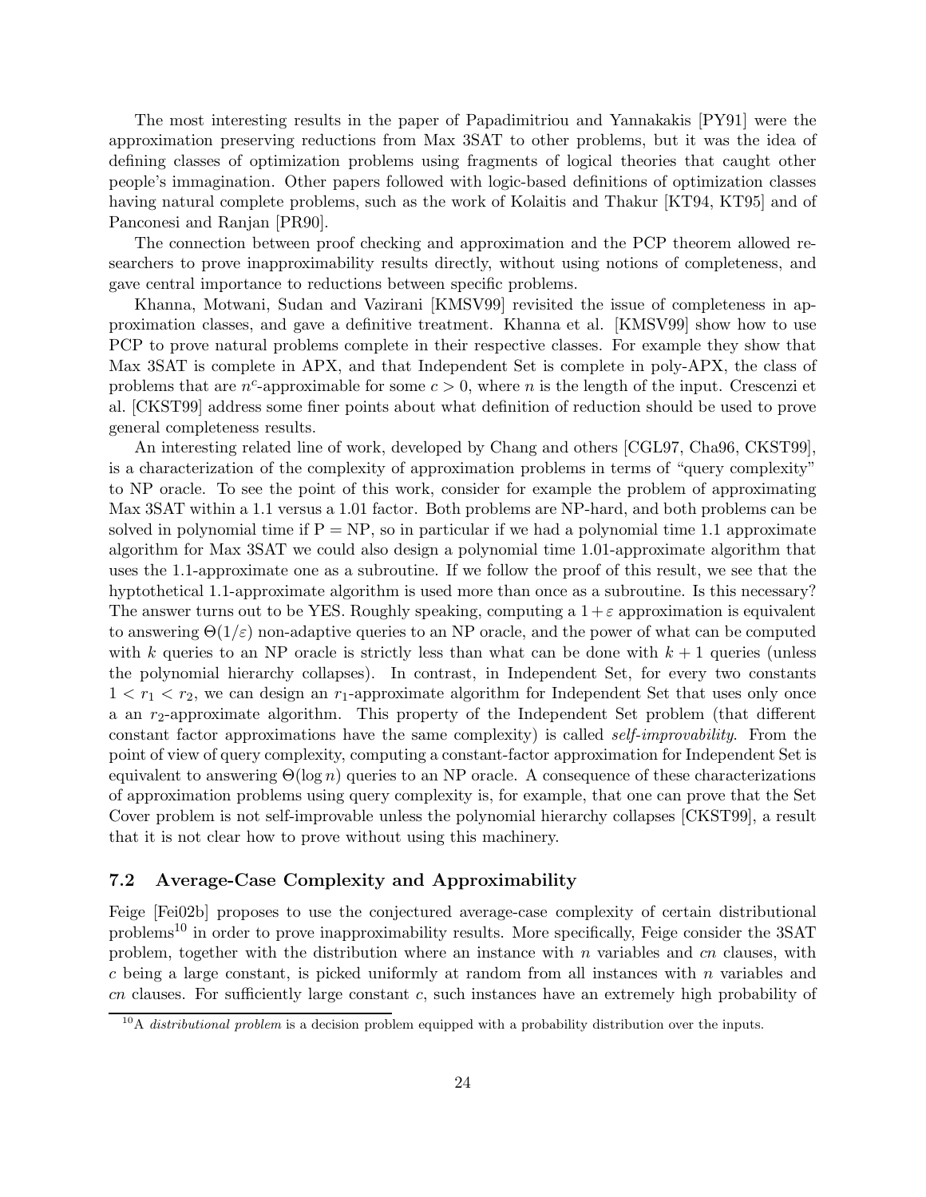The most interesting results in the paper of Papadimitriou and Yannakakis [PY91] were the approximation preserving reductions from Max 3SAT to other problems, but it was the idea of defining classes of optimization problems using fragments of logical theories that caught other people's immagination. Other papers followed with logic-based definitions of optimization classes having natural complete problems, such as the work of Kolaitis and Thakur [KT94, KT95] and of Panconesi and Ranjan [PR90].

The connection between proof checking and approximation and the PCP theorem allowed researchers to prove inapproximability results directly, without using notions of completeness, and gave central importance to reductions between specific problems.

Khanna, Motwani, Sudan and Vazirani [KMSV99] revisited the issue of completeness in approximation classes, and gave a definitive treatment. Khanna et al. [KMSV99] show how to use PCP to prove natural problems complete in their respective classes. For example they show that Max 3SAT is complete in APX, and that Independent Set is complete in poly-APX, the class of problems that are $n^c$-approximable for some $c > 0$, where $n$ is the length of the input. Crescenzi et al. [CKST99] address some finer points about what definition of reduction should be used to prove general completeness results.

An interesting related line of work, developed by Chang and others [CGL97, Cha96, CKST99], is a characterization of the complexity of approximation problems in terms of "query complexity" to NP oracle. To see the point of this work, consider for example the problem of approximating Max 3SAT within a 1.1 versus a 1.01 factor. Both problems are NP-hard, and both problems can be solved in polynomial time if P = NP, so in particular if we had a polynomial time 1.1 approximate algorithm for Max 3SAT we could also design a polynomial time 1.01-approximate algorithm that uses the 1.1-approximate one as a subroutine. If we follow the proof of this result, we see that the hyptothetical 1.1-approximate algorithm is used more than once as a subroutine. Is this necessary? The answer turns out to be YES. Roughly speaking, computing a $1+\varepsilon$ approximation is equivalent to answering $\Theta(1/\varepsilon)$ non-adaptive queries to an NP oracle, and the power of what can be computed with $k$ queries to an NP oracle is strictly less than what can be done with $k+1$ queries (unless the polynomial hierarchy collapses). In contrast, in Independent Set, for every two constants $1 < r_1 < r_2$, we can design an $r_1$-approximate algorithm for Independent Set that uses only once a an $r_2$-approximate algorithm. This property of the Independent Set problem (that different constant factor approximations have the same complexity) is called *self-improvability*. From the point of view of query complexity, computing a constant-factor approximation for Independent Set is equivalent to answering $\Theta(\log n)$ queries to an NP oracle. A consequence of these characterizations of approximation problems using query complexity is, for example, that one can prove that the Set Cover problem is not self-improvable unless the polynomial hierarchy collapses [CKST99], a result that it is not clear how to prove without using this machinery.

### 7.2 Average-Case Complexity and Approximability

Feige [Fei02b] proposes to use the conjectured average-case complexity of certain distributional problems[10] in order to prove inapproximability results. More specifically, Feige consider the 3SAT problem, together with the distribution where an instance with $n$ variables and $cn$ clauses, with $c$ being a large constant, is picked uniformly at random from all instances with $n$ variables and $cn$ clauses. For sufficiently large constant $c$, such instances have an extremely high probability of

[10] A *distributional problem* is a decision problem equipped with a probability distribution over the inputs.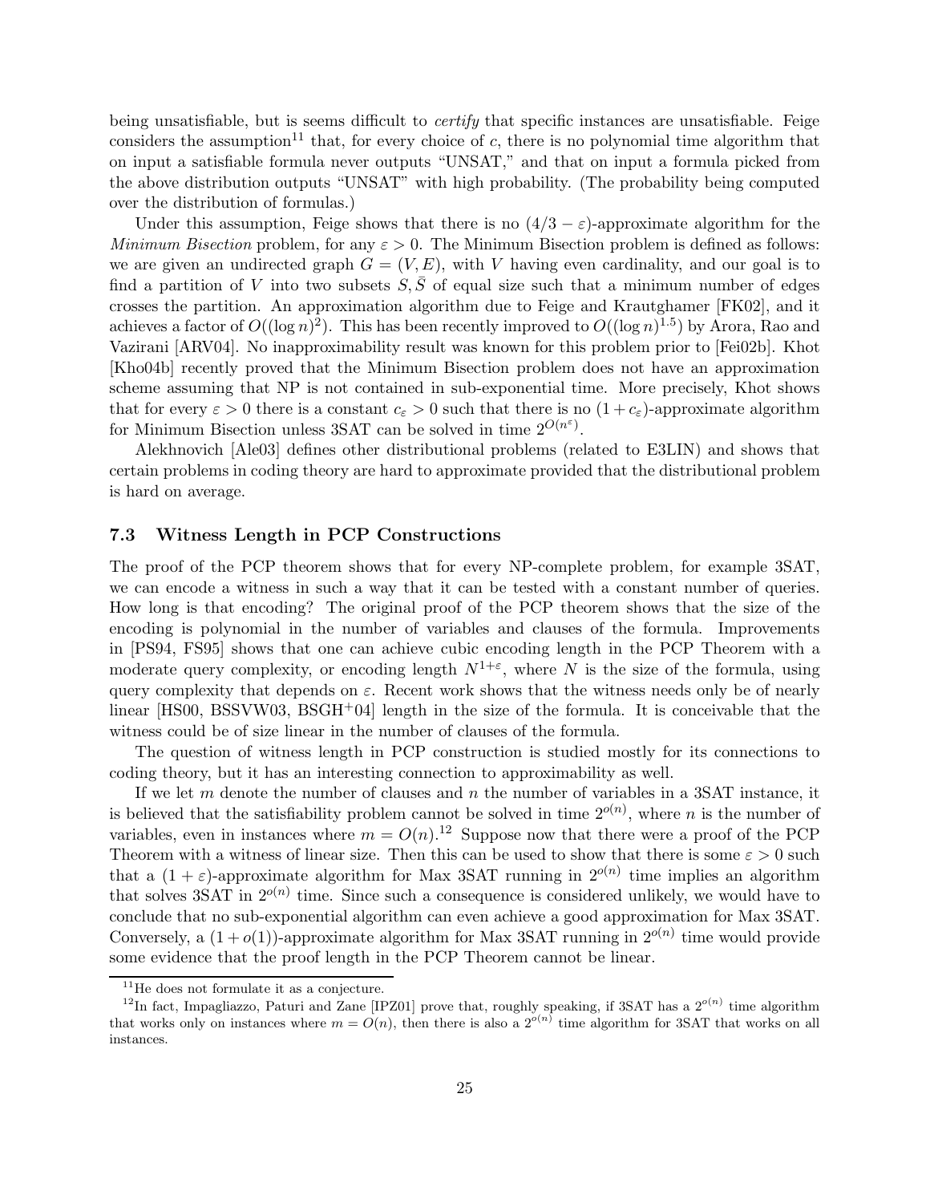being unsatisfiable, but is seems difficult to *certify* that specific instances are unsatisfiable. Feige considers the assumption[11] that, for every choice of $c$, there is no polynomial time algorithm that on input a satisfiable formula never outputs "UNSAT," and that on input a formula picked from the above distribution outputs "UNSAT" with high probability. (The probability being computed over the distribution of formulas.)

Under this assumption, Feige shows that there is no $(4/3 - \varepsilon)$-approximate algorithm for the *Minimum Bisection* problem, for any $\varepsilon > 0$. The Minimum Bisection problem is defined as follows: we are given an undirected graph $G = (V, E)$, with $V$ having even cardinality, and our goal is to find a partition of $V$ into two subsets $S, \bar{S}$ of equal size such that a minimum number of edges crosses the partition. An approximation algorithm due to Feige and Krautghamer [FK02], and it achieves a factor of $O((\log n)^2)$. This has been recently improved to $O((\log n)^{1.5})$ by Arora, Rao and Vazirani [ARV04]. No inapproximability result was known for this problem prior to [Fei02b]. Khot [Kho04b] recently proved that the Minimum Bisection problem does not have an approximation scheme assuming that NP is not contained in sub-exponential time. More precisely, Khot shows that for every $\varepsilon > 0$ there is a constant $c_\varepsilon > 0$ such that there is no $(1 + c_\varepsilon)$-approximate algorithm for Minimum Bisection unless 3SAT can be solved in time $2^{O(n^\varepsilon)}$.

Alekhnovich [Ale03] defines other distributional problems (related to E3LIN) and shows that certain problems in coding theory are hard to approximate provided that the distributional problem is hard on average.

### 7.3 Witness Length in PCP Constructions

The proof of the PCP theorem shows that for every NP-complete problem, for example 3SAT, we can encode a witness in such a way that it can be tested with a constant number of queries. How long is that encoding? The original proof of the PCP theorem shows that the size of the encoding is polynomial in the number of variables and clauses of the formula. Improvements in [PS94, FS95] shows that one can achieve cubic encoding length in the PCP Theorem with a moderate query complexity, or encoding length $N^{1+\varepsilon}$, where $N$ is the size of the formula, using query complexity that depends on $\varepsilon$. Recent work shows that the witness needs only be of nearly linear [HS00, BSSVW03, BSGH$^+$04] length in the size of the formula. It is conceivable that the witness could be of size linear in the number of clauses of the formula.

The question of witness length in PCP construction is studied mostly for its connections to coding theory, but it has an interesting connection to approximability as well.

If we let $m$ denote the number of clauses and $n$ the number of variables in a 3SAT instance, it is believed that the satisfiability problem cannot be solved in time $2^{o(n)}$, where $n$ is the number of variables, even in instances where $m = O(n)$.[12] Suppose now that there were a proof of the PCP Theorem with a witness of linear size. Then this can be used to show that there is some $\varepsilon > 0$ such that a $(1 + \varepsilon)$-approximate algorithm for Max 3SAT running in $2^{o(n)}$ time implies an algorithm that solves 3SAT in $2^{o(n)}$ time. Since such a consequence is considered unlikely, we would have to conclude that no sub-exponential algorithm can even achieve a good approximation for Max 3SAT. Conversely, a $(1 + o(1))$-approximate algorithm for Max 3SAT running in $2^{o(n)}$ time would provide some evidence that the proof length in the PCP Theorem cannot be linear.

---

[11] He does not formulate it as a conjecture.

[12] In fact, Impagliazzo, Paturi and Zane [IPZ01] prove that, roughly speaking, if 3SAT has a $2^{o(n)}$ time algorithm that works only on instances where $m = O(n)$, then there is also a $2^{o(n)}$ time algorithm for 3SAT that works on all instances.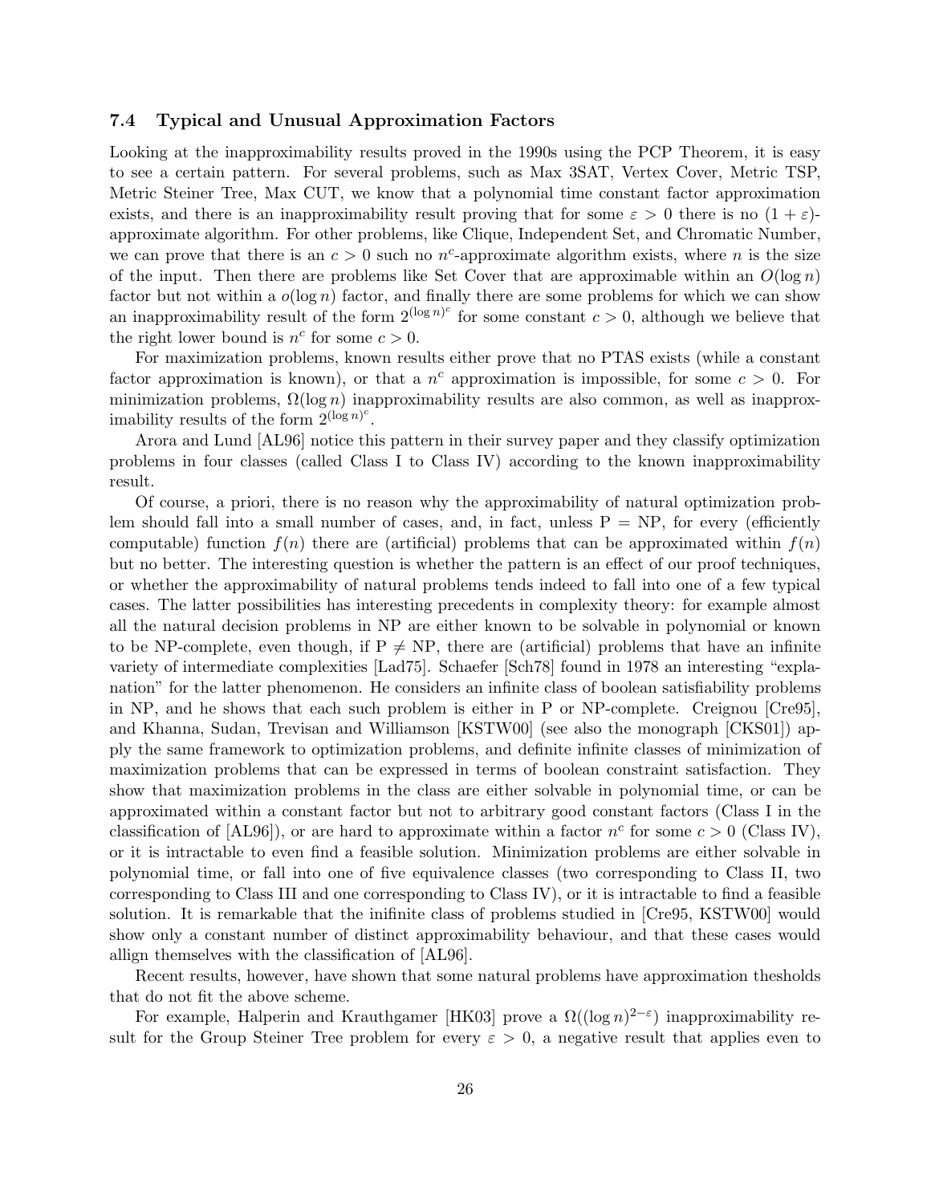### 7.4 Typical and Unusual Approximation Factors

Looking at the inapproximability results proved in the 1990s using the PCP Theorem, it is easy to see a certain pattern. For several problems, such as Max 3SAT, Vertex Cover, Metric TSP, Metric Steiner Tree, Max CUT, we know that a polynomial time constant factor approximation exists, and there is an inapproximability result proving that for some $\varepsilon > 0$ there is no $(1+\varepsilon)$-approximate algorithm. For other problems, like Clique, Independent Set, and Chromatic Number, we can prove that there is an $c > 0$ such no $n^c$-approximate algorithm exists, where $n$ is the size of the input. Then there are problems like Set Cover that are approximable within an $O(\log n)$ factor but not within a $o(\log n)$ factor, and finally there are some problems for which we can show an inapproximability result of the form $2^{(\log n)^c}$ for some constant $c > 0$, although we believe that the right lower bound is $n^c$ for some $c > 0$.

For maximization problems, known results either prove that no PTAS exists (while a constant factor approximation is known), or that a $n^c$ approximation is impossible, for some $c > 0$. For minimization problems, $\Omega(\log n)$ inapproximability results are also common, as well as inapproximability results of the form $2^{(\log n)^c}$.

Arora and Lund [AL96] notice this pattern in their survey paper and they classify optimization problems in four classes (called Class I to Class IV) according to the known inapproximability result.

Of course, a priori, there is no reason why the approximability of natural optimization problem should fall into a small number of cases, and, in fact, unless P = NP, for every (efficiently computable) function $f(n)$ there are (artificial) problems that can be approximated within $f(n)$ but no better. The interesting question is whether the pattern is an effect of our proof techniques, or whether the approximability of natural problems tends indeed to fall into one of a few typical cases. The latter possibilities has interesting precedents in complexity theory: for example almost all the natural decision problems in NP are either known to be solvable in polynomial or known to be NP-complete, even though, if P $\neq$ NP, there are (artificial) problems that have an infinite variety of intermediate complexities [Lad75]. Schaefer [Sch78] found in 1978 an interesting "explanation" for the latter phenomenon. He considers an infinite class of boolean satisfiability problems in NP, and he shows that each such problem is either in P or NP-complete. Creignou [Cre95], and Khanna, Sudan, Trevisan and Williamson [KSTW00] (see also the monograph [CKS01]) apply the same framework to optimization problems, and definite infinite classes of minimization of maximization problems that can be expressed in terms of boolean constraint satisfaction. They show that maximization problems in the class are either solvable in polynomial time, or can be approximated within a constant factor but not to arbitrary good constant factors (Class I in the classification of [AL96]), or are hard to approximate within a factor $n^c$ for some $c > 0$ (Class IV), or it is intractable to even find a feasible solution. Minimization problems are either solvable in polynomial time, or fall into one of five equivalence classes (two corresponding to Class II, two corresponding to Class III and one corresponding to Class IV), or it is intractable to find a feasible solution. It is remarkable that the inifinite class of problems studied in [Cre95, KSTW00] would show only a constant number of distinct approximability behaviour, and that these cases would allign themselves with the classification of [AL96].

Recent results, however, have shown that some natural problems have approximation thesholds that do not fit the above scheme.

For example, Halperin and Krauthgamer [HK03] prove a $\Omega((\log n)^{2-\varepsilon})$ inapproximability result for the Group Steiner Tree problem for every $\varepsilon > 0$, a negative result that applies even to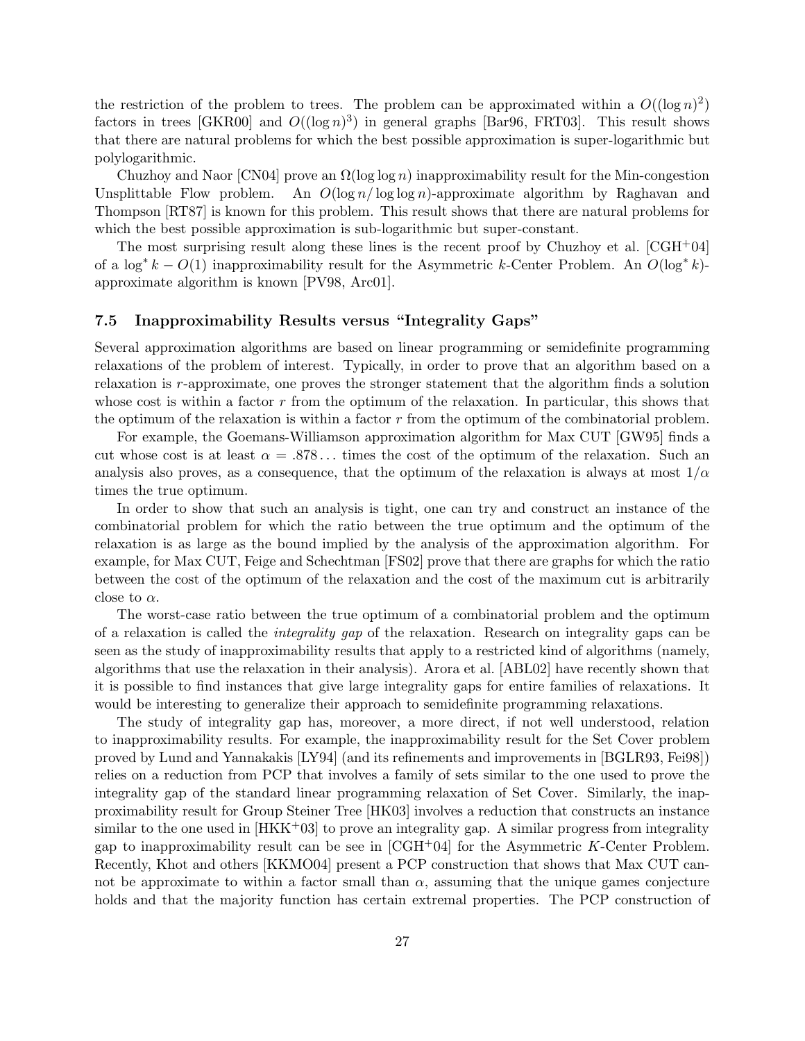the restriction of the problem to trees. The problem can be approximated within a $O((\log n)^2)$ factors in trees [GKR00] and $O((\log n)^3)$ in general graphs [Bar96, FRT03]. This result shows that there are natural problems for which the best possible approximation is super-logarithmic but polylogarithmic.

Chuzhoy and Naor [CN04] prove an $\Omega(\log \log n)$ inapproximability result for the Min-congestion Unsplittable Flow problem. An $O(\log n / \log \log n)$-approximate algorithm by Raghavan and Thompson [RT87] is known for this problem. This result shows that there are natural problems for which the best possible approximation is sub-logarithmic but super-constant.

The most surprising result along these lines is the recent proof by Chuzhoy et al. [CGH+04] of a $\log^* k - O(1)$ inapproximability result for the Asymmetric $k$-Center Problem. An $O(\log^* k)$-approximate algorithm is known [PV98, Arc01].

### 7.5 Inapproximability Results versus "Integrality Gaps"

Several approximation algorithms are based on linear programming or semidefinite programming relaxations of the problem of interest. Typically, in order to prove that an algorithm based on a relaxation is $r$-approximate, one proves the stronger statement that the algorithm finds a solution whose cost is within a factor $r$ from the optimum of the relaxation. In particular, this shows that the optimum of the relaxation is within a factor $r$ from the optimum of the combinatorial problem.

For example, the Goemans-Williamson approximation algorithm for Max CUT [GW95] finds a cut whose cost is at least $\alpha = .878\ldots$ times the cost of the optimum of the relaxation. Such an analysis also proves, as a consequence, that the optimum of the relaxation is always at most $1/\alpha$ times the true optimum.

In order to show that such an analysis is tight, one can try and construct an instance of the combinatorial problem for which the ratio between the true optimum and the optimum of the relaxation is as large as the bound implied by the analysis of the approximation algorithm. For example, for Max CUT, Feige and Schechtman [FS02] prove that there are graphs for which the ratio between the cost of the optimum of the relaxation and the cost of the maximum cut is arbitrarily close to $\alpha$.

The worst-case ratio between the true optimum of a combinatorial problem and the optimum of a relaxation is called the *integrality gap* of the relaxation. Research on integrality gaps can be seen as the study of inapproximability results that apply to a restricted kind of algorithms (namely, algorithms that use the relaxation in their analysis). Arora et al. [ABL02] have recently shown that it is possible to find instances that give large integrality gaps for entire families of relaxations. It would be interesting to generalize their approach to semidefinite programming relaxations.

The study of integrality gap has, moreover, a more direct, if not well understood, relation to inapproximability results. For example, the inapproximability result for the Set Cover problem proved by Lund and Yannakakis [LY94] (and its refinements and improvements in [BGLR93, Fei98]) relies on a reduction from PCP that involves a family of sets similar to the one used to prove the integrality gap of the standard linear programming relaxation of Set Cover. Similarly, the inapproximability result for Group Steiner Tree [HK03] involves a reduction that constructs an instance similar to the one used in [HKK+03] to prove an integrality gap. A similar progress from integrality gap to inapproximability result can be see in [CGH+04] for the Asymmetric $K$-Center Problem. Recently, Khot and others [KKMO04] present a PCP construction that shows that Max CUT cannot be approximate to within a factor small than $\alpha$, assuming that the unique games conjecture holds and that the majority function has certain extremal properties. The PCP construction of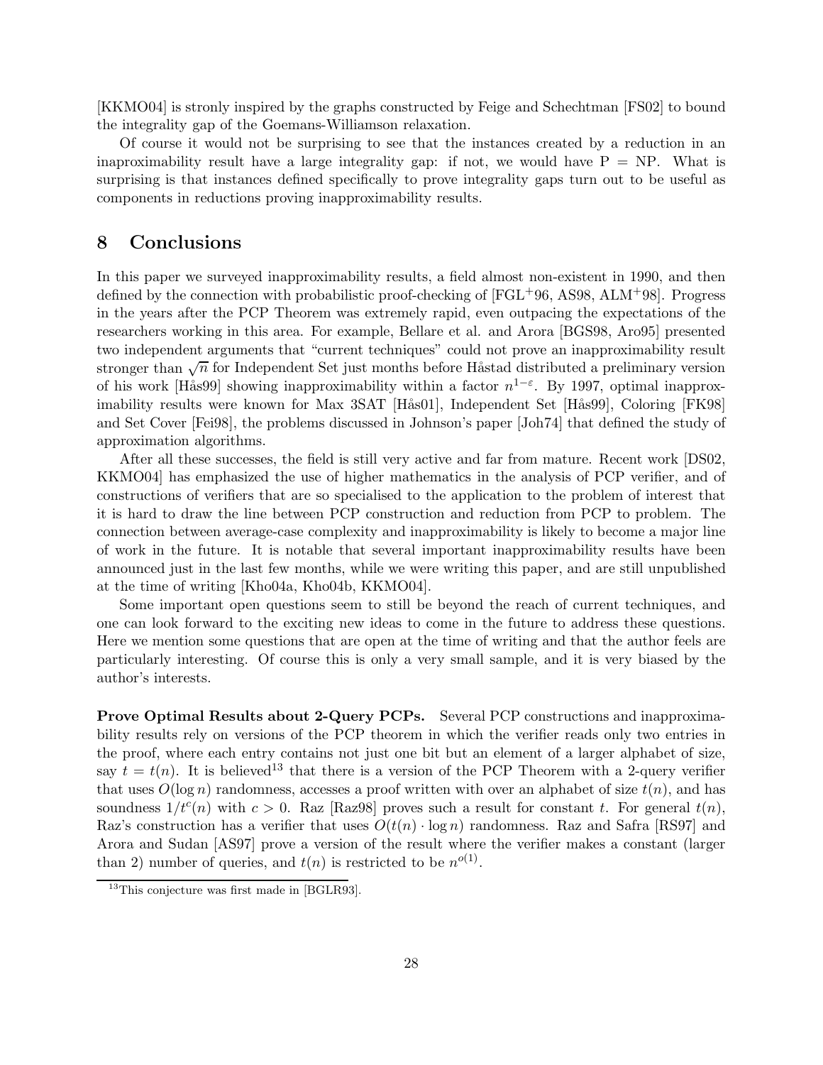[KKMO04] is stronly inspired by the graphs constructed by Feige and Schechtman [FS02] to bound the integrality gap of the Goemans-Williamson relaxation.

Of course it would not be surprising to see that the instances created by a reduction in an inaproximability result have a large integrality gap: if not, we would have P = NP. What is surprising is that instances defined specifically to prove integrality gaps turn out to be useful as components in reductions proving inapproximability results.

## 8 Conclusions

In this paper we surveyed inapproximability results, a field almost non-existent in 1990, and then defined by the connection with probabilistic proof-checking of [FGL+96, AS98, ALM+98]. Progress in the years after the PCP Theorem was extremely rapid, even outpacing the expectations of the researchers working in this area. For example, Bellare et al. and Arora [BGS98, Aro95] presented two independent arguments that "current techniques" could not prove an inapproximability result stronger than $\sqrt{n}$ for Independent Set just months before Håstad distributed a preliminary version of his work [Hås99] showing inapproximability within a factor $n^{1-\varepsilon}$. By 1997, optimal inapproximability results were known for Max 3SAT [Hås01], Independent Set [Hås99], Coloring [FK98] and Set Cover [Fei98], the problems discussed in Johnson's paper [Joh74] that defined the study of approximation algorithms.

After all these successes, the field is still very active and far from mature. Recent work [DS02, KKMO04] has emphasized the use of higher mathematics in the analysis of PCP verifier, and of constructions of verifiers that are so specialised to the application to the problem of interest that it is hard to draw the line between PCP construction and reduction from PCP to problem. The connection between average-case complexity and inapproximability is likely to become a major line of work in the future. It is notable that several important inapproximability results have been announced just in the last few months, while we were writing this paper, and are still unpublished at the time of writing [Kho04a, Kho04b, KKMO04].

Some important open questions seem to still be beyond the reach of current techniques, and one can look forward to the exciting new ideas to come in the future to address these questions. Here we mention some questions that are open at the time of writing and that the author feels are particularly interesting. Of course this is only a very small sample, and it is very biased by the author's interests.

**Prove Optimal Results about 2-Query PCPs.** Several PCP constructions and inapproximability results rely on versions of the PCP theorem in which the verifier reads only two entries in the proof, where each entry contains not just one bit but an element of a larger alphabet of size, say $t = t(n)$. It is believed[13] that there is a version of the PCP Theorem with a 2-query verifier that uses $O(\log n)$ randomness, accesses a proof written with over an alphabet of size $t(n)$, and has soundness $1/t^c(n)$ with $c > 0$. Raz [Raz98] proves such a result for constant $t$. For general $t(n)$, Raz's construction has a verifier that uses $O(t(n) \cdot \log n)$ randomness. Raz and Safra [RS97] and Arora and Sudan [AS97] prove a version of the result where the verifier makes a constant (larger than 2) number of queries, and $t(n)$ is restricted to be $n^{o(1)}$.

[13] This conjecture was first made in [BGLR93].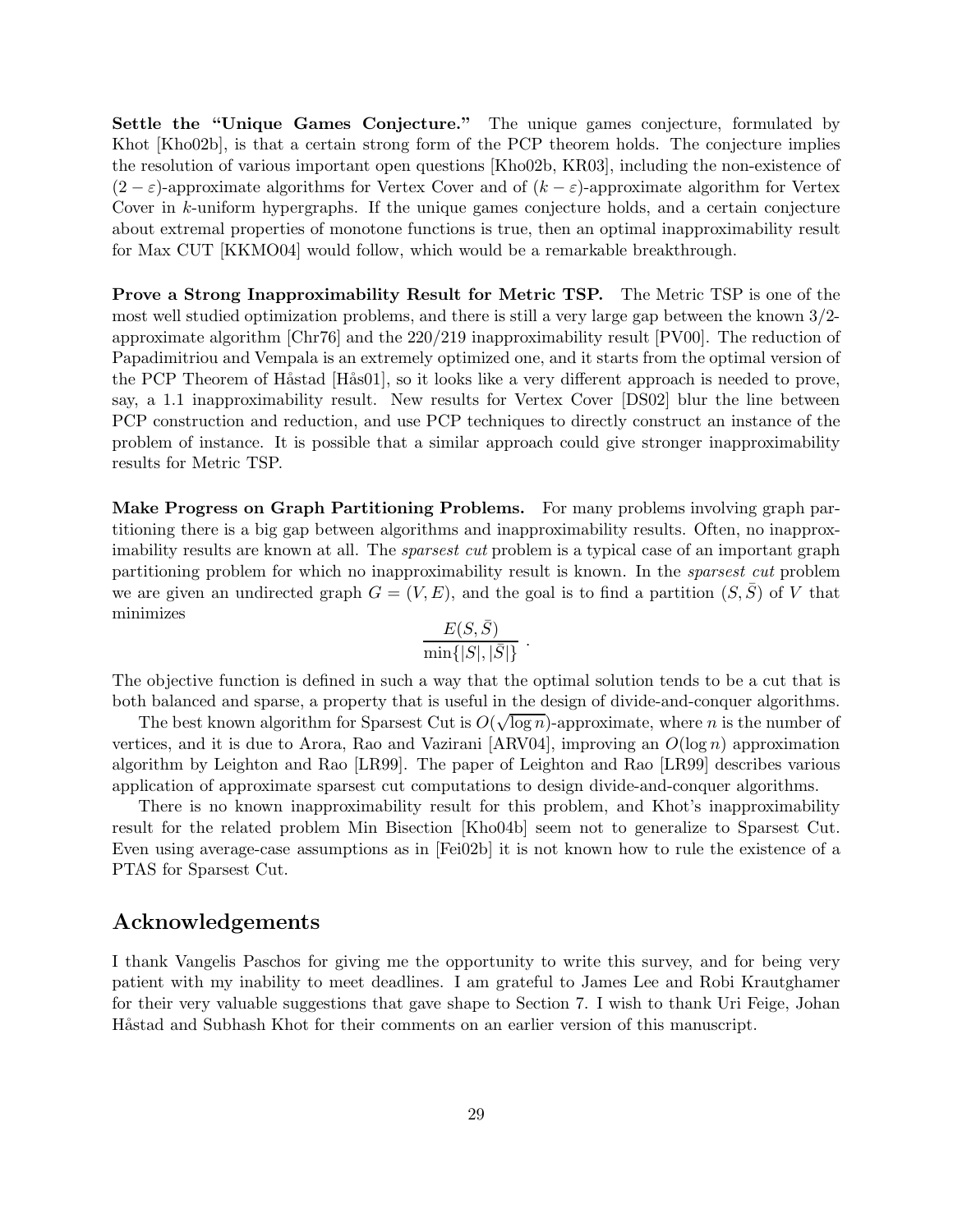**Settle the "Unique Games Conjecture."** The unique games conjecture, formulated by Khot [Kho02b], is that a certain strong form of the PCP theorem holds. The conjecture implies the resolution of various important open questions [Kho02b, KR03], including the non-existence of $(2-\varepsilon)$-approximate algorithms for Vertex Cover and of $(k-\varepsilon)$-approximate algorithm for Vertex Cover in $k$-uniform hypergraphs. If the unique games conjecture holds, and a certain conjecture about extremal properties of monotone functions is true, then an optimal inapproximability result for Max CUT [KKMO04] would follow, which would be a remarkable breakthrough.

**Prove a Strong Inapproximability Result for Metric TSP.** The Metric TSP is one of the most well studied optimization problems, and there is still a very large gap between the known 3/2-approximate algorithm [Chr76] and the 220/219 inapproximability result [PV00]. The reduction of Papadimitriou and Vempala is an extremely optimized one, and it starts from the optimal version of the PCP Theorem of Håstad [Hås01], so it looks like a very different approach is needed to prove, say, a 1.1 inapproximability result. New results for Vertex Cover [DS02] blur the line between PCP construction and reduction, and use PCP techniques to directly construct an instance of the problem of instance. It is possible that a similar approach could give stronger inapproximability results for Metric TSP.

**Make Progress on Graph Partitioning Problems.** For many problems involving graph partitioning there is a big gap between algorithms and inapproximability results. Often, no inapproximability results are known at all. The *sparsest cut* problem is a typical case of an important graph partitioning problem for which no inapproximability result is known. In the *sparsest cut* problem we are given an undirected graph $G = (V, E)$, and the goal is to find a partition $(S, \bar{S})$ of $V$ that minimizes

$$\frac{E(S, \bar{S})}{\min\{|S|, |\bar{S}|\}} .$$

The objective function is defined in such a way that the optimal solution tends to be a cut that is both balanced and sparse, a property that is useful in the design of divide-and-conquer algorithms.

The best known algorithm for Sparsest Cut is $O(\sqrt{\log n})$-approximate, where $n$ is the number of vertices, and it is due to Arora, Rao and Vazirani [ARV04], improving an $O(\log n)$ approximation algorithm by Leighton and Rao [LR99]. The paper of Leighton and Rao [LR99] describes various application of approximate sparsest cut computations to design divide-and-conquer algorithms.

There is no known inapproximability result for this problem, and Khot's inapproximability result for the related problem Min Bisection [Kho04b] seem not to generalize to Sparsest Cut. Even using average-case assumptions as in [Fei02b] it is not known how to rule the existence of a PTAS for Sparsest Cut.

## Acknowledgements

I thank Vangelis Paschos for giving me the opportunity to write this survey, and for being very patient with my inability to meet deadlines. I am grateful to James Lee and Robi Krautghamer for their very valuable suggestions that gave shape to Section 7. I wish to thank Uri Feige, Johan Håstad and Subhash Khot for their comments on an earlier version of this manuscript.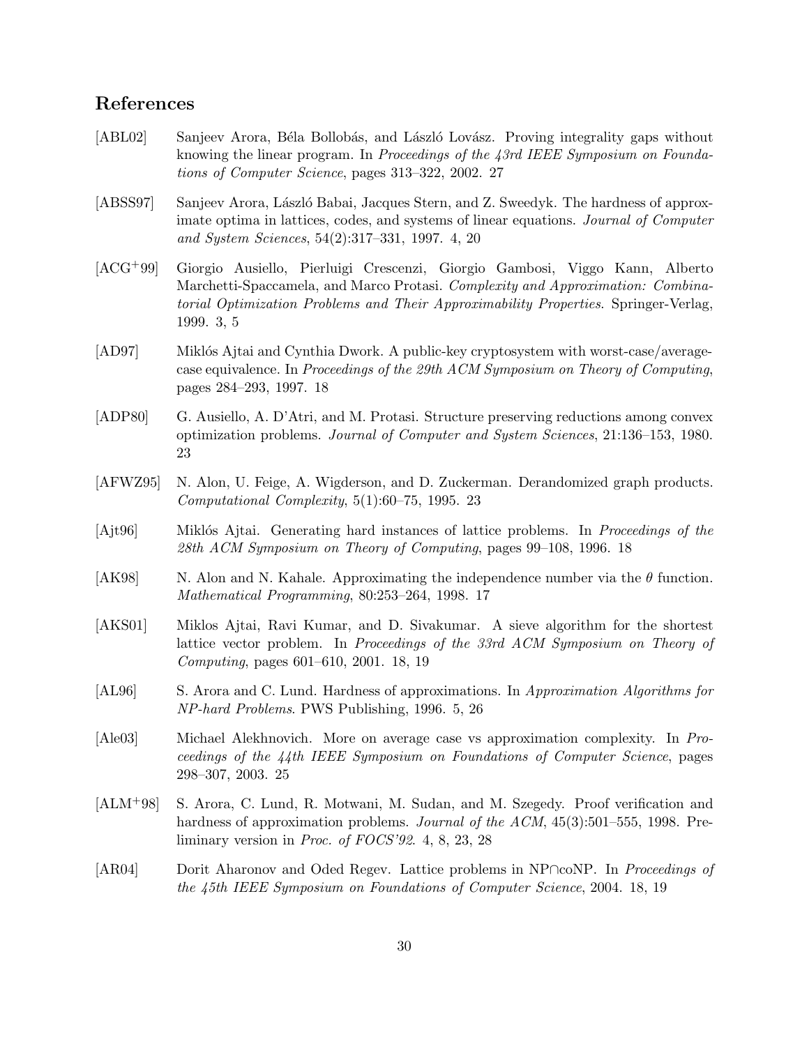## References

[ABL02] Sanjeev Arora, Béla Bollobás, and László Lovász. Proving integrality gaps without knowing the linear program. In *Proceedings of the 43rd IEEE Symposium on Foundations of Computer Science*, pages 313–322, 2002. 27

[ABSS97] Sanjeev Arora, László Babai, Jacques Stern, and Z. Sweedyk. The hardness of approximate optima in lattices, codes, and systems of linear equations. *Journal of Computer and System Sciences*, 54(2):317–331, 1997. 4, 20

[ACG+99] Giorgio Ausiello, Pierluigi Crescenzi, Giorgio Gambosi, Viggo Kann, Alberto Marchetti-Spaccamela, and Marco Protasi. *Complexity and Approximation: Combinatorial Optimization Problems and Their Approximability Properties*. Springer-Verlag, 1999. 3, 5

[AD97] Miklós Ajtai and Cynthia Dwork. A public-key cryptosystem with worst-case/average-case equivalence. In *Proceedings of the 29th ACM Symposium on Theory of Computing*, pages 284–293, 1997. 18

[ADP80] G. Ausiello, A. D'Atri, and M. Protasi. Structure preserving reductions among convex optimization problems. *Journal of Computer and System Sciences*, 21:136–153, 1980. 23

[AFWZ95] N. Alon, U. Feige, A. Wigderson, and D. Zuckerman. Derandomized graph products. *Computational Complexity*, 5(1):60–75, 1995. 23

[Ajt96] Miklós Ajtai. Generating hard instances of lattice problems. In *Proceedings of the 28th ACM Symposium on Theory of Computing*, pages 99–108, 1996. 18

[AK98] N. Alon and N. Kahale. Approximating the independence number via the $\theta$ function. *Mathematical Programming*, 80:253–264, 1998. 17

[AKS01] Miklos Ajtai, Ravi Kumar, and D. Sivakumar. A sieve algorithm for the shortest lattice vector problem. In *Proceedings of the 33rd ACM Symposium on Theory of Computing*, pages 601–610, 2001. 18, 19

[AL96] S. Arora and C. Lund. Hardness of approximations. In *Approximation Algorithms for NP-hard Problems*. PWS Publishing, 1996. 5, 26

[Ale03] Michael Alekhnovich. More on average case vs approximation complexity. In *Proceedings of the 44th IEEE Symposium on Foundations of Computer Science*, pages 298–307, 2003. 25

[ALM+98] S. Arora, C. Lund, R. Motwani, M. Sudan, and M. Szegedy. Proof verification and hardness of approximation problems. *Journal of the ACM*, 45(3):501–555, 1998. Preliminary version in *Proc. of FOCS'92*. 4, 8, 23, 28

[AR04] Dorit Aharonov and Oded Regev. Lattice problems in NP$\cap$coNP. In *Proceedings of the 45th IEEE Symposium on Foundations of Computer Science*, 2004. 18, 19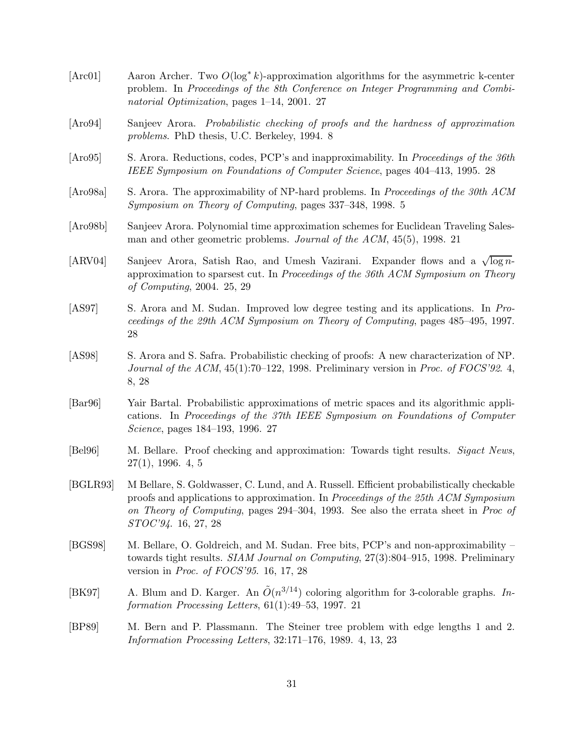[Arc01] Aaron Archer. Two $O(\log^* k)$-approximation algorithms for the asymmetric k-center problem. In *Proceedings of the 8th Conference on Integer Programming and Combinatorial Optimization*, pages 1–14, 2001. 27

[Aro94] Sanjeev Arora. *Probabilistic checking of proofs and the hardness of approximation problems*. PhD thesis, U.C. Berkeley, 1994. 8

[Aro95] S. Arora. Reductions, codes, PCP's and inapproximability. In *Proceedings of the 36th IEEE Symposium on Foundations of Computer Science*, pages 404–413, 1995. 28

[Aro98a] S. Arora. The approximability of NP-hard problems. In *Proceedings of the 30th ACM Symposium on Theory of Computing*, pages 337–348, 1998. 5

[Aro98b] Sanjeev Arora. Polynomial time approximation schemes for Euclidean Traveling Salesman and other geometric problems. *Journal of the ACM*, 45(5), 1998. 21

[ARV04] Sanjeev Arora, Satish Rao, and Umesh Vazirani. Expander flows and a $\sqrt{\log n}$-approximation to sparsest cut. In *Proceedings of the 36th ACM Symposium on Theory of Computing*, 2004. 25, 29

[AS97] S. Arora and M. Sudan. Improved low degree testing and its applications. In *Proceedings of the 29th ACM Symposium on Theory of Computing*, pages 485–495, 1997. 28

[AS98] S. Arora and S. Safra. Probabilistic checking of proofs: A new characterization of NP. *Journal of the ACM*, 45(1):70–122, 1998. Preliminary version in *Proc. of FOCS'92*. 4, 8, 28

[Bar96] Yair Bartal. Probabilistic approximations of metric spaces and its algorithmic applications. In *Proceedings of the 37th IEEE Symposium on Foundations of Computer Science*, pages 184–193, 1996. 27

[Bel96] M. Bellare. Proof checking and approximation: Towards tight results. *Sigact News*, 27(1), 1996. 4, 5

[BGLR93] M Bellare, S. Goldwasser, C. Lund, and A. Russell. Efficient probabilistically checkable proofs and applications to approximation. In *Proceedings of the 25th ACM Symposium on Theory of Computing*, pages 294–304, 1993. See also the errata sheet in *Proc of STOC'94*. 16, 27, 28

[BGS98] M. Bellare, O. Goldreich, and M. Sudan. Free bits, PCP's and non-approximability – towards tight results. *SIAM Journal on Computing*, 27(3):804–915, 1998. Preliminary version in *Proc. of FOCS'95*. 16, 17, 28

[BK97] A. Blum and D. Karger. An $\tilde{O}(n^{3/14})$ coloring algorithm for 3-colorable graphs. *Information Processing Letters*, 61(1):49–53, 1997. 21

[BP89] M. Bern and P. Plassmann. The Steiner tree problem with edge lengths 1 and 2. *Information Processing Letters*, 32:171–176, 1989. 4, 13, 23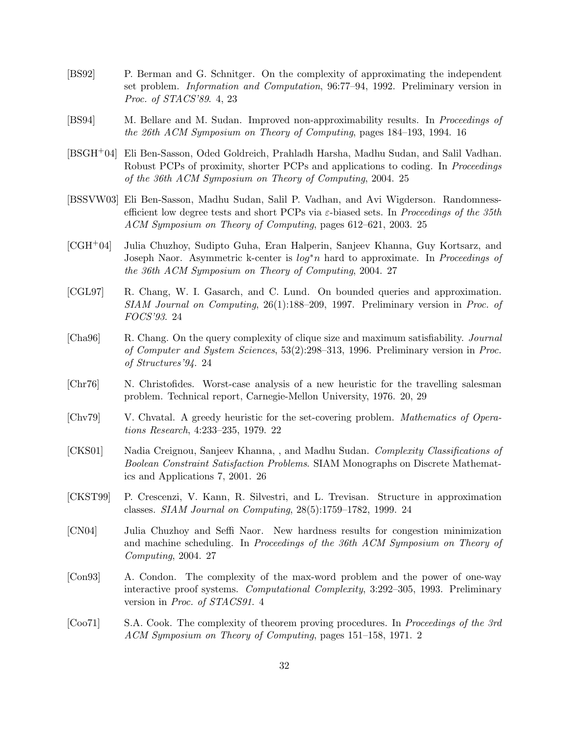[BS92] P. Berman and G. Schnitger. On the complexity of approximating the independent set problem. *Information and Computation*, 96:77–94, 1992. Preliminary version in *Proc. of STACS'89*. 4, 23

[BS94] M. Bellare and M. Sudan. Improved non-approximability results. In *Proceedings of the 26th ACM Symposium on Theory of Computing*, pages 184–193, 1994. 16

[BSGH+04] Eli Ben-Sasson, Oded Goldreich, Prahladh Harsha, Madhu Sudan, and Salil Vadhan. Robust PCPs of proximity, shorter PCPs and applications to coding. In *Proceedings of the 36th ACM Symposium on Theory of Computing*, 2004. 25

[BSSVW03] Eli Ben-Sasson, Madhu Sudan, Salil P. Vadhan, and Avi Wigderson. Randomness-efficient low degree tests and short PCPs via $\varepsilon$-biased sets. In *Proceedings of the 35th ACM Symposium on Theory of Computing*, pages 612–621, 2003. 25

[CGH+04] Julia Chuzhoy, Sudipto Guha, Eran Halperin, Sanjeev Khanna, Guy Kortsarz, and Joseph Naor. Asymmetric k-center is $log^*n$ hard to approximate. In *Proceedings of the 36th ACM Symposium on Theory of Computing*, 2004. 27

[CGL97] R. Chang, W. I. Gasarch, and C. Lund. On bounded queries and approximation. *SIAM Journal on Computing*, 26(1):188–209, 1997. Preliminary version in *Proc. of FOCS'93*. 24

[Cha96] R. Chang. On the query complexity of clique size and maximum satisfiability. *Journal of Computer and System Sciences*, 53(2):298–313, 1996. Preliminary version in *Proc. of Structures'94*. 24

[Chr76] N. Christofides. Worst-case analysis of a new heuristic for the travelling salesman problem. Technical report, Carnegie-Mellon University, 1976. 20, 29

[Chv79] V. Chvatal. A greedy heuristic for the set-covering problem. *Mathematics of Operations Research*, 4:233–235, 1979. 22

[CKS01] Nadia Creignou, Sanjeev Khanna, , and Madhu Sudan. *Complexity Classifications of Boolean Constraint Satisfaction Problems*. SIAM Monographs on Discrete Mathematics and Applications 7, 2001. 26

[CKST99] P. Crescenzi, V. Kann, R. Silvestri, and L. Trevisan. Structure in approximation classes. *SIAM Journal on Computing*, 28(5):1759–1782, 1999. 24

[CN04] Julia Chuzhoy and Seffi Naor. New hardness results for congestion minimization and machine scheduling. In *Proceedings of the 36th ACM Symposium on Theory of Computing*, 2004. 27

[Con93] A. Condon. The complexity of the max-word problem and the power of one-way interactive proof systems. *Computational Complexity*, 3:292–305, 1993. Preliminary version in *Proc. of STACS91*. 4

[Coo71] S.A. Cook. The complexity of theorem proving procedures. In *Proceedings of the 3rd ACM Symposium on Theory of Computing*, pages 151–158, 1971. 2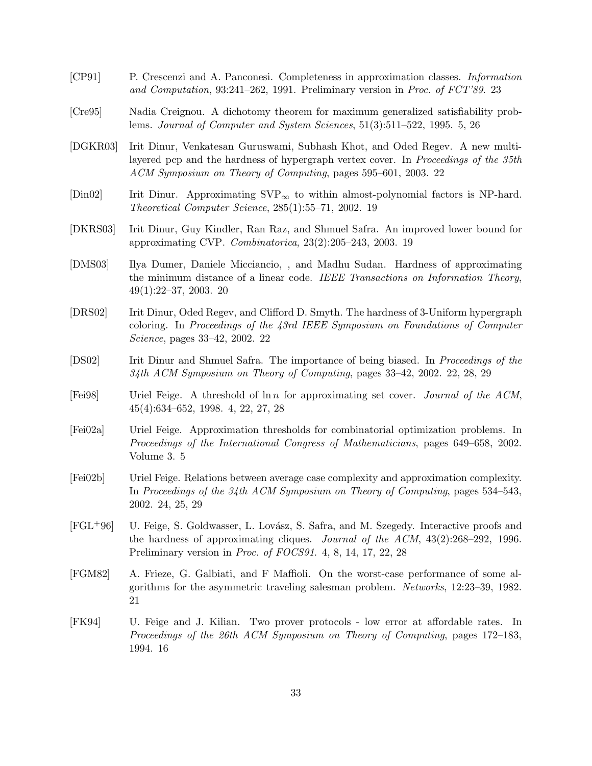[CP91] P. Crescenzi and A. Panconesi. Completeness in approximation classes. *Information and Computation*, 93:241–262, 1991. Preliminary version in *Proc. of FCT'89*. 23

[Cre95] Nadia Creignou. A dichotomy theorem for maximum generalized satisfiability problems. *Journal of Computer and System Sciences*, 51(3):511–522, 1995. 5, 26

[DGKR03] Irit Dinur, Venkatesan Guruswami, Subhash Khot, and Oded Regev. A new multilayered pcp and the hardness of hypergraph vertex cover. In *Proceedings of the 35th ACM Symposium on Theory of Computing*, pages 595–601, 2003. 22

[Din02] Irit Dinur. Approximating $\mathrm{SVP}_\infty$ to within almost-polynomial factors is NP-hard. *Theoretical Computer Science*, 285(1):55–71, 2002. 19

[DKRS03] Irit Dinur, Guy Kindler, Ran Raz, and Shmuel Safra. An improved lower bound for approximating CVP. *Combinatorica*, 23(2):205–243, 2003. 19

[DMS03] Ilya Dumer, Daniele Micciancio, , and Madhu Sudan. Hardness of approximating the minimum distance of a linear code. *IEEE Transactions on Information Theory*, 49(1):22–37, 2003. 20

[DRS02] Irit Dinur, Oded Regev, and Clifford D. Smyth. The hardness of 3-Uniform hypergraph coloring. In *Proceedings of the 43rd IEEE Symposium on Foundations of Computer Science*, pages 33–42, 2002. 22

[DS02] Irit Dinur and Shmuel Safra. The importance of being biased. In *Proceedings of the 34th ACM Symposium on Theory of Computing*, pages 33–42, 2002. 22, 28, 29

[Fei98] Uriel Feige. A threshold of $\ln n$ for approximating set cover. *Journal of the ACM*, 45(4):634–652, 1998. 4, 22, 27, 28

[Fei02a] Uriel Feige. Approximation thresholds for combinatorial optimization problems. In *Proceedings of the International Congress of Mathematicians*, pages 649–658, 2002. Volume 3. 5

[Fei02b] Uriel Feige. Relations between average case complexity and approximation complexity. In *Proceedings of the 34th ACM Symposium on Theory of Computing*, pages 534–543, 2002. 24, 25, 29

[FGL+96] U. Feige, S. Goldwasser, L. Lovász, S. Safra, and M. Szegedy. Interactive proofs and the hardness of approximating cliques. *Journal of the ACM*, 43(2):268–292, 1996. Preliminary version in *Proc. of FOCS91*. 4, 8, 14, 17, 22, 28

[FGM82] A. Frieze, G. Galbiati, and F Maffioli. On the worst-case performance of some algorithms for the asymmetric traveling salesman problem. *Networks*, 12:23–39, 1982. 21

[FK94] U. Feige and J. Kilian. Two prover protocols - low error at affordable rates. In *Proceedings of the 26th ACM Symposium on Theory of Computing*, pages 172–183, 1994. 16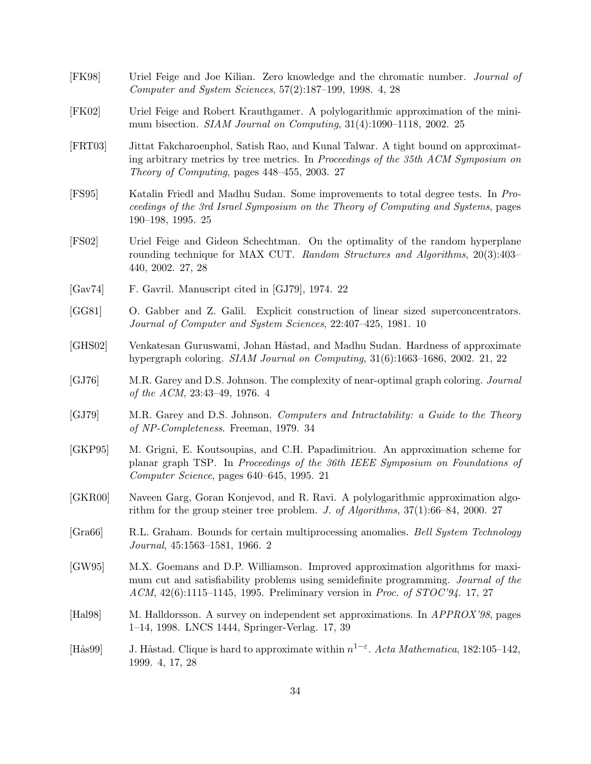[FK98] Uriel Feige and Joe Kilian. Zero knowledge and the chromatic number. *Journal of Computer and System Sciences*, 57(2):187–199, 1998. 4, 28

[FK02] Uriel Feige and Robert Krauthgamer. A polylogarithmic approximation of the minimum bisection. *SIAM Journal on Computing*, 31(4):1090–1118, 2002. 25

[FRT03] Jittat Fakcharoenphol, Satish Rao, and Kunal Talwar. A tight bound on approximating arbitrary metrics by tree metrics. In *Proceedings of the 35th ACM Symposium on Theory of Computing*, pages 448–455, 2003. 27

[FS95] Katalin Friedl and Madhu Sudan. Some improvements to total degree tests. In *Proceedings of the 3rd Israel Symposium on the Theory of Computing and Systems*, pages 190–198, 1995. 25

[FS02] Uriel Feige and Gideon Schechtman. On the optimality of the random hyperplane rounding technique for MAX CUT. *Random Structures and Algorithms*, 20(3):403–440, 2002. 27, 28

[Gav74] F. Gavril. Manuscript cited in [GJ79], 1974. 22

[GG81] O. Gabber and Z. Galil. Explicit construction of linear sized superconcentrators. *Journal of Computer and System Sciences*, 22:407–425, 1981. 10

[GHS02] Venkatesan Guruswami, Johan Håstad, and Madhu Sudan. Hardness of approximate hypergraph coloring. *SIAM Journal on Computing*, 31(6):1663–1686, 2002. 21, 22

[GJ76] M.R. Garey and D.S. Johnson. The complexity of near-optimal graph coloring. *Journal of the ACM*, 23:43–49, 1976. 4

[GJ79] M.R. Garey and D.S. Johnson. *Computers and Intractability: a Guide to the Theory of NP-Completeness*. Freeman, 1979. 34

[GKP95] M. Grigni, E. Koutsoupias, and C.H. Papadimitriou. An approximation scheme for planar graph TSP. In *Proceedings of the 36th IEEE Symposium on Foundations of Computer Science*, pages 640–645, 1995. 21

[GKR00] Naveen Garg, Goran Konjevod, and R. Ravi. A polylogarithmic approximation algorithm for the group steiner tree problem. *J. of Algorithms*, 37(1):66–84, 2000. 27

[Gra66] R.L. Graham. Bounds for certain multiprocessing anomalies. *Bell System Technology Journal*, 45:1563–1581, 1966. 2

[GW95] M.X. Goemans and D.P. Williamson. Improved approximation algorithms for maximum cut and satisfiability problems using semidefinite programming. *Journal of the ACM*, 42(6):1115–1145, 1995. Preliminary version in *Proc. of STOC'94*. 17, 27

[Hal98] M. Halldorsson. A survey on independent set approximations. In *APPROX'98*, pages 1–14, 1998. LNCS 1444, Springer-Verlag. 17, 39

[Hås99] J. Håstad. Clique is hard to approximate within $n^{1-\varepsilon}$. *Acta Mathematica*, 182:105–142, 1999. 4, 17, 28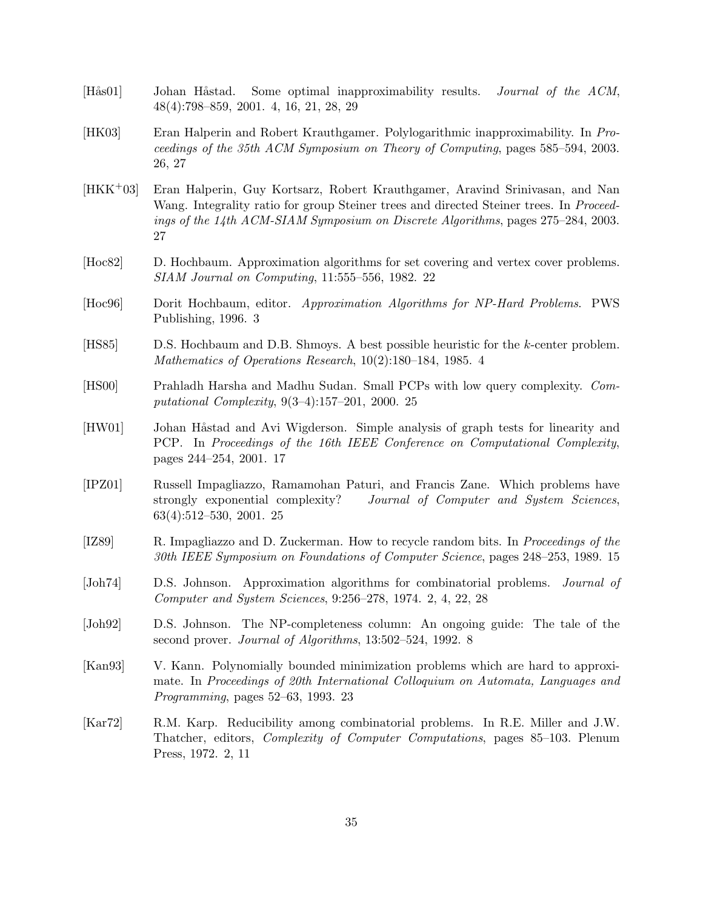[Hås01] Johan Håstad. Some optimal inapproximability results. *Journal of the ACM*, 48(4):798–859, 2001. 4, 16, 21, 28, 29

[HK03] Eran Halperin and Robert Krauthgamer. Polylogarithmic inapproximability. In *Proceedings of the 35th ACM Symposium on Theory of Computing*, pages 585–594, 2003. 26, 27

[HKK+03] Eran Halperin, Guy Kortsarz, Robert Krauthgamer, Aravind Srinivasan, and Nan Wang. Integrality ratio for group Steiner trees and directed Steiner trees. In *Proceedings of the 14th ACM-SIAM Symposium on Discrete Algorithms*, pages 275–284, 2003. 27

[Hoc82] D. Hochbaum. Approximation algorithms for set covering and vertex cover problems. *SIAM Journal on Computing*, 11:555–556, 1982. 22

[Hoc96] Dorit Hochbaum, editor. *Approximation Algorithms for NP-Hard Problems*. PWS Publishing, 1996. 3

[HS85] D.S. Hochbaum and D.B. Shmoys. A best possible heuristic for the $k$-center problem. *Mathematics of Operations Research*, 10(2):180–184, 1985. 4

[HS00] Prahladh Harsha and Madhu Sudan. Small PCPs with low query complexity. *Computational Complexity*, 9(3–4):157–201, 2000. 25

[HW01] Johan Håstad and Avi Wigderson. Simple analysis of graph tests for linearity and PCP. In *Proceedings of the 16th IEEE Conference on Computational Complexity*, pages 244–254, 2001. 17

[IPZ01] Russell Impagliazzo, Ramamohan Paturi, and Francis Zane. Which problems have strongly exponential complexity? *Journal of Computer and System Sciences*, 63(4):512–530, 2001. 25

[IZ89] R. Impagliazzo and D. Zuckerman. How to recycle random bits. In *Proceedings of the 30th IEEE Symposium on Foundations of Computer Science*, pages 248–253, 1989. 15

[Joh74] D.S. Johnson. Approximation algorithms for combinatorial problems. *Journal of Computer and System Sciences*, 9:256–278, 1974. 2, 4, 22, 28

[Joh92] D.S. Johnson. The NP-completeness column: An ongoing guide: The tale of the second prover. *Journal of Algorithms*, 13:502–524, 1992. 8

[Kan93] V. Kann. Polynomially bounded minimization problems which are hard to approximate. In *Proceedings of 20th International Colloquium on Automata, Languages and Programming*, pages 52–63, 1993. 23

[Kar72] R.M. Karp. Reducibility among combinatorial problems. In R.E. Miller and J.W. Thatcher, editors, *Complexity of Computer Computations*, pages 85–103. Plenum Press, 1972. 2, 11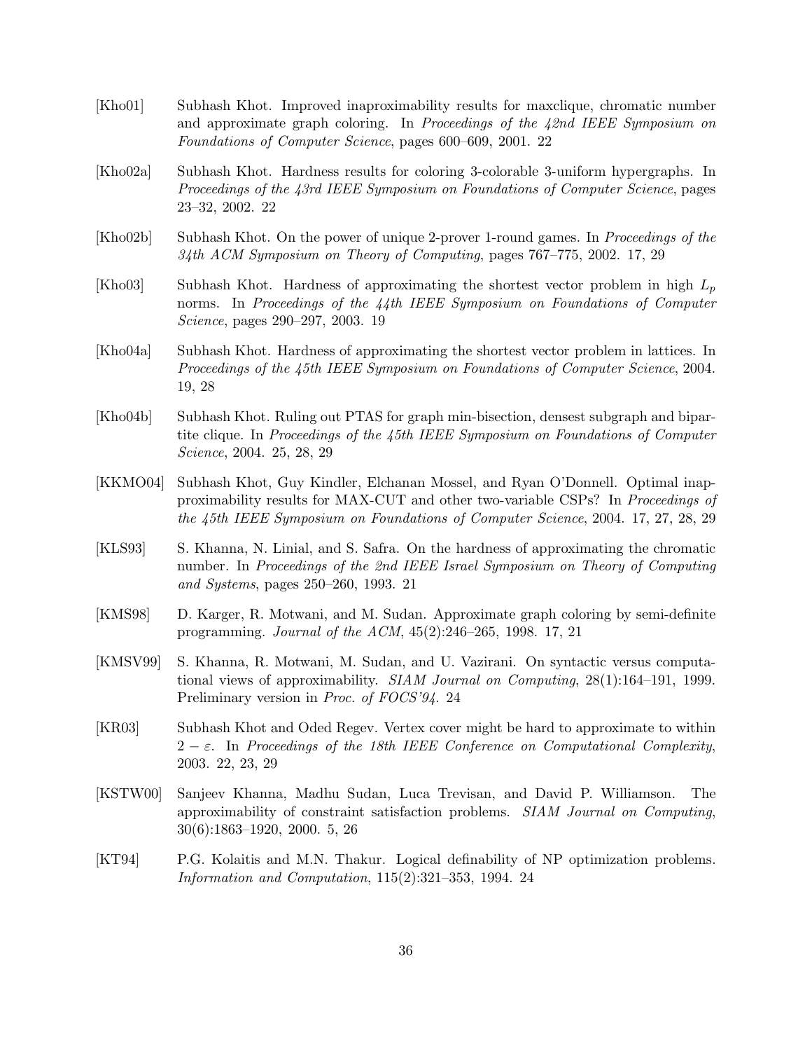[Kho01] Subhash Khot. Improved inaproximability results for maxclique, chromatic number and approximate graph coloring. In *Proceedings of the 42nd IEEE Symposium on Foundations of Computer Science*, pages 600–609, 2001. 22

[Kho02a] Subhash Khot. Hardness results for coloring 3-colorable 3-uniform hypergraphs. In *Proceedings of the 43rd IEEE Symposium on Foundations of Computer Science*, pages 23–32, 2002. 22

[Kho02b] Subhash Khot. On the power of unique 2-prover 1-round games. In *Proceedings of the 34th ACM Symposium on Theory of Computing*, pages 767–775, 2002. 17, 29

[Kho03] Subhash Khot. Hardness of approximating the shortest vector problem in high $L_p$ norms. In *Proceedings of the 44th IEEE Symposium on Foundations of Computer Science*, pages 290–297, 2003. 19

[Kho04a] Subhash Khot. Hardness of approximating the shortest vector problem in lattices. In *Proceedings of the 45th IEEE Symposium on Foundations of Computer Science*, 2004. 19, 28

[Kho04b] Subhash Khot. Ruling out PTAS for graph min-bisection, densest subgraph and bipartite clique. In *Proceedings of the 45th IEEE Symposium on Foundations of Computer Science*, 2004. 25, 28, 29

[KKMO04] Subhash Khot, Guy Kindler, Elchanan Mossel, and Ryan O'Donnell. Optimal inapproximability results for MAX-CUT and other two-variable CSPs? In *Proceedings of the 45th IEEE Symposium on Foundations of Computer Science*, 2004. 17, 27, 28, 29

[KLS93] S. Khanna, N. Linial, and S. Safra. On the hardness of approximating the chromatic number. In *Proceedings of the 2nd IEEE Israel Symposium on Theory of Computing and Systems*, pages 250–260, 1993. 21

[KMS98] D. Karger, R. Motwani, and M. Sudan. Approximate graph coloring by semi-definite programming. *Journal of the ACM*, 45(2):246–265, 1998. 17, 21

[KMSV99] S. Khanna, R. Motwani, M. Sudan, and U. Vazirani. On syntactic versus computational views of approximability. *SIAM Journal on Computing*, 28(1):164–191, 1999. Preliminary version in *Proc. of FOCS'94*. 24

[KR03] Subhash Khot and Oded Regev. Vertex cover might be hard to approximate to within $2 - \varepsilon$. In *Proceedings of the 18th IEEE Conference on Computational Complexity*, 2003. 22, 23, 29

[KSTW00] Sanjeev Khanna, Madhu Sudan, Luca Trevisan, and David P. Williamson. The approximability of constraint satisfaction problems. *SIAM Journal on Computing*, 30(6):1863–1920, 2000. 5, 26

[KT94] P.G. Kolaitis and M.N. Thakur. Logical definability of NP optimization problems. *Information and Computation*, 115(2):321–353, 1994. 24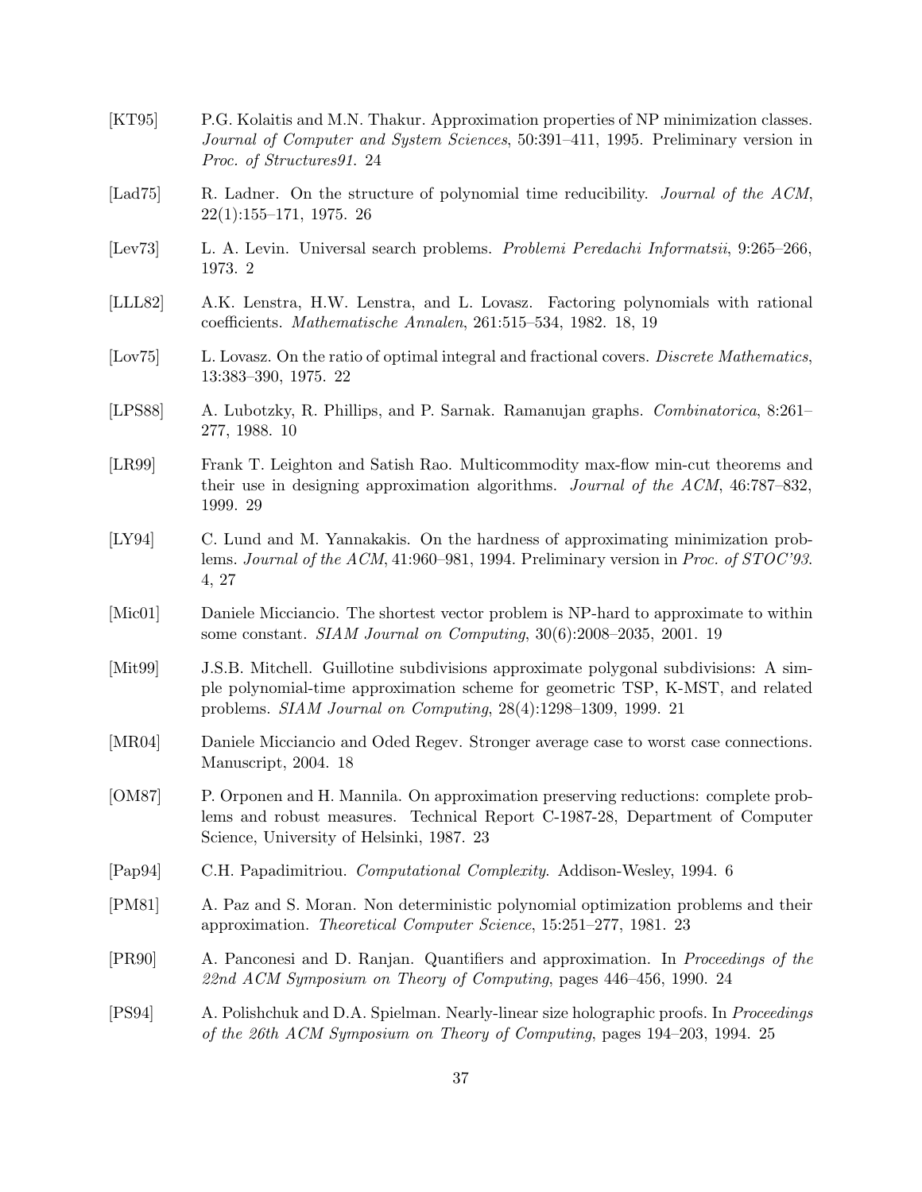[KT95] P.G. Kolaitis and M.N. Thakur. Approximation properties of NP minimization classes. *Journal of Computer and System Sciences*, 50:391–411, 1995. Preliminary version in *Proc. of Structures91*. 24

[Lad75] R. Ladner. On the structure of polynomial time reducibility. *Journal of the ACM*, 22(1):155–171, 1975. 26

[Lev73] L. A. Levin. Universal search problems. *Problemi Peredachi Informatsii*, 9:265–266, 1973. 2

[LLL82] A.K. Lenstra, H.W. Lenstra, and L. Lovasz. Factoring polynomials with rational coefficients. *Mathematische Annalen*, 261:515–534, 1982. 18, 19

[Lov75] L. Lovasz. On the ratio of optimal integral and fractional covers. *Discrete Mathematics*, 13:383–390, 1975. 22

[LPS88] A. Lubotzky, R. Phillips, and P. Sarnak. Ramanujan graphs. *Combinatorica*, 8:261–277, 1988. 10

[LR99] Frank T. Leighton and Satish Rao. Multicommodity max-flow min-cut theorems and their use in designing approximation algorithms. *Journal of the ACM*, 46:787–832, 1999. 29

[LY94] C. Lund and M. Yannakakis. On the hardness of approximating minimization problems. *Journal of the ACM*, 41:960–981, 1994. Preliminary version in *Proc. of STOC'93*. 4, 27

[Mic01] Daniele Micciancio. The shortest vector problem is NP-hard to approximate to within some constant. *SIAM Journal on Computing*, 30(6):2008–2035, 2001. 19

[Mit99] J.S.B. Mitchell. Guillotine subdivisions approximate polygonal subdivisions: A simple polynomial-time approximation scheme for geometric TSP, K-MST, and related problems. *SIAM Journal on Computing*, 28(4):1298–1309, 1999. 21

[MR04] Daniele Micciancio and Oded Regev. Stronger average case to worst case connections. Manuscript, 2004. 18

[OM87] P. Orponen and H. Mannila. On approximation preserving reductions: complete problems and robust measures. Technical Report C-1987-28, Department of Computer Science, University of Helsinki, 1987. 23

[Pap94] C.H. Papadimitriou. *Computational Complexity*. Addison-Wesley, 1994. 6

[PM81] A. Paz and S. Moran. Non deterministic polynomial optimization problems and their approximation. *Theoretical Computer Science*, 15:251–277, 1981. 23

[PR90] A. Panconesi and D. Ranjan. Quantifiers and approximation. In *Proceedings of the 22nd ACM Symposium on Theory of Computing*, pages 446–456, 1990. 24

[PS94] A. Polishchuk and D.A. Spielman. Nearly-linear size holographic proofs. In *Proceedings of the 26th ACM Symposium on Theory of Computing*, pages 194–203, 1994. 25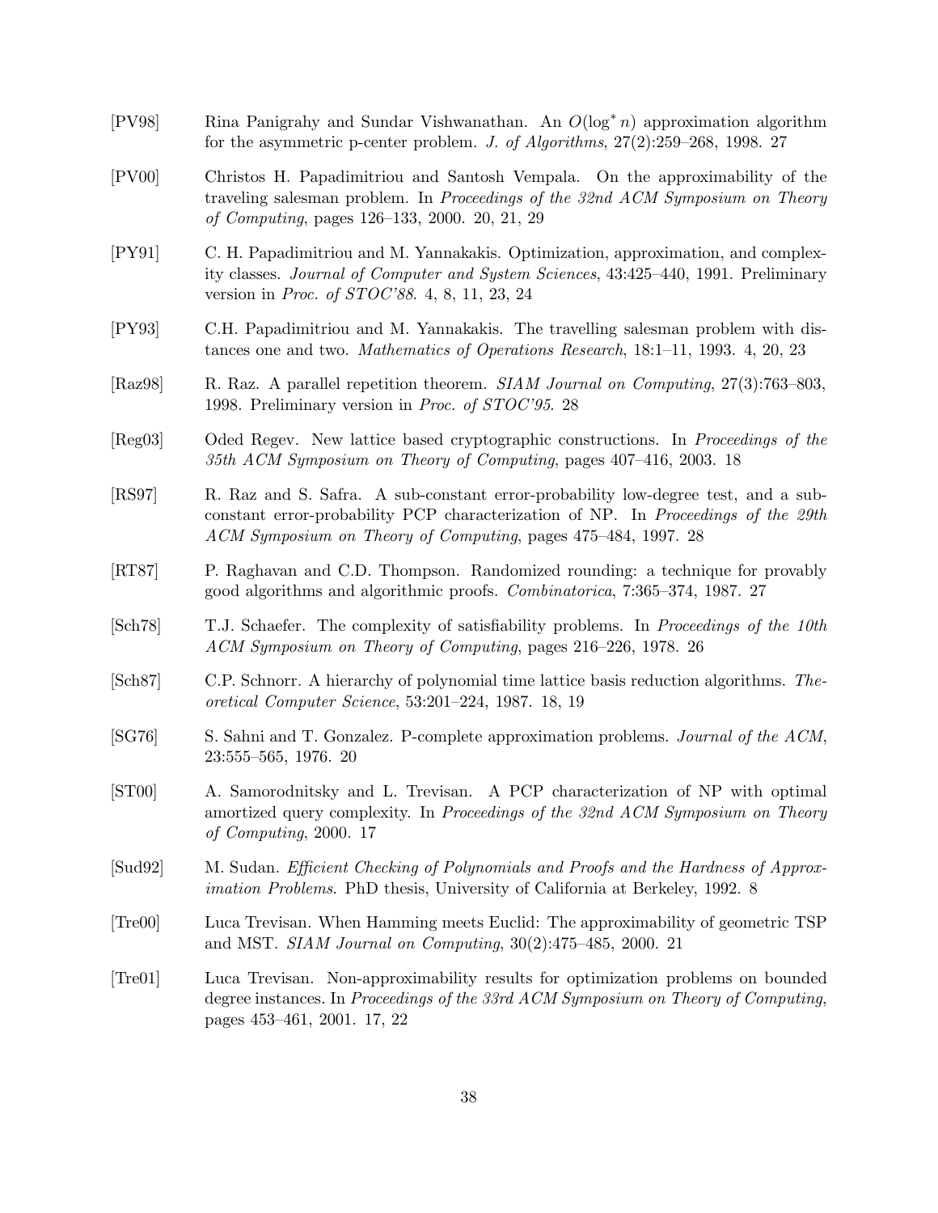[PV98] Rina Panigrahy and Sundar Vishwanathan. An $O(\log^* n)$ approximation algorithm for the asymmetric p-center problem. *J. of Algorithms*, 27(2):259–268, 1998. 27

[PV00] Christos H. Papadimitriou and Santosh Vempala. On the approximability of the traveling salesman problem. In *Proceedings of the 32nd ACM Symposium on Theory of Computing*, pages 126–133, 2000. 20, 21, 29

[PY91] C. H. Papadimitriou and M. Yannakakis. Optimization, approximation, and complexity classes. *Journal of Computer and System Sciences*, 43:425–440, 1991. Preliminary version in *Proc. of STOC'88*. 4, 8, 11, 23, 24

[PY93] C.H. Papadimitriou and M. Yannakakis. The travelling salesman problem with distances one and two. *Mathematics of Operations Research*, 18:1–11, 1993. 4, 20, 23

[Raz98] R. Raz. A parallel repetition theorem. *SIAM Journal on Computing*, 27(3):763–803, 1998. Preliminary version in *Proc. of STOC'95*. 28

[Reg03] Oded Regev. New lattice based cryptographic constructions. In *Proceedings of the 35th ACM Symposium on Theory of Computing*, pages 407–416, 2003. 18

[RS97] R. Raz and S. Safra. A sub-constant error-probability low-degree test, and a sub-constant error-probability PCP characterization of NP. In *Proceedings of the 29th ACM Symposium on Theory of Computing*, pages 475–484, 1997. 28

[RT87] P. Raghavan and C.D. Thompson. Randomized rounding: a technique for provably good algorithms and algorithmic proofs. *Combinatorica*, 7:365–374, 1987. 27

[Sch78] T.J. Schaefer. The complexity of satisfiability problems. In *Proceedings of the 10th ACM Symposium on Theory of Computing*, pages 216–226, 1978. 26

[Sch87] C.P. Schnorr. A hierarchy of polynomial time lattice basis reduction algorithms. *Theoretical Computer Science*, 53:201–224, 1987. 18, 19

[SG76] S. Sahni and T. Gonzalez. P-complete approximation problems. *Journal of the ACM*, 23:555–565, 1976. 20

[ST00] A. Samorodnitsky and L. Trevisan. A PCP characterization of NP with optimal amortized query complexity. In *Proceedings of the 32nd ACM Symposium on Theory of Computing*, 2000. 17

[Sud92] M. Sudan. *Efficient Checking of Polynomials and Proofs and the Hardness of Approximation Problems*. PhD thesis, University of California at Berkeley, 1992. 8

[Tre00] Luca Trevisan. When Hamming meets Euclid: The approximability of geometric TSP and MST. *SIAM Journal on Computing*, 30(2):475–485, 2000. 21

[Tre01] Luca Trevisan. Non-approximability results for optimization problems on bounded degree instances. In *Proceedings of the 33rd ACM Symposium on Theory of Computing*, pages 453–461, 2001. 17, 22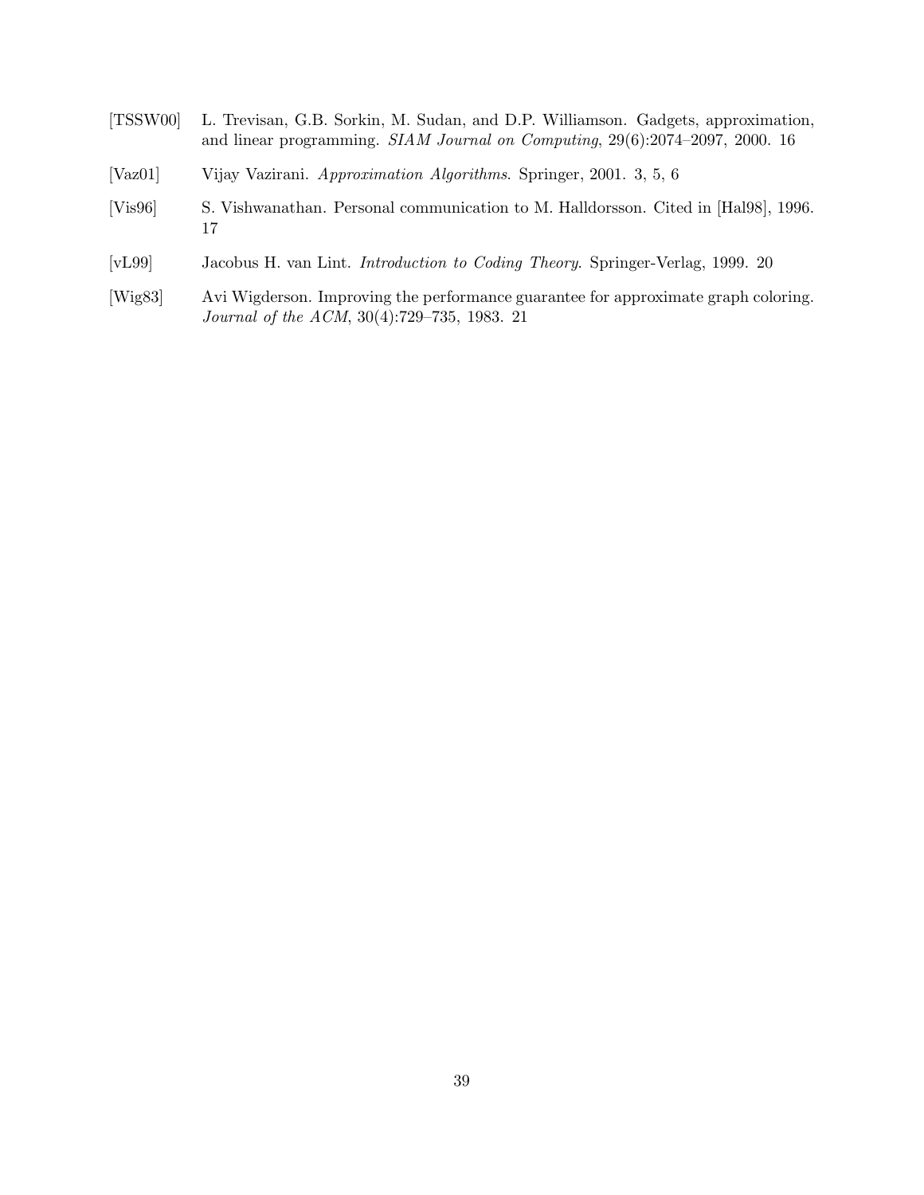[TSSW00] L. Trevisan, G.B. Sorkin, M. Sudan, and D.P. Williamson. Gadgets, approximation, and linear programming. *SIAM Journal on Computing*, 29(6):2074–2097, 2000. 16

[Vaz01] Vijay Vazirani. *Approximation Algorithms*. Springer, 2001. 3, 5, 6

[Vis96] S. Vishwanathan. Personal communication to M. Halldorsson. Cited in [Hal98], 1996. 17

[vL99] Jacobus H. van Lint. *Introduction to Coding Theory*. Springer-Verlag, 1999. 20

[Wig83] Avi Wigderson. Improving the performance guarantee for approximate graph coloring. *Journal of the ACM*, 30(4):729–735, 1983. 21